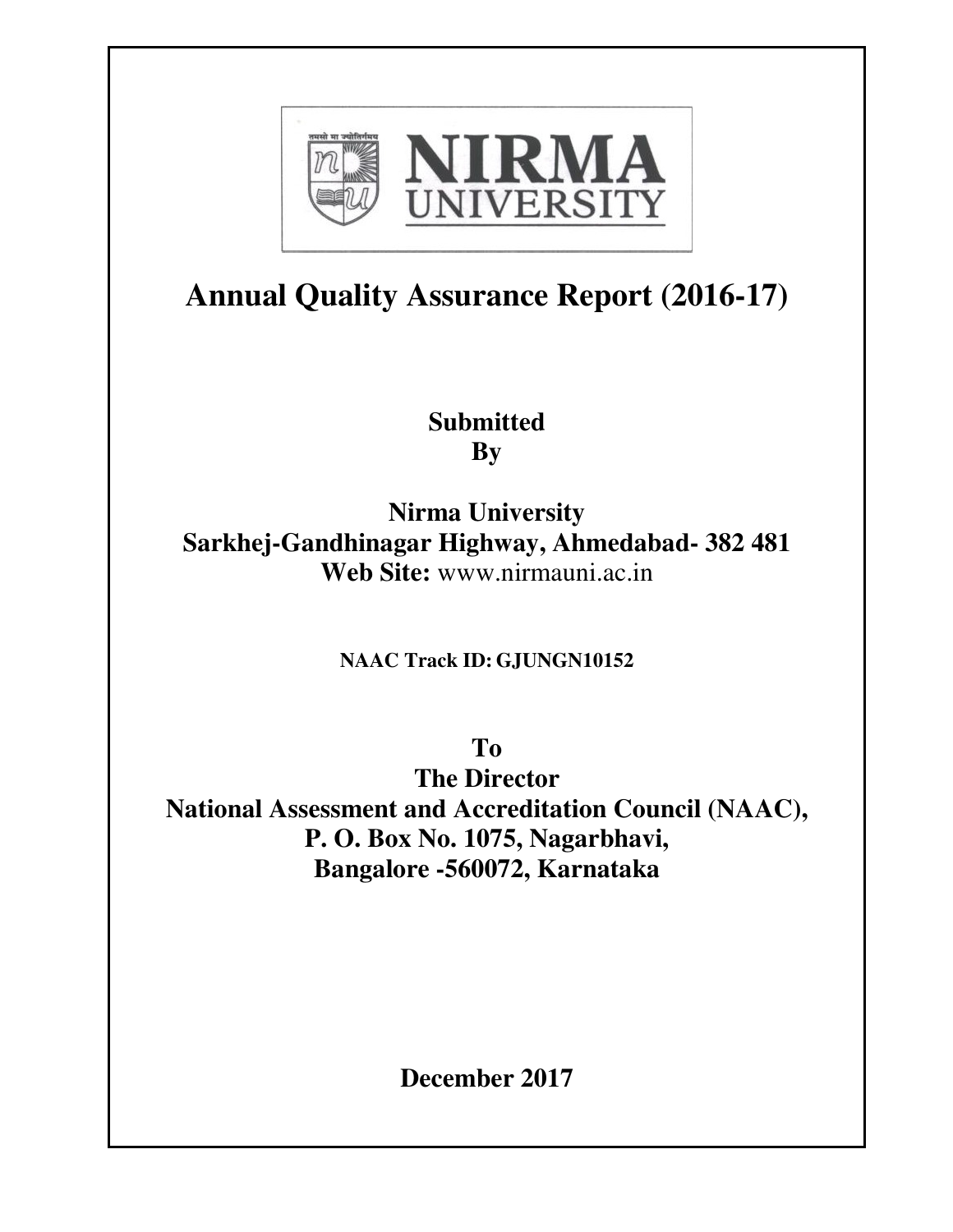NIRMA UNIVERSITY

# Annual Quality Assurance Report (2016-17)

**Submitted**
**By**

**Nirma University**
**Sarkhej-Gandhinagar Highway, Ahmedabad- 382 481**
**Web Site:** www.nirmauni.ac.in

**NAAC Track ID: GJUNGN10152**

**To**
**The Director**
**National Assessment and Accreditation Council (NAAC),**
**P. O. Box No. 1075, Nagarbhavi,**
**Bangalore -560072, Karnataka**

**December 2017**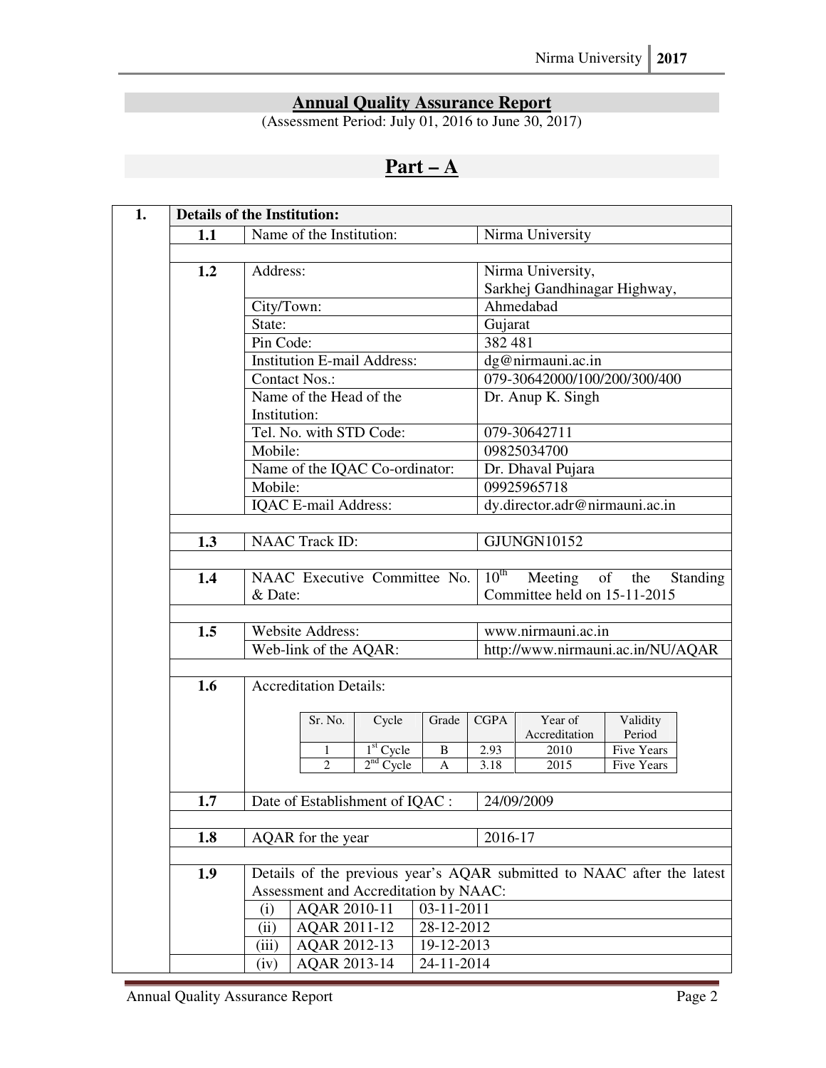## Annual Quality Assurance Report

(Assessment Period: July 01, 2016 to June 30, 2017)

# Part – A

| | | | |
|---|---|---|---|
| **1.** | **Details of the Institution:** | | |
| | **1.1** | Name of the Institution: | Nirma University |
| | **1.2** | Address: | Nirma University, Sarkhej Gandhinagar Highway, |
| | | City/Town: | Ahmedabad |
| | | State: | Gujarat |
| | | Pin Code: | 382 481 |
| | | Institution E-mail Address: | dg@nirmauni.ac.in |
| | | Contact Nos.: | 079-30642000/100/200/300/400 |
| | | Name of the Head of the Institution: | Dr. Anup K. Singh |
| | | Tel. No. with STD Code: | 079-30642711 |
| | | Mobile: | 09825034700 |
| | | Name of the IQAC Co-ordinator: | Dr. Dhaval Pujara |
| | | Mobile: | 09925965718 |
| | | IQAC E-mail Address: | dy.director.adr@nirmauni.ac.in |
| | **1.3** | NAAC Track ID: | GJUNGN10152 |
| | **1.4** | NAAC Executive Committee No. & Date: | 10th Meeting of the Standing Committee held on 15-11-2015 |
| | **1.5** | Website Address: | www.nirmauni.ac.in |
| | | Web-link of the AQAR: | http://www.nirmauni.ac.in/NU/AQAR |
| | **1.6** | Accreditation Details: | |

| Sr. No. | Cycle | Grade | CGPA | Year of Accreditation | Validity Period |
|---|---|---|---|---|---|
| 1 | 1st Cycle | B | 2.93 | 2010 | Five Years |
| 2 | 2nd Cycle | A | 3.18 | 2015 | Five Years |

| | | | |
|---|---|---|---|
| | **1.7** | Date of Establishment of IQAC : | 24/09/2009 |
| | **1.8** | AQAR for the year | 2016-17 |
| | **1.9** | Details of the previous year's AQAR submitted to NAAC after the latest Assessment and Accreditation by NAAC: | |

| | | |
|---|---|---|
| (i) | AQAR 2010-11 | 03-11-2011 |
| (ii) | AQAR 2011-12 | 28-12-2012 |
| (iii) | AQAR 2012-13 | 19-12-2013 |
| (iv) | AQAR 2013-14 | 24-11-2014 |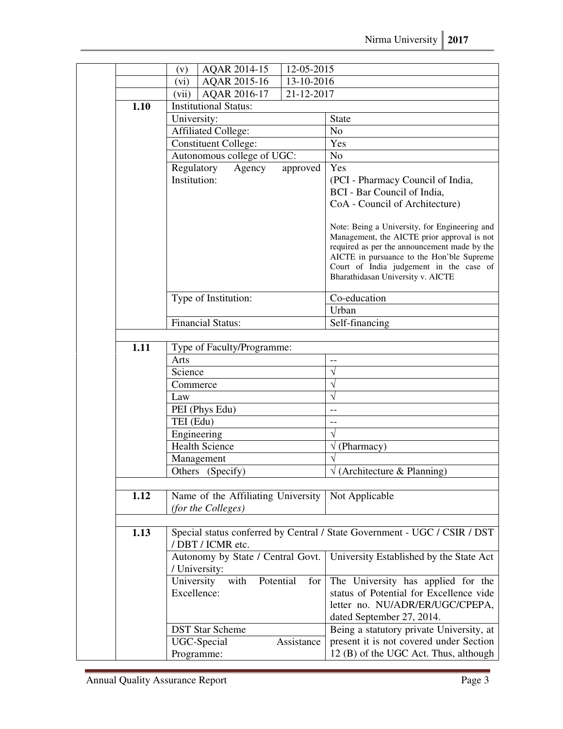| | | | |
|---|---|---|---|
| | (v) AQAR 2014-15 | 12-05-2015 | |
| | (vi) AQAR 2015-16 | 13-10-2016 | |
| | (vii) AQAR 2016-17 | 21-12-2017 | |
| **1.10** | Institutional Status: | | |
| | University: | State | |
| | Affiliated College: | No | |
| | Constituent College: | Yes | |
| | Autonomous college of UGC: | No | |
| | Regulatory Agency approved Institution: | Yes (PCI - Pharmacy Council of India, BCI - Bar Council of India, CoA - Council of Architecture) Note: Being a University, for Engineering and Management, the AICTE prior approval is not required as per the announcement made by the AICTE in pursuance to the Hon'ble Supreme Court of India judgement in the case of Bharathidasan University v. AICTE | |
| | Type of Institution: | Co-education | |
| | | Urban | |
| | Financial Status: | Self-financing | |
| **1.11** | Type of Faculty/Programme: | | |
| | Arts | -- | |
| | Science | √ | |
| | Commerce | √ | |
| | Law | √ | |
| | PEI (Phys Edu) | -- | |
| | TEI (Edu) | -- | |
| | Engineering | √ | |
| | Health Science | √ (Pharmacy) | |
| | Management | √ | |
| | Others (Specify) | √ (Architecture & Planning) | |
| **1.12** | Name of the Affiliating University *(for the Colleges)* | Not Applicable | |
| **1.13** | Special status conferred by Central / State Government - UGC / CSIR / DST / DBT / ICMR etc. | | |
| | Autonomy by State / Central Govt. / University: | University Established by the State Act | |
| | University with Potential for Excellence: | The University has applied for the status of Potential for Excellence vide letter no. NU/ADR/ER/UGC/CPEPA, dated September 27, 2014. | |
| | DST Star Scheme | Being a statutory private University, at present it is not covered under Section 12 (B) of the UGC Act. Thus, although | |
| | UGC-Special Assistance Programme: | | |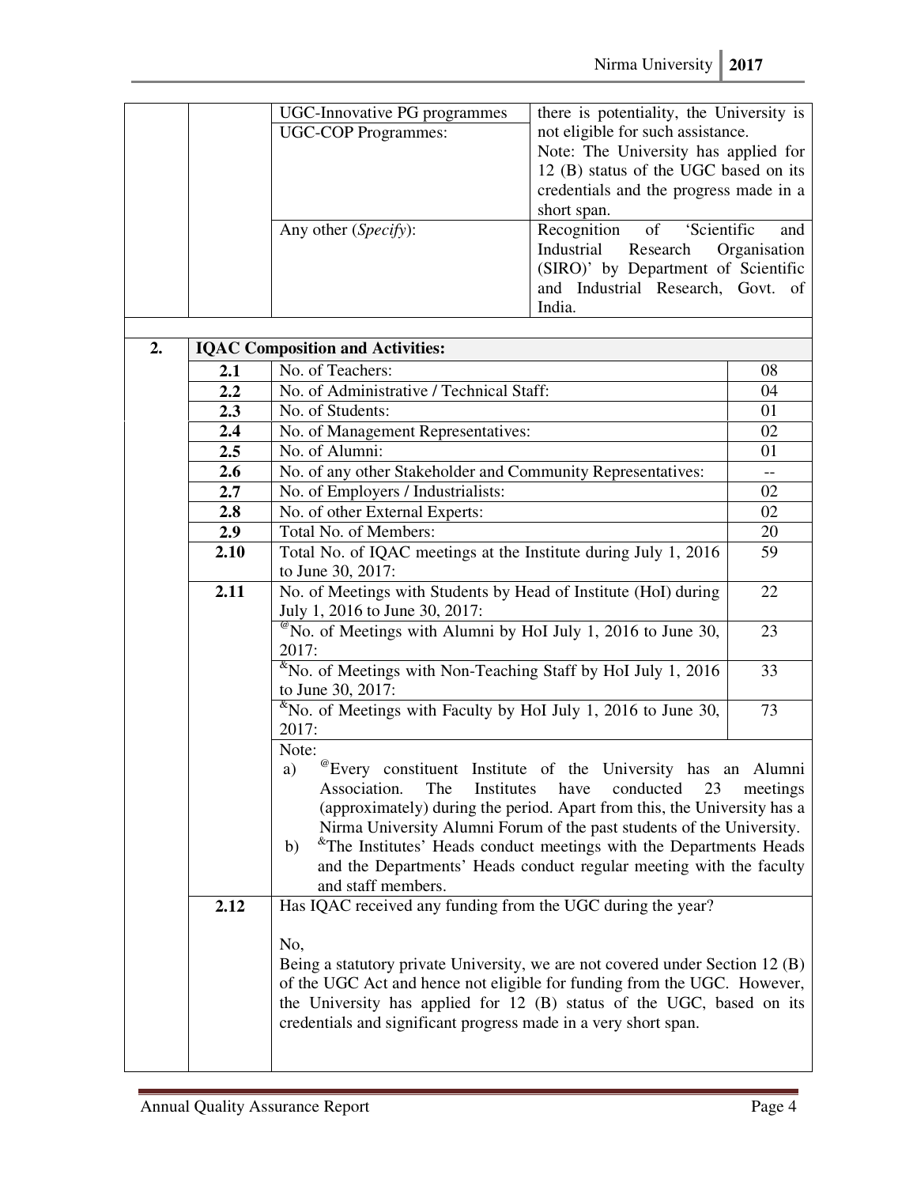| | | | |
|---|---|---|---|
| | | UGC-Innovative PG programmes | there is potentiality, the University is not eligible for such assistance. Note: The University has applied for 12 (B) status of the UGC based on its credentials and the progress made in a short span. |
| | | UGC-COP Programmes: | |
| | | Any other (*Specify*): | Recognition of 'Scientific and Industrial Research Organisation (SIRO)' by Department of Scientific and Industrial Research, Govt. of India. |

| | | | |
|---|---|---|---|
| **2.** | **IQAC Composition and Activities:** | | |
| | **2.1** | No. of Teachers: | 08 |
| | **2.2** | No. of Administrative / Technical Staff: | 04 |
| | **2.3** | No. of Students: | 01 |
| | **2.4** | No. of Management Representatives: | 02 |
| | **2.5** | No. of Alumni: | 01 |
| | **2.6** | No. of any other Stakeholder and Community Representatives: | -- |
| | **2.7** | No. of Employers / Industrialists: | 02 |
| | **2.8** | No. of other External Experts: | 02 |
| | **2.9** | Total No. of Members: | 20 |
| | **2.10** | Total No. of IQAC meetings at the Institute during July 1, 2016 to June 30, 2017: | 59 |
| | **2.11** | No. of Meetings with Students by Head of Institute (HoI) during July 1, 2016 to June 30, 2017: | 22 |
| | | [@]No. of Meetings with Alumni by HoI July 1, 2016 to June 30, 2017: | 23 |
| | | [&]No. of Meetings with Non-Teaching Staff by HoI July 1, 2016 to June 30, 2017: | 33 |
| | | [&]No. of Meetings with Faculty by HoI July 1, 2016 to June 30, 2017: | 73 |
| | | Note: a) [@]Every constituent Institute of the University has an Alumni Association. The Institutes have conducted 23 meetings (approximately) during the period. Apart from this, the University has a Nirma University Alumni Forum of the past students of the University. b) [&]The Institutes' Heads conduct meetings with the Departments Heads and the Departments' Heads conduct regular meeting with the faculty and staff members. | |
| | **2.12** | Has IQAC received any funding from the UGC during the year? No, Being a statutory private University, we are not covered under Section 12 (B) of the UGC Act and hence not eligible for funding from the UGC. However, the University has applied for 12 (B) status of the UGC, based on its credentials and significant progress made in a very short span. | |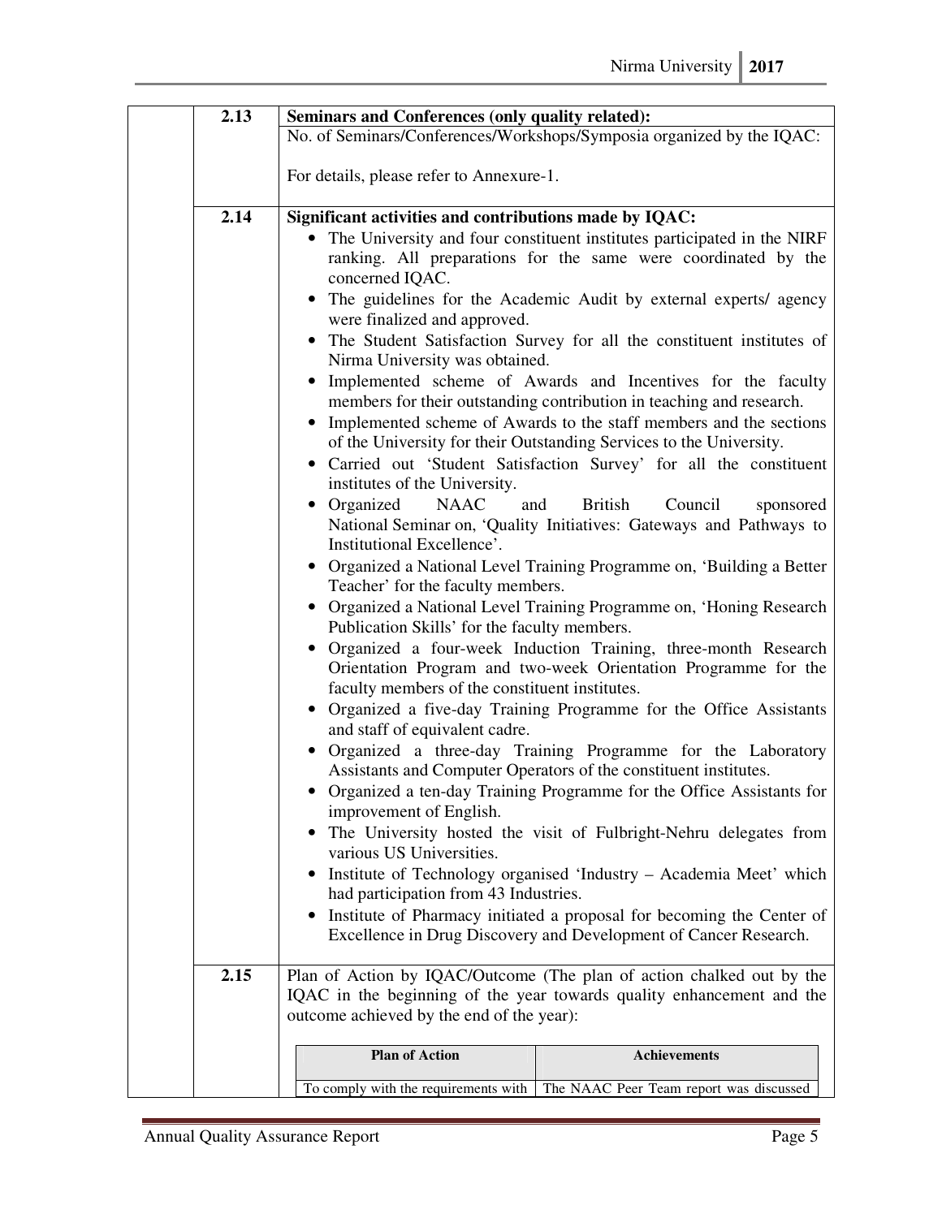| | | |
|---|---|---|
| | 2.13 | **Seminars and Conferences (only quality related):** |
| | | No. of Seminars/Conferences/Workshops/Symposia organized by the IQAC:<br><br>For details, please refer to Annexure-1. |
| | 2.14 | **Significant activities and contributions made by IQAC:**<br>• The University and four constituent institutes participated in the NIRF ranking. All preparations for the same were coordinated by the concerned IQAC.<br>• The guidelines for the Academic Audit by external experts/ agency were finalized and approved.<br>• The Student Satisfaction Survey for all the constituent institutes of Nirma University was obtained.<br>• Implemented scheme of Awards and Incentives for the faculty members for their outstanding contribution in teaching and research.<br>• Implemented scheme of Awards to the staff members and the sections of the University for their Outstanding Services to the University.<br>• Carried out 'Student Satisfaction Survey' for all the constituent institutes of the University.<br>• Organized NAAC and British Council sponsored National Seminar on, 'Quality Initiatives: Gateways and Pathways to Institutional Excellence'.<br>• Organized a National Level Training Programme on, 'Building a Better Teacher' for the faculty members.<br>• Organized a National Level Training Programme on, 'Honing Research Publication Skills' for the faculty members.<br>• Organized a four-week Induction Training, three-month Research Orientation Program and two-week Orientation Programme for the faculty members of the constituent institutes.<br>• Organized a five-day Training Programme for the Office Assistants and staff of equivalent cadre.<br>• Organized a three-day Training Programme for the Laboratory Assistants and Computer Operators of the constituent institutes.<br>• Organized a ten-day Training Programme for the Office Assistants for improvement of English.<br>• The University hosted the visit of Fulbright-Nehru delegates from various US Universities.<br>• Institute of Technology organised 'Industry – Academia Meet' which had participation from 43 Industries.<br>• Institute of Pharmacy initiated a proposal for becoming the Center of Excellence in Drug Discovery and Development of Cancer Research. |
| | 2.15 | Plan of Action by IQAC/Outcome (The plan of action chalked out by the IQAC in the beginning of the year towards quality enhancement and the outcome achieved by the end of the year): |

| Plan of Action | Achievements |
|---|---|
| To comply with the requirements with | The NAAC Peer Team report was discussed |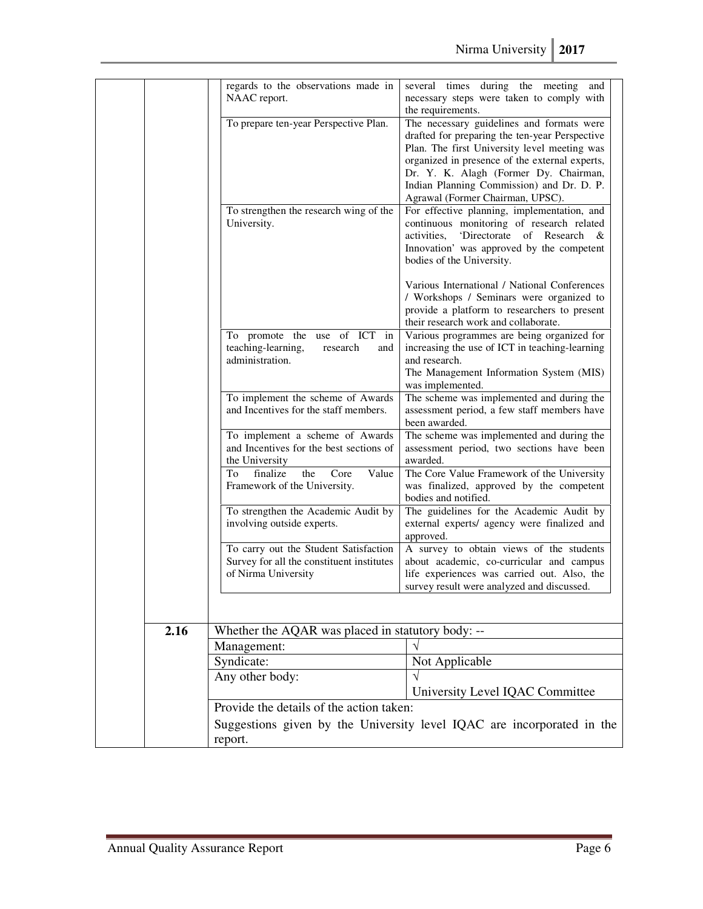| | |
|---|---|
| regards to the observations made in NAAC report. | several times during the meeting and necessary steps were taken to comply with the requirements. |
| To prepare ten-year Perspective Plan. | The necessary guidelines and formats were drafted for preparing the ten-year Perspective Plan. The first University level meeting was organized in presence of the external experts, Dr. Y. K. Alagh (Former Dy. Chairman, Indian Planning Commission) and Dr. D. P. Agrawal (Former Chairman, UPSC). |
| To strengthen the research wing of the University. | For effective planning, implementation, and continuous monitoring of research related activities, 'Directorate of Research & Innovation' was approved by the competent bodies of the University.<br><br>Various International / National Conferences / Workshops / Seminars were organized to provide a platform to researchers to present their research work and collaborate. |
| To promote the use of ICT in teaching-learning, research and administration. | Various programmes are being organized for increasing the use of ICT in teaching-learning and research.<br>The Management Information System (MIS) was implemented. |
| To implement the scheme of Awards and Incentives for the staff members. | The scheme was implemented and during the assessment period, a few staff members have been awarded. |
| To implement a scheme of Awards and Incentives for the best sections of the University | The scheme was implemented and during the assessment period, two sections have been awarded. |
| To finalize the Core Value Framework of the University. | The Core Value Framework of the University was finalized, approved by the competent bodies and notified. |
| To strengthen the Academic Audit by involving outside experts. | The guidelines for the Academic Audit by external experts/ agency were finalized and approved. |
| To carry out the Student Satisfaction Survey for all the constituent institutes of Nirma University | A survey to obtain views of the students about academic, co-curricular and campus life experiences was carried out. Also, the survey result were analyzed and discussed. |

| | | |
|---|---|---|
| **2.16** | Whether the AQAR was placed in statutory body: -- | |
| | Management: | √ |
| | Syndicate: | Not Applicable |
| | Any other body: | √<br>University Level IQAC Committee |
| | Provide the details of the action taken:<br>Suggestions given by the University level IQAC are incorporated in the report. | |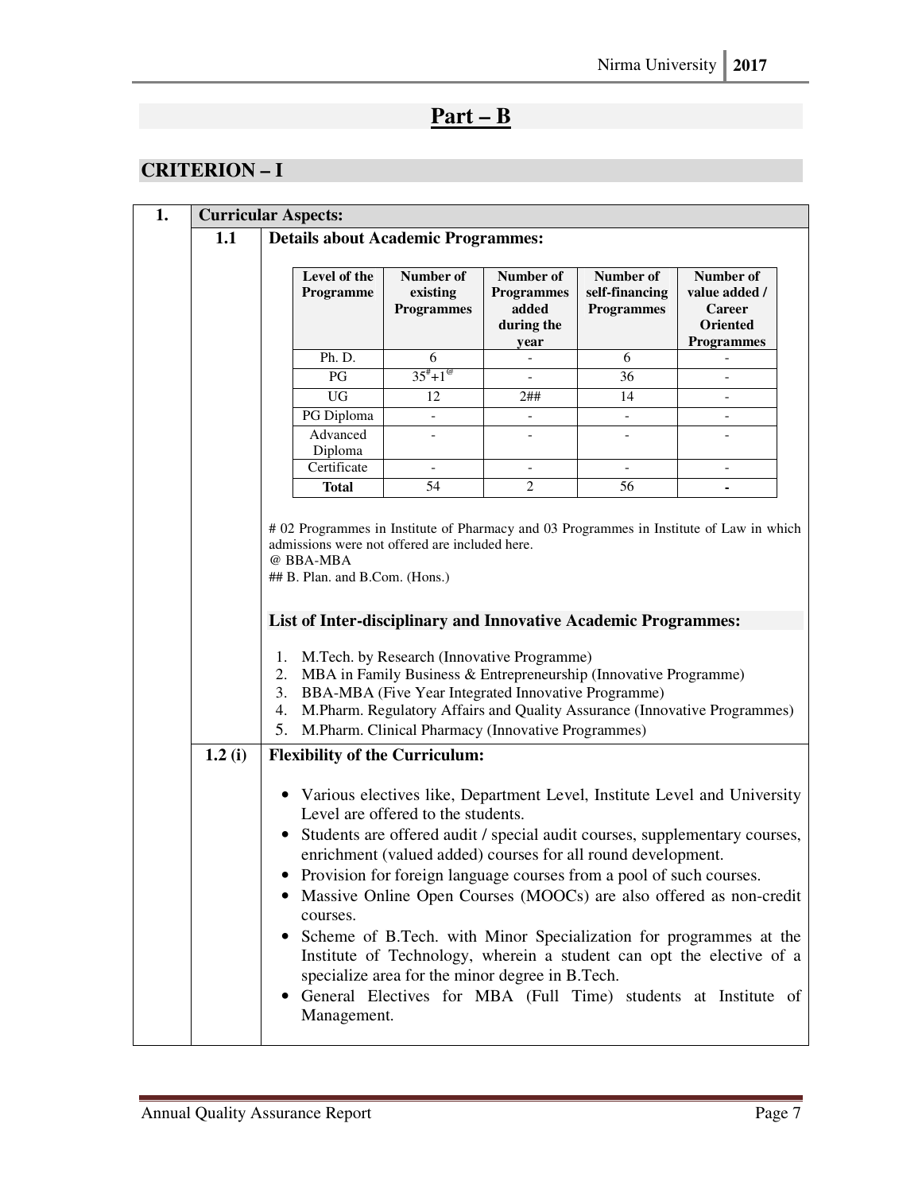# Part – B

## CRITERION – I

**1. Curricular Aspects:**

**1.1 Details about Academic Programmes:**

| Level of the Programme | Number of existing Programmes | Number of Programmes added during the year | Number of self-financing Programmes | Number of value added / Career Oriented Programmes |
|---|---|---|---|---|
| Ph. D. | 6 | - | 6 | - |
| PG | 35#+1@ | - | 36 | - |
| UG | 12 | 2## | 14 | - |
| PG Diploma | - | - | - | - |
| Advanced Diploma | - | - | - | - |
| Certificate | - | - | - | - |
| **Total** | 54 | 2 | 56 | **-** |

# 02 Programmes in Institute of Pharmacy and 03 Programmes in Institute of Law in which admissions were not offered are included here.
@ BBA-MBA
## B. Plan. and B.Com. (Hons.)

### List of Inter-disciplinary and Innovative Academic Programmes:

1. M.Tech. by Research (Innovative Programme)
2. MBA in Family Business & Entrepreneurship (Innovative Programme)
3. BBA-MBA (Five Year Integrated Innovative Programme)
4. M.Pharm. Regulatory Affairs and Quality Assurance (Innovative Programmes)
5. M.Pharm. Clinical Pharmacy (Innovative Programmes)

**1.2 (i) Flexibility of the Curriculum:**

- Various electives like, Department Level, Institute Level and University Level are offered to the students.
- Students are offered audit / special audit courses, supplementary courses, enrichment (valued added) courses for all round development.
- Provision for foreign language courses from a pool of such courses.
- Massive Online Open Courses (MOOCs) are also offered as non-credit courses.
- Scheme of B.Tech. with Minor Specialization for programmes at the Institute of Technology, wherein a student can opt the elective of a specialize area for the minor degree in B.Tech.
- General Electives for MBA (Full Time) students at Institute of Management.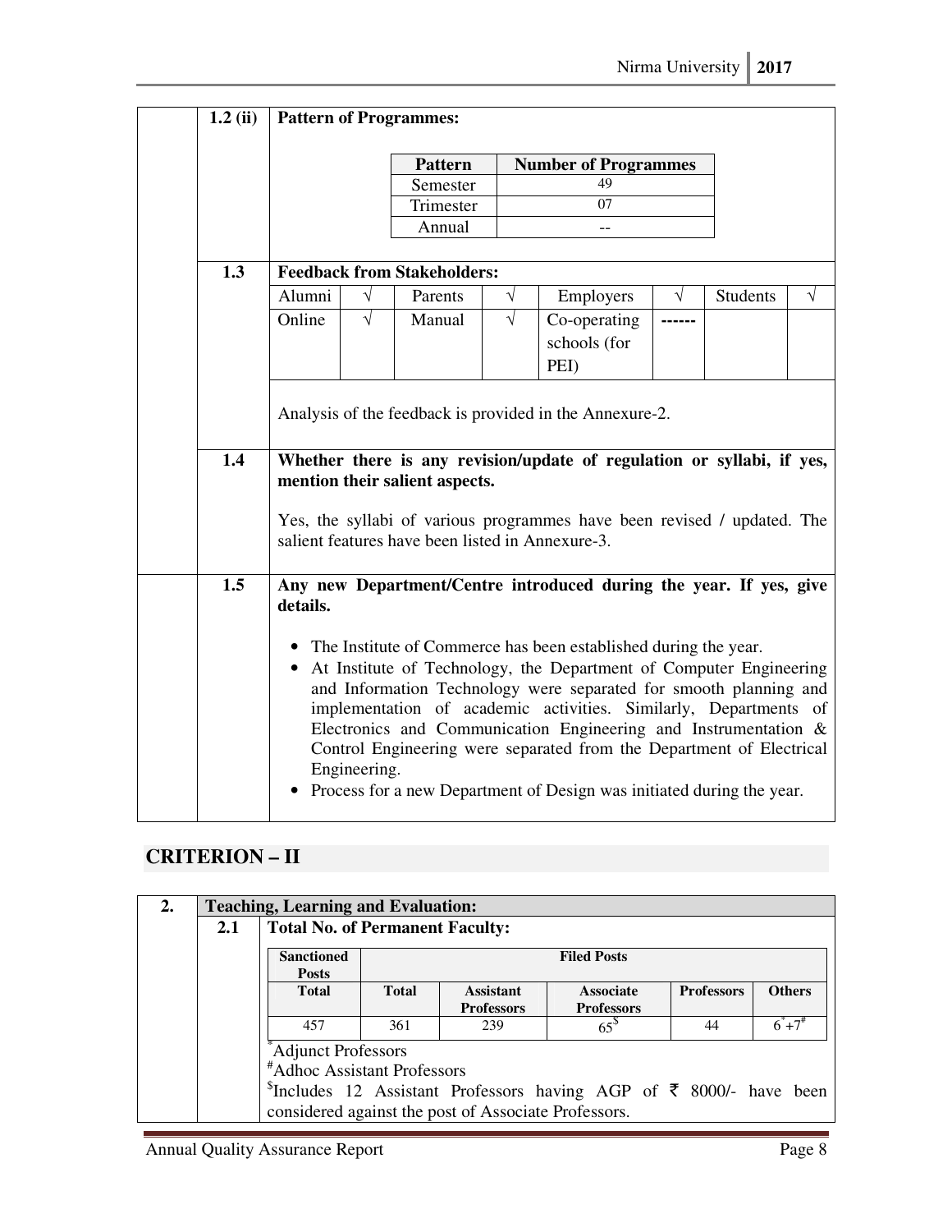| | | |
|---|---|---|
| | 1.2 (ii) | **Pattern of Programmes:** |

| Pattern | Number of Programmes |
|---|---|
| Semester | 49 |
| Trimester | 07 |
| Annual | -- |

**1.3 Feedback from Stakeholders:**

| | | | | | | | |
|---|---|---|---|---|---|---|---|
| Alumni | √ | Parents | √ | Employers | √ | Students | √ |
| Online | √ | Manual | √ | Co-operating schools (for PEI) | ------ | | |

Analysis of the feedback is provided in the Annexure-2.

**1.4 Whether there is any revision/update of regulation or syllabi, if yes, mention their salient aspects.**

Yes, the syllabi of various programmes have been revised / updated. The salient features have been listed in Annexure-3.

**1.5 Any new Department/Centre introduced during the year. If yes, give details.**

- The Institute of Commerce has been established during the year.
- At Institute of Technology, the Department of Computer Engineering and Information Technology were separated for smooth planning and implementation of academic activities. Similarly, Departments of Electronics and Communication Engineering and Instrumentation & Control Engineering were separated from the Department of Electrical Engineering.
- Process for a new Department of Design was initiated during the year.

## CRITERION – II

**2. Teaching, Learning and Evaluation:**

**2.1 Total No. of Permanent Faculty:**

| Sanctioned Posts | Filed Posts | | | | |
|---|---|---|---|---|---|
| Total | Total | Assistant Professors | Associate Professors | Professors | Others |
| 457 | 361 | 239 | 65$ | 44 | 6*+7# |

*Adjunct Professors

#Adhoc Assistant Professors

$Includes 12 Assistant Professors having AGP of ₹ 8000/- have been considered against the post of Associate Professors.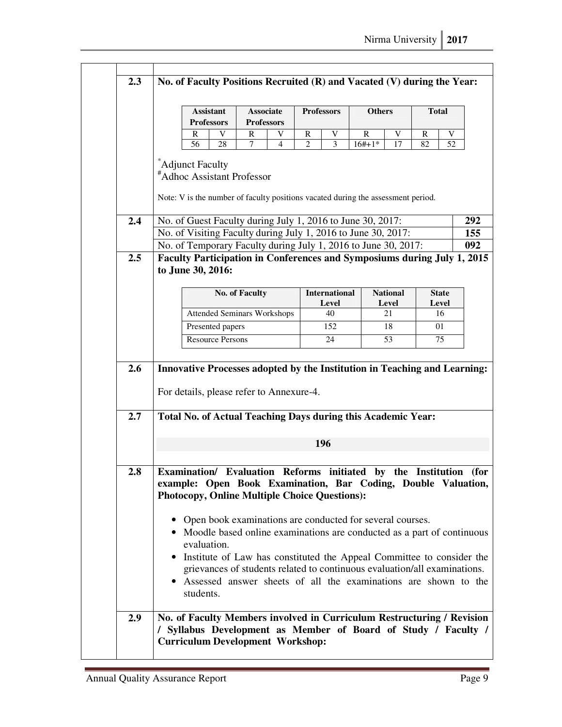**2.3 No. of Faculty Positions Recruited (R) and Vacated (V) during the Year:**

| Assistant Professors | | Associate Professors | | Professors | | Others | | Total | |
|---|---|---|---|---|---|---|---|---|---|
| R | V | R | V | R | V | R | V | R | V |
| 56 | 28 | 7 | 4 | 2 | 3 | 16#+1* | 17 | 82 | 52 |

*Adjunct Faculty
#Adhoc Assistant Professor

Note: V is the number of faculty positions vacated during the assessment period.

**2.4**

| | |
|---|---|
| No. of Guest Faculty during July 1, 2016 to June 30, 2017: | **292** |
| No. of Visiting Faculty during July 1, 2016 to June 30, 2017: | **155** |
| No. of Temporary Faculty during July 1, 2016 to June 30, 2017: | **092** |

**2.5 Faculty Participation in Conferences and Symposiums during July 1, 2015 to June 30, 2016:**

| No. of Faculty | International Level | National Level | State Level |
|---|---|---|---|
| Attended Seminars Workshops | 40 | 21 | 16 |
| Presented papers | 152 | 18 | 01 |
| Resource Persons | 24 | 53 | 75 |

**2.6 Innovative Processes adopted by the Institution in Teaching and Learning:**

For details, please refer to Annexure-4.

**2.7 Total No. of Actual Teaching Days during this Academic Year:**

**196**

**2.8 Examination/ Evaluation Reforms initiated by the Institution (for example: Open Book Examination, Bar Coding, Double Valuation, Photocopy, Online Multiple Choice Questions):**

- Open book examinations are conducted for several courses.
- Moodle based online examinations are conducted as a part of continuous evaluation.
- Institute of Law has constituted the Appeal Committee to consider the grievances of students related to continuous evaluation/all examinations.
- Assessed answer sheets of all the examinations are shown to the students.

**2.9 No. of Faculty Members involved in Curriculum Restructuring / Revision / Syllabus Development as Member of Board of Study / Faculty / Curriculum Development Workshop:**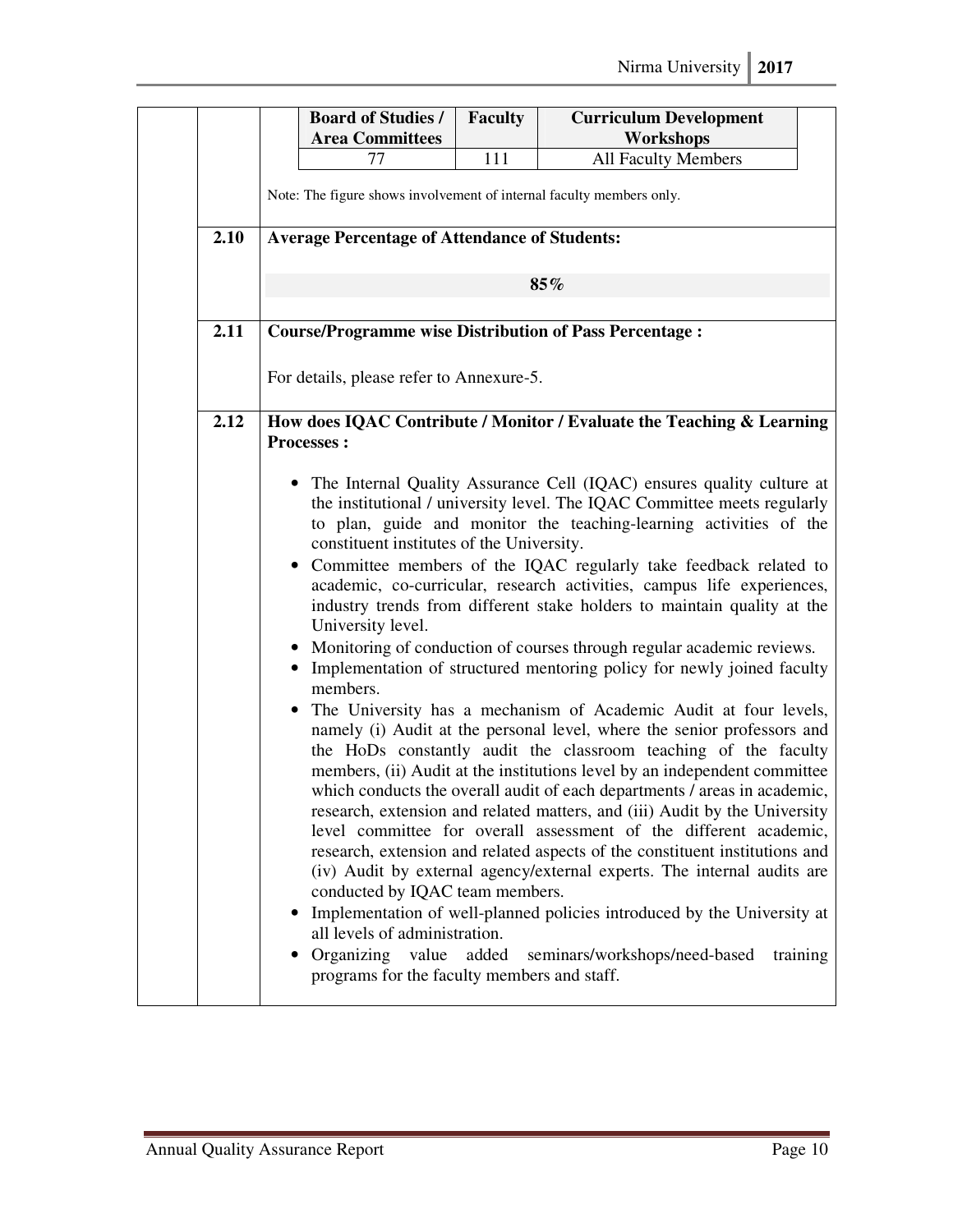| Board of Studies / Area Committees | Faculty | Curriculum Development Workshops |
|---|---|---|
| 77 | 111 | All Faculty Members |

Note: The figure shows involvement of internal faculty members only.

**2.10 Average Percentage of Attendance of Students:**

**85%**

**2.11 Course/Programme wise Distribution of Pass Percentage :**

For details, please refer to Annexure-5.

**2.12 How does IQAC Contribute / Monitor / Evaluate the Teaching & Learning Processes :**

- The Internal Quality Assurance Cell (IQAC) ensures quality culture at the institutional / university level. The IQAC Committee meets regularly to plan, guide and monitor the teaching-learning activities of the constituent institutes of the University.
- Committee members of the IQAC regularly take feedback related to academic, co-curricular, research activities, campus life experiences, industry trends from different stake holders to maintain quality at the University level.
- Monitoring of conduction of courses through regular academic reviews.
- Implementation of structured mentoring policy for newly joined faculty members.
- The University has a mechanism of Academic Audit at four levels, namely (i) Audit at the personal level, where the senior professors and the HoDs constantly audit the classroom teaching of the faculty members, (ii) Audit at the institutions level by an independent committee which conducts the overall audit of each departments / areas in academic, research, extension and related matters, and (iii) Audit by the University level committee for overall assessment of the different academic, research, extension and related aspects of the constituent institutions and (iv) Audit by external agency/external experts. The internal audits are conducted by IQAC team members.
- Implementation of well-planned policies introduced by the University at all levels of administration.
- Organizing value added seminars/workshops/need-based training programs for the faculty members and staff.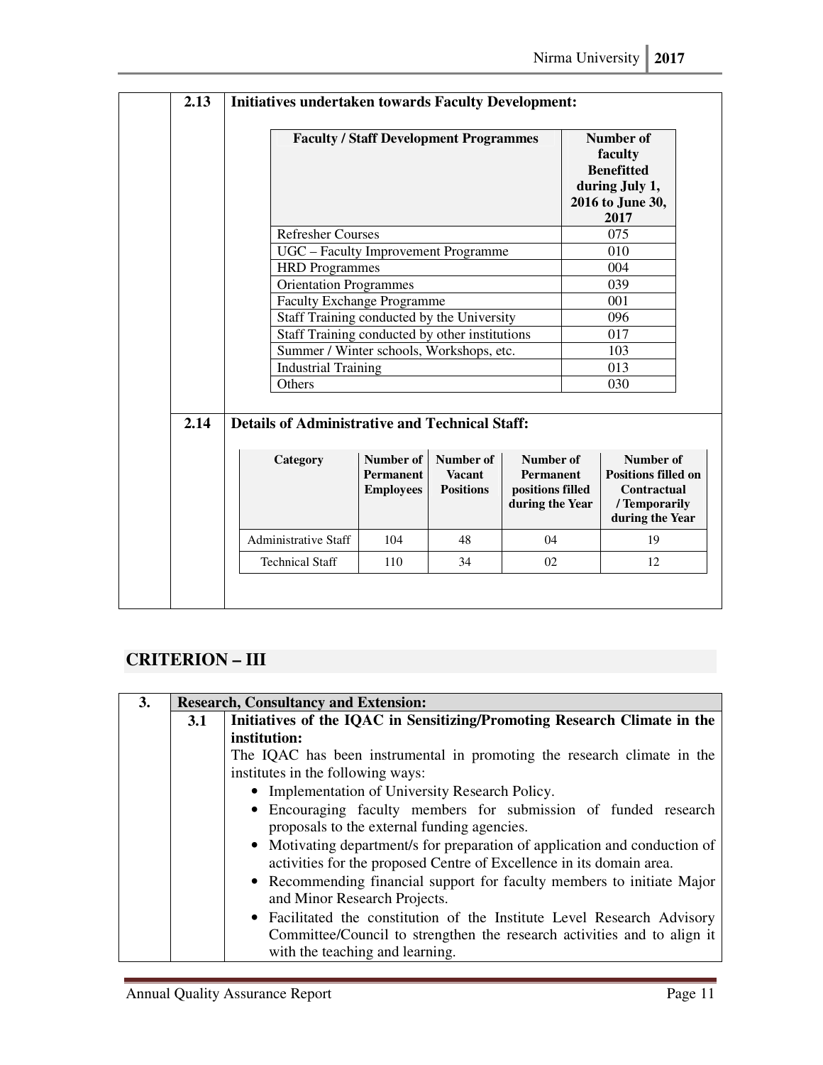**2.13 Initiatives undertaken towards Faculty Development:**

| Faculty / Staff Development Programmes | Number of faculty Benefitted during July 1, 2016 to June 30, 2017 |
|---|---|
| Refresher Courses | 075 |
| UGC – Faculty Improvement Programme | 010 |
| HRD Programmes | 004 |
| Orientation Programmes | 039 |
| Faculty Exchange Programme | 001 |
| Staff Training conducted by the University | 096 |
| Staff Training conducted by other institutions | 017 |
| Summer / Winter schools, Workshops, etc. | 103 |
| Industrial Training | 013 |
| Others | 030 |

**2.14 Details of Administrative and Technical Staff:**

| Category | Number of Permanent Employees | Number of Vacant Positions | Number of Permanent positions filled during the Year | Number of Positions filled on Contractual / Temporarily during the Year |
|---|---|---|---|---|
| Administrative Staff | 104 | 48 | 04 | 19 |
| Technical Staff | 110 | 34 | 02 | 12 |

## CRITERION – III

**3. Research, Consultancy and Extension:**

**3.1 Initiatives of the IQAC in Sensitizing/Promoting Research Climate in the institution:**

The IQAC has been instrumental in promoting the research climate in the institutes in the following ways:

- Implementation of University Research Policy.
- Encouraging faculty members for submission of funded research proposals to the external funding agencies.
- Motivating department/s for preparation of application and conduction of activities for the proposed Centre of Excellence in its domain area.
- Recommending financial support for faculty members to initiate Major and Minor Research Projects.
- Facilitated the constitution of the Institute Level Research Advisory Committee/Council to strengthen the research activities and to align it with the teaching and learning.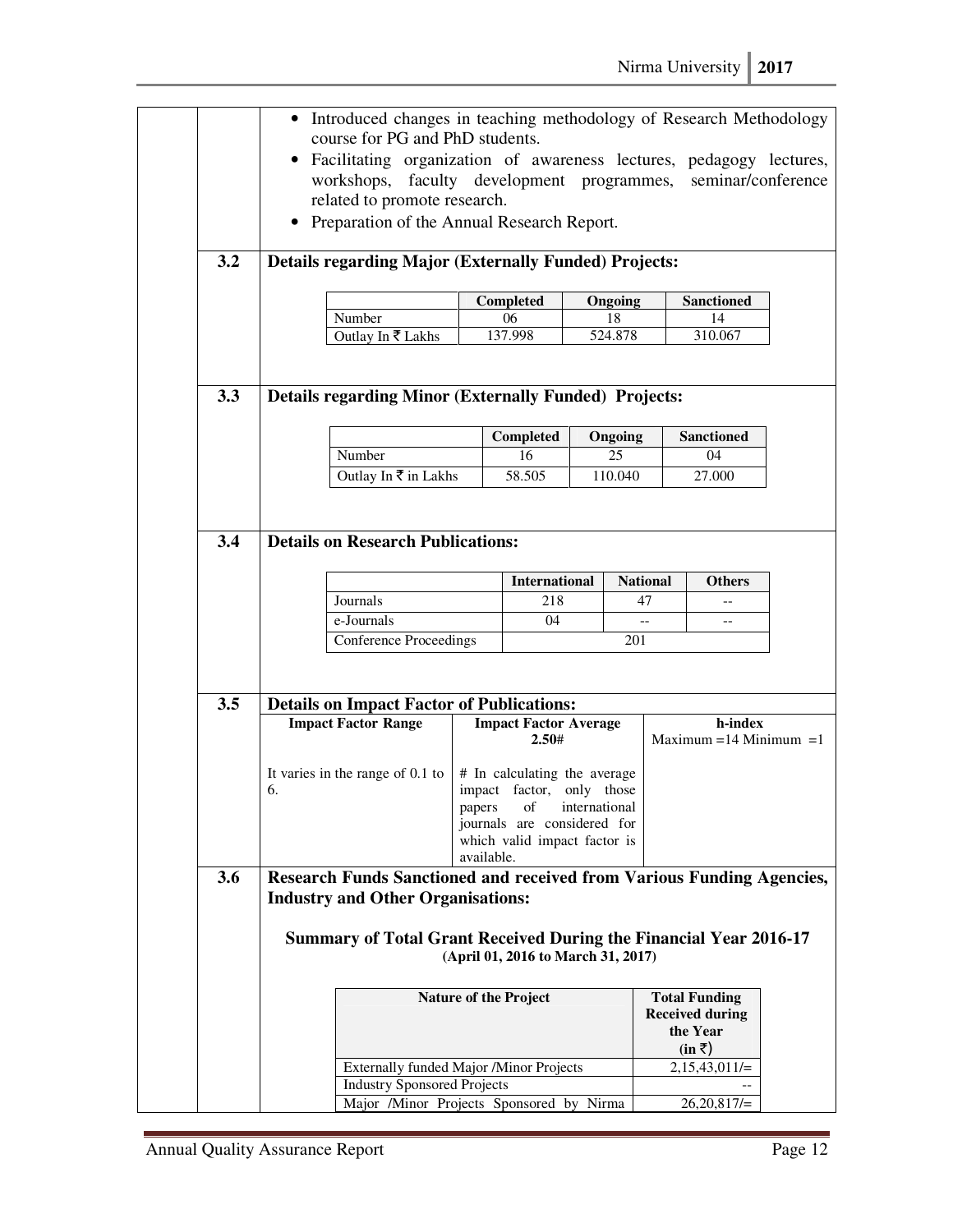- Introduced changes in teaching methodology of Research Methodology course for PG and PhD students.
- Facilitating organization of awareness lectures, pedagogy lectures, workshops, faculty development programmes, seminar/conference related to promote research.
- Preparation of the Annual Research Report.

**3.2 Details regarding Major (Externally Funded) Projects:**

| | Completed | Ongoing | Sanctioned |
|---|---|---|---|
| Number | 06 | 18 | 14 |
| Outlay In ₹ Lakhs | 137.998 | 524.878 | 310.067 |

**3.3 Details regarding Minor (Externally Funded) Projects:**

| | Completed | Ongoing | Sanctioned |
|---|---|---|---|
| Number | 16 | 25 | 04 |
| Outlay In ₹ in Lakhs | 58.505 | 110.040 | 27.000 |

**3.4 Details on Research Publications:**

| | International | National | Others |
|---|---|---|---|
| Journals | 218 | 47 | -- |
| e-Journals | 04 | -- | -- |
| Conference Proceedings | 201 | | |

**3.5 Details on Impact Factor of Publications:**

| Impact Factor Range | Impact Factor Average 2.50# | h-index Maximum =14 Minimum =1 |
|---|---|---|
| It varies in the range of 0.1 to 6. | # In calculating the average impact factor, only those papers of international journals are considered for which valid impact factor is available. | |

**3.6 Research Funds Sanctioned and received from Various Funding Agencies, Industry and Other Organisations:**

**Summary of Total Grant Received During the Financial Year 2016-17**
**(April 01, 2016 to March 31, 2017)**

| Nature of the Project | Total Funding Received during the Year (in ₹) |
|---|---|
| Externally funded Major /Minor Projects | 2,15,43,011/= |
| Industry Sponsored Projects | -- |
| Major /Minor Projects Sponsored by Nirma | 26,20,817/= |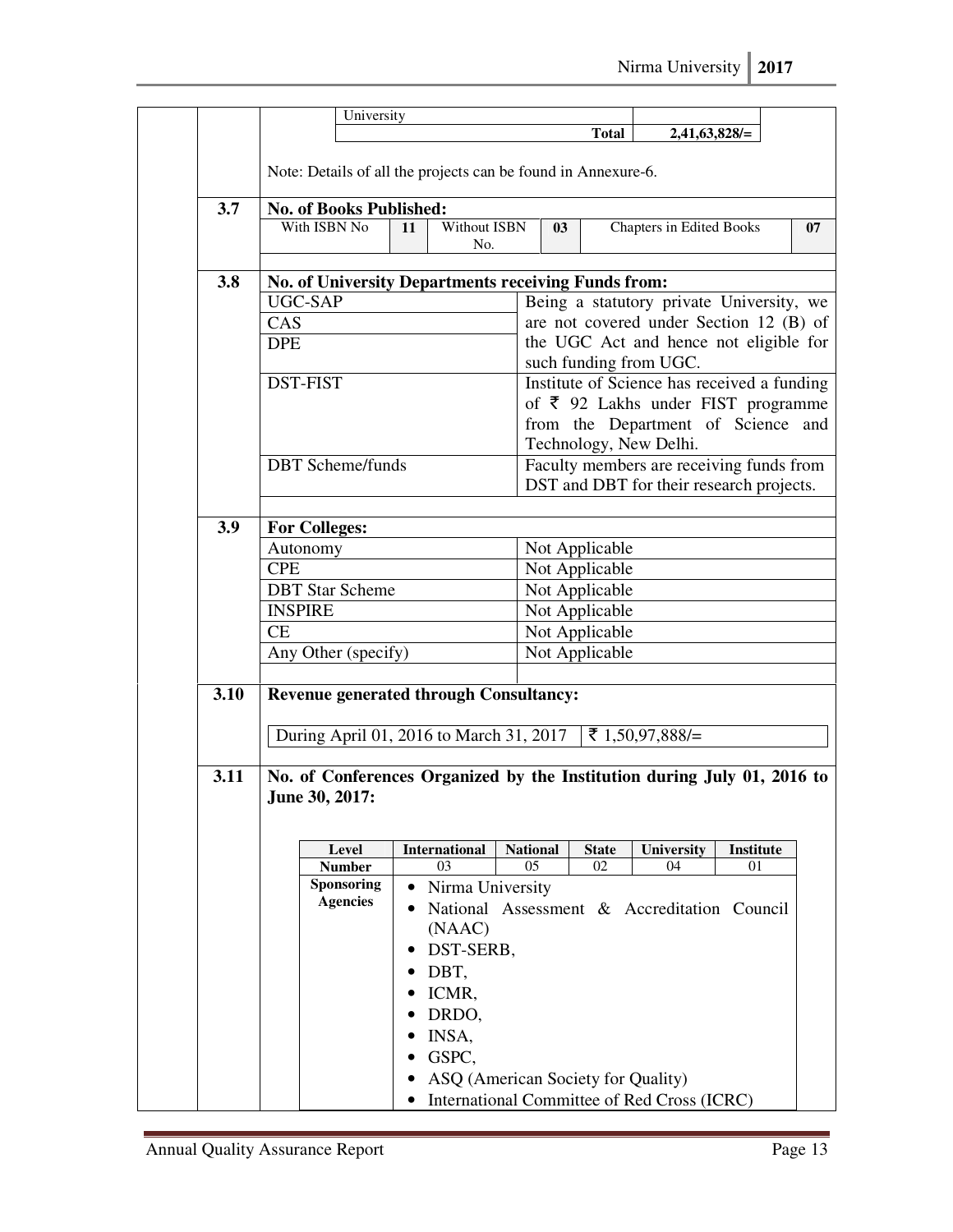| | |
|---|---|
| University | |
| Total | 2,41,63,828/= |

Note: Details of all the projects can be found in Annexure-6.

**3.7 No. of Books Published:**

| With ISBN No | 11 | Without ISBN No. | 03 | Chapters in Edited Books | 07 |
|---|---|---|---|---|---|

**3.8 No. of University Departments receiving Funds from:**

| | |
|---|---|
| UGC-SAP | Being a statutory private University, we are not covered under Section 12 (B) of the UGC Act and hence not eligible for such funding from UGC. |
| CAS | |
| DPE | |
| DST-FIST | Institute of Science has received a funding of ₹ 92 Lakhs under FIST programme from the Department of Science and Technology, New Delhi. |
| DBT Scheme/funds | Faculty members are receiving funds from DST and DBT for their research projects. |

**3.9 For Colleges:**

| | |
|---|---|
| Autonomy | Not Applicable |
| CPE | Not Applicable |
| DBT Star Scheme | Not Applicable |
| INSPIRE | Not Applicable |
| CE | Not Applicable |
| Any Other (specify) | Not Applicable |

**3.10 Revenue generated through Consultancy:**

| | |
|---|---|
| During April 01, 2016 to March 31, 2017 | ₹ 1,50,97,888/= |

**3.11 No. of Conferences Organized by the Institution during July 01, 2016 to June 30, 2017:**

| Level | International | National | State | University | Institute |
|---|---|---|---|---|---|
| Number | 03 | 05 | 02 | 04 | 01 |

**Sponsoring Agencies**

- Nirma University
- National Assessment & Accreditation Council (NAAC)
- DST-SERB,
- DBT,
- ICMR,
- DRDO,
- INSA,
- GSPC,
- ASQ (American Society for Quality)
- International Committee of Red Cross (ICRC)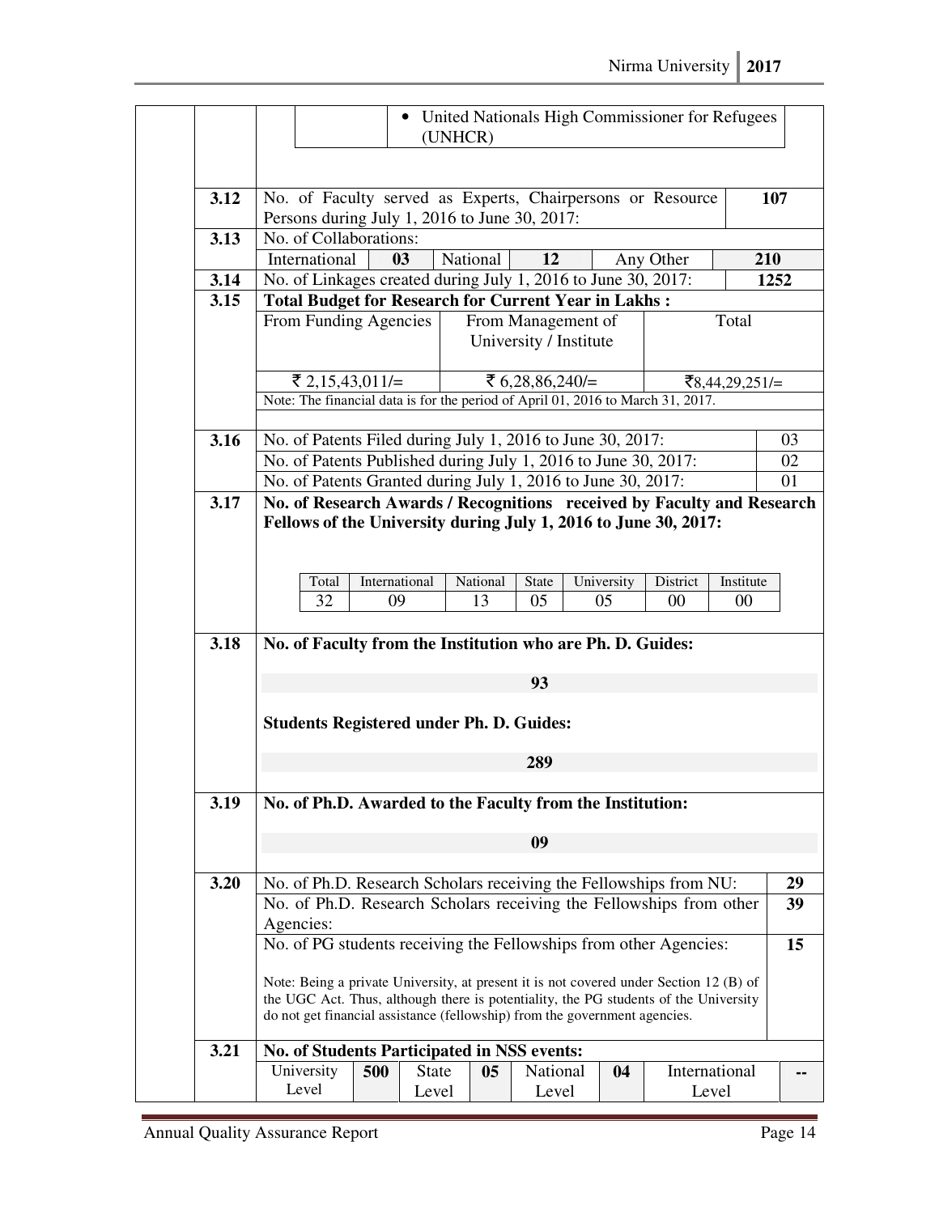| | | |
|---|---|---|
| | | • United Nationals High Commissioner for Refugees (UNHCR) |

| | | |
|---|---|---|
| 3.12 | No. of Faculty served as Experts, Chairpersons or Resource Persons during July 1, 2016 to June 30, 2017: | 107 |

**3.13** No. of Collaborations:

| International | 03 | National | 12 | Any Other | 210 |
|---|---|---|---|---|---|

| | | |
|---|---|---|
| 3.14 | No. of Linkages created during July 1, 2016 to June 30, 2017: | 1252 |

**3.15 Total Budget for Research for Current Year in Lakhs :**

| From Funding Agencies | From Management of University / Institute | Total |
|---|---|---|
| ₹ 2,15,43,011/= | ₹ 6,28,86,240/= | ₹8,44,29,251/= |

Note: The financial data is for the period of April 01, 2016 to March 31, 2017.

| | | |
|---|---|---|
| 3.16 | No. of Patents Filed during July 1, 2016 to June 30, 2017: | 03 |
| | No. of Patents Published during July 1, 2016 to June 30, 2017: | 02 |
| | No. of Patents Granted during July 1, 2016 to June 30, 2017: | 01 |

**3.17 No. of Research Awards / Recognitions received by Faculty and Research Fellows of the University during July 1, 2016 to June 30, 2017:**

| Total | International | National | State | University | District | Institute |
|---|---|---|---|---|---|---|
| 32 | 09 | 13 | 05 | 05 | 00 | 00 |

**3.18 No. of Faculty from the Institution who are Ph. D. Guides:**

**93**

**Students Registered under Ph. D. Guides:**

**289**

**3.19 No. of Ph.D. Awarded to the Faculty from the Institution:**

**09**

| | | |
|---|---|---|
| 3.20 | No. of Ph.D. Research Scholars receiving the Fellowships from NU: | 29 |
| | No. of Ph.D. Research Scholars receiving the Fellowships from other Agencies: | 39 |
| | No. of PG students receiving the Fellowships from other Agencies: | 15 |

Note: Being a private University, at present it is not covered under Section 12 (B) of the UGC Act. Thus, although there is potentiality, the PG students of the University do not get financial assistance (fellowship) from the government agencies.

**3.21 No. of Students Participated in NSS events:**

| University Level | 500 | State Level | 05 | National Level | 04 | International Level | -- |
|---|---|---|---|---|---|---|---|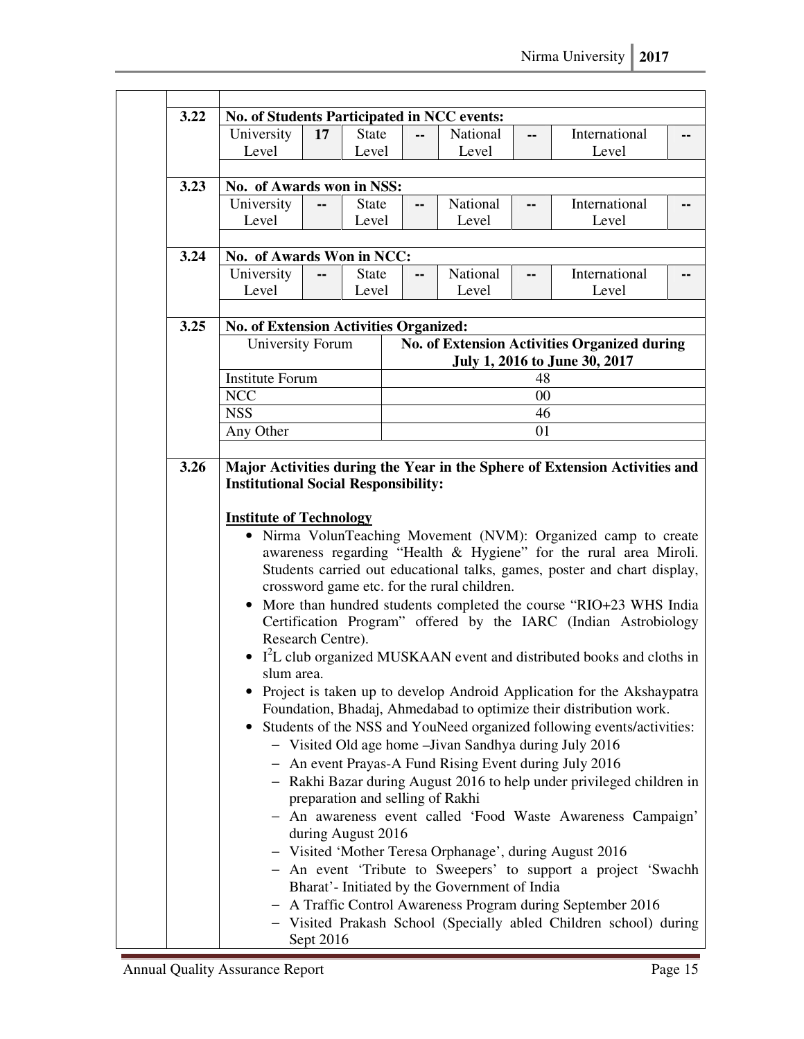**3.22 No. of Students Participated in NCC events:**

| | | | | | | | |
|---|---|---|---|---|---|---|---|
| University Level | **17** | State Level | -- | National Level | -- | International Level | -- |

**3.23 No. of Awards won in NSS:**

| | | | | | | | |
|---|---|---|---|---|---|---|---|
| University Level | -- | State Level | -- | National Level | -- | International Level | -- |

**3.24 No. of Awards Won in NCC:**

| | | | | | | | |
|---|---|---|---|---|---|---|---|
| University Level | -- | State Level | -- | National Level | -- | International Level | -- |

**3.25 No. of Extension Activities Organized:**

| University Forum | **No. of Extension Activities Organized during July 1, 2016 to June 30, 2017** |
|---|---|
| Institute Forum | 48 |
| NCC | 00 |
| NSS | 46 |
| Any Other | 01 |

**3.26 Major Activities during the Year in the Sphere of Extension Activities and Institutional Social Responsibility:**

**Institute of Technology**

- Nirma VolunTeaching Movement (NVM): Organized camp to create awareness regarding "Health & Hygiene" for the rural area Miroli. Students carried out educational talks, games, poster and chart display, crossword game etc. for the rural children.
- More than hundred students completed the course "RIO+23 WHS India Certification Program" offered by the IARC (Indian Astrobiology Research Centre).
- $I^2L$ club organized MUSKAAN event and distributed books and cloths in slum area.
- Project is taken up to develop Android Application for the Akshaypatra Foundation, Bhadaj, Ahmedabad to optimize their distribution work.
- Students of the NSS and YouNeed organized following events/activities:
  - Visited Old age home –Jivan Sandhya during July 2016
  - An event Prayas-A Fund Rising Event during July 2016
  - Rakhi Bazar during August 2016 to help under privileged children in preparation and selling of Rakhi
  - An awareness event called 'Food Waste Awareness Campaign' during August 2016
  - Visited 'Mother Teresa Orphanage', during August 2016
  - An event 'Tribute to Sweepers' to support a project 'Swachh Bharat'- Initiated by the Government of India
  - A Traffic Control Awareness Program during September 2016
  - Visited Prakash School (Specially abled Children school) during Sept 2016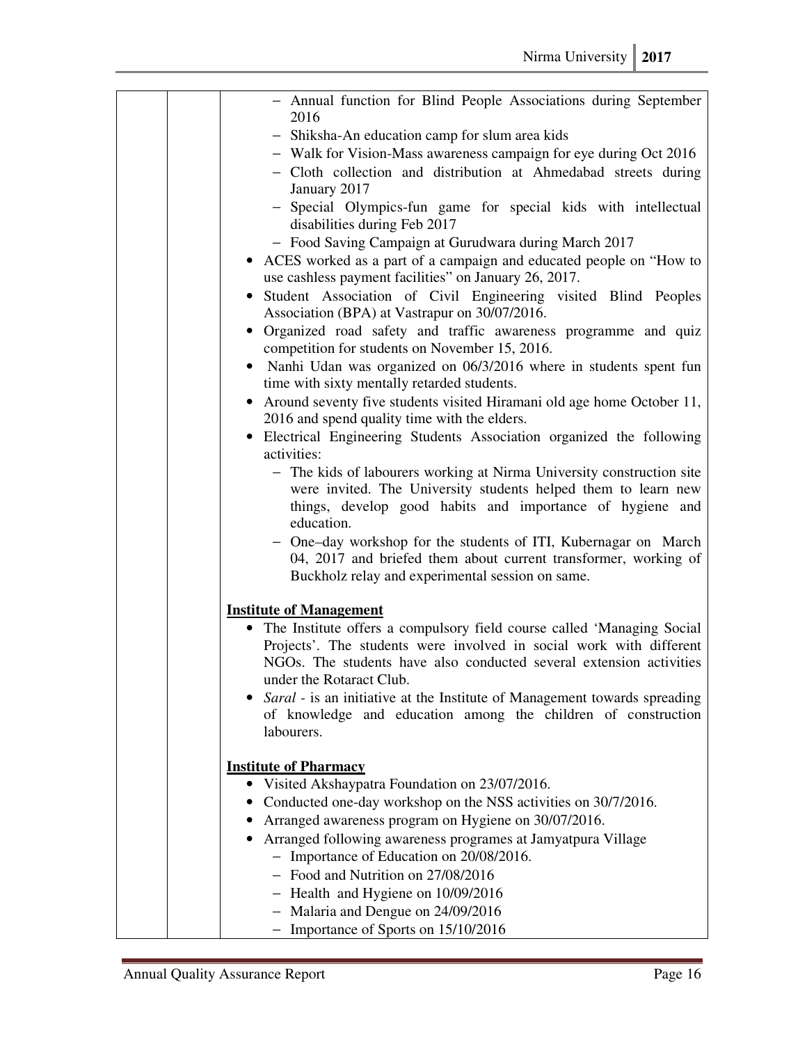| | | |
|---|---|---|
| | | – Annual function for Blind People Associations during September 2016<br>– Shiksha-An education camp for slum area kids<br>– Walk for Vision-Mass awareness campaign for eye during Oct 2016<br>– Cloth collection and distribution at Ahmedabad streets during January 2017<br>– Special Olympics-fun game for special kids with intellectual disabilities during Feb 2017<br>– Food Saving Campaign at Gurudwara during March 2017<br>• ACES worked as a part of a campaign and educated people on "How to use cashless payment facilities" on January 26, 2017.<br>• Student Association of Civil Engineering visited Blind Peoples Association (BPA) at Vastrapur on 30/07/2016.<br>• Organized road safety and traffic awareness programme and quiz competition for students on November 15, 2016.<br>• Nanhi Udan was organized on 06/3/2016 where in students spent fun time with sixty mentally retarded students.<br>• Around seventy five students visited Hiramani old age home October 11, 2016 and spend quality time with the elders.<br>• Electrical Engineering Students Association organized the following activities:<br>– The kids of labourers working at Nirma University construction site were invited. The University students helped them to learn new things, develop good habits and importance of hygiene and education.<br>– One–day workshop for the students of ITI, Kubernagar on March 04, 2017 and briefed them about current transformer, working of Buckholz relay and experimental session on same.<br><br>**<u>Institute of Management</u>**<br>• The Institute offers a compulsory field course called 'Managing Social Projects'. The students were involved in social work with different NGOs. The students have also conducted several extension activities under the Rotaract Club.<br>• *Saral* - is an initiative at the Institute of Management towards spreading of knowledge and education among the children of construction labourers.<br><br>**<u>Institute of Pharmacy</u>**<br>• Visited Akshaypatra Foundation on 23/07/2016.<br>• Conducted one-day workshop on the NSS activities on 30/7/2016.<br>• Arranged awareness program on Hygiene on 30/07/2016.<br>• Arranged following awareness programes at Jamyatpura Village<br>– Importance of Education on 20/08/2016.<br>– Food and Nutrition on 27/08/2016<br>– Health and Hygiene on 10/09/2016<br>– Malaria and Dengue on 24/09/2016<br>– Importance of Sports on 15/10/2016 |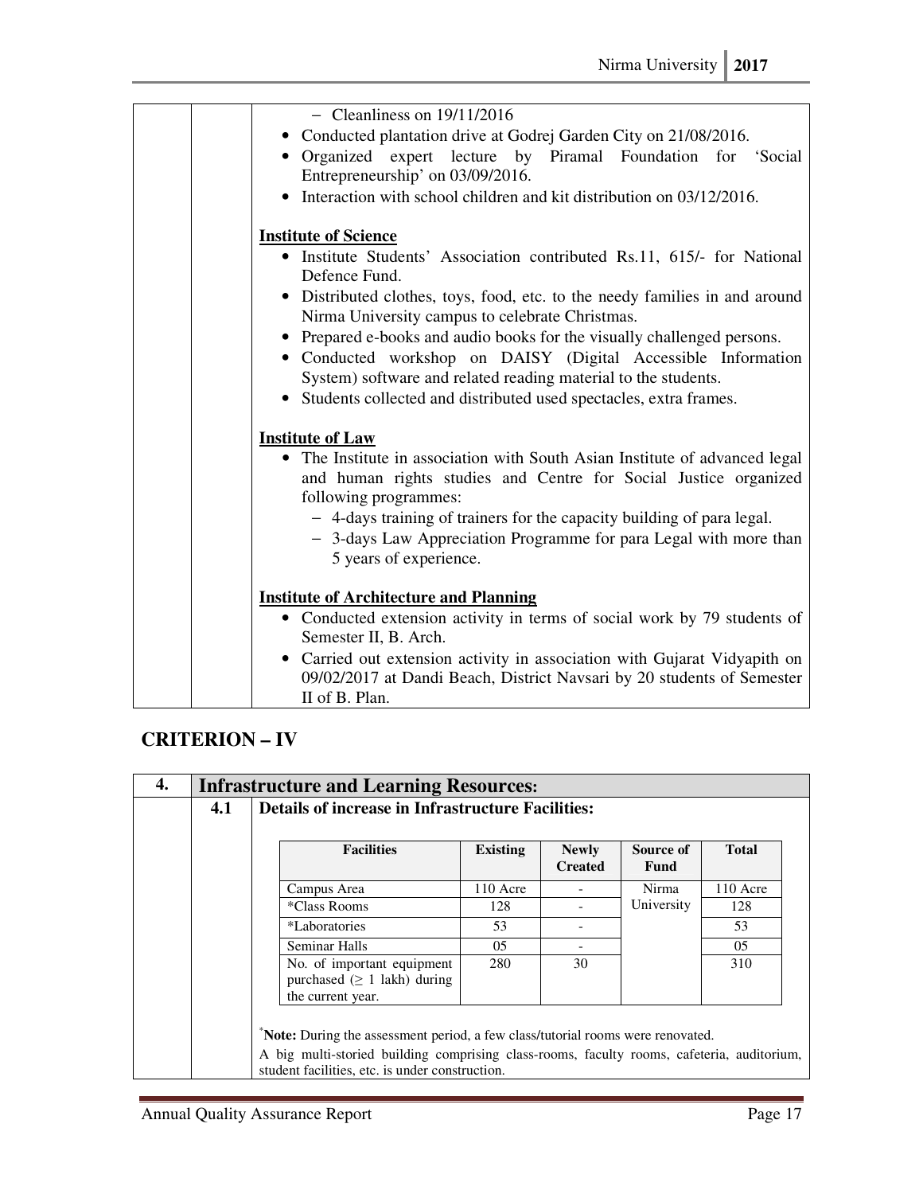- Cleanliness on 19/11/2016

- Conducted plantation drive at Godrej Garden City on 21/08/2016.
- Organized expert lecture by Piramal Foundation for 'Social Entrepreneurship' on 03/09/2016.
- Interaction with school children and kit distribution on 03/12/2016.

**Institute of Science**

- Institute Students' Association contributed Rs.11, 615/- for National Defence Fund.
- Distributed clothes, toys, food, etc. to the needy families in and around Nirma University campus to celebrate Christmas.
- Prepared e-books and audio books for the visually challenged persons.
- Conducted workshop on DAISY (Digital Accessible Information System) software and related reading material to the students.
- Students collected and distributed used spectacles, extra frames.

**Institute of Law**

- The Institute in association with South Asian Institute of advanced legal and human rights studies and Centre for Social Justice organized following programmes:
  - 4-days training of trainers for the capacity building of para legal.
  - 3-days Law Appreciation Programme for para Legal with more than 5 years of experience.

**Institute of Architecture and Planning**

- Conducted extension activity in terms of social work by 79 students of Semester II, B. Arch.
- Carried out extension activity in association with Gujarat Vidyapith on 09/02/2017 at Dandi Beach, District Navsari by 20 students of Semester II of B. Plan.

## CRITERION – IV

### 4. Infrastructure and Learning Resources:

**4.1 Details of increase in Infrastructure Facilities:**

| Facilities | Existing | Newly Created | Source of Fund | Total |
|---|---|---|---|---|
| Campus Area | 110 Acre | - | Nirma University | 110 Acre |
| *Class Rooms | 128 | - | | 128 |
| *Laboratories | 53 | - | | 53 |
| Seminar Halls | 05 | - | | 05 |
| No. of important equipment purchased (≥ 1 lakh) during the current year. | 280 | 30 | | 310 |

***Note:** During the assessment period, a few class/tutorial rooms were renovated.

A big multi-storied building comprising class-rooms, faculty rooms, cafeteria, auditorium, student facilities, etc. is under construction.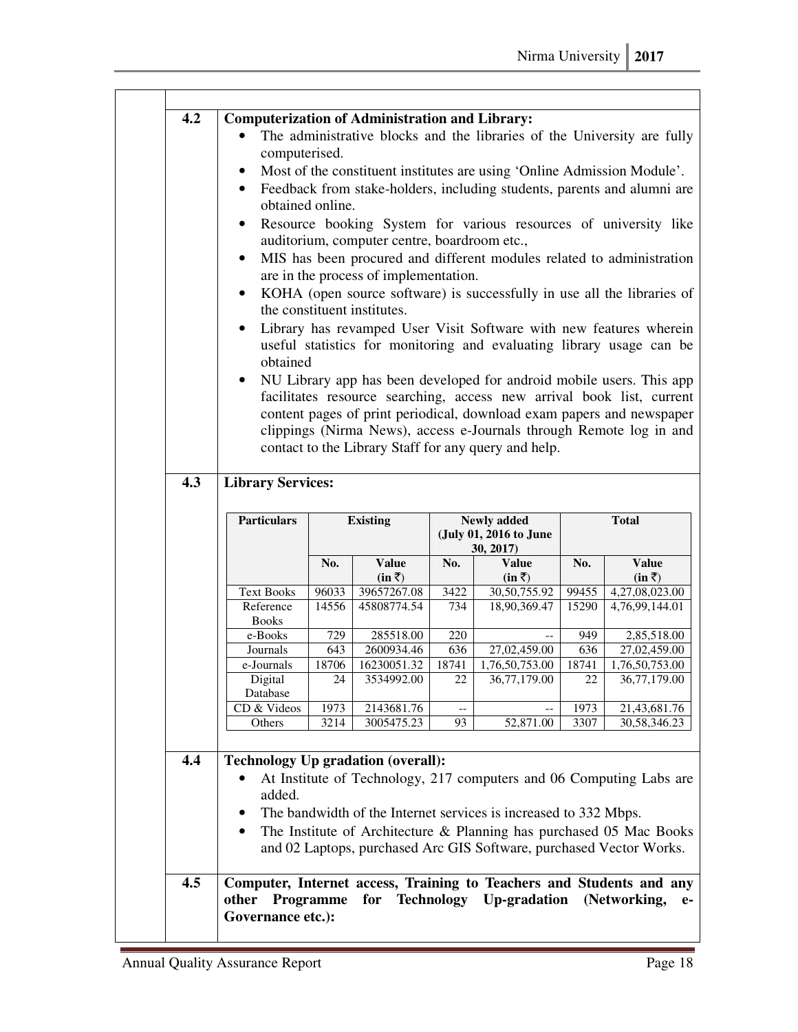**4.2 Computerization of Administration and Library:**

- The administrative blocks and the libraries of the University are fully computerised.
- Most of the constituent institutes are using 'Online Admission Module'.
- Feedback from stake-holders, including students, parents and alumni are obtained online.
- Resource booking System for various resources of university like auditorium, computer centre, boardroom etc.,
- MIS has been procured and different modules related to administration are in the process of implementation.
- KOHA (open source software) is successfully in use all the libraries of the constituent institutes.
- Library has revamped User Visit Software with new features wherein useful statistics for monitoring and evaluating library usage can be obtained
- NU Library app has been developed for android mobile users. This app facilitates resource searching, access new arrival book list, current content pages of print periodical, download exam papers and newspaper clippings (Nirma News), access e-Journals through Remote log in and contact to the Library Staff for any query and help.

**4.3 Library Services:**

| Particulars | Existing | | Newly added (July 01, 2016 to June 30, 2017) | | Total | |
|---|---|---|---|---|---|---|
| | No. | Value (in ₹) | No. | Value (in ₹) | No. | Value (in ₹) |
| Text Books | 96033 | 39657267.08 | 3422 | 30,50,755.92 | 99455 | 4,27,08,023.00 |
| Reference Books | 14556 | 45808774.54 | 734 | 18,90,369.47 | 15290 | 4,76,99,144.01 |
| e-Books | 729 | 285518.00 | 220 | -- | 949 | 2,85,518.00 |
| Journals | 643 | 2600934.46 | 636 | 27,02,459.00 | 636 | 27,02,459.00 |
| e-Journals | 18706 | 16230051.32 | 18741 | 1,76,50,753.00 | 18741 | 1,76,50,753.00 |
| Digital Database | 24 | 3534992.00 | 22 | 36,77,179.00 | 22 | 36,77,179.00 |
| CD & Videos | 1973 | 2143681.76 | -- | -- | 1973 | 21,43,681.76 |
| Others | 3214 | 3005475.23 | 93 | 52,871.00 | 3307 | 30,58,346.23 |

**4.4 Technology Up gradation (overall):**

- At Institute of Technology, 217 computers and 06 Computing Labs are added.
- The bandwidth of the Internet services is increased to 332 Mbps.
- The Institute of Architecture & Planning has purchased 05 Mac Books and 02 Laptops, purchased Arc GIS Software, purchased Vector Works.

**4.5 Computer, Internet access, Training to Teachers and Students and any other Programme for Technology Up-gradation (Networking, e-Governance etc.):**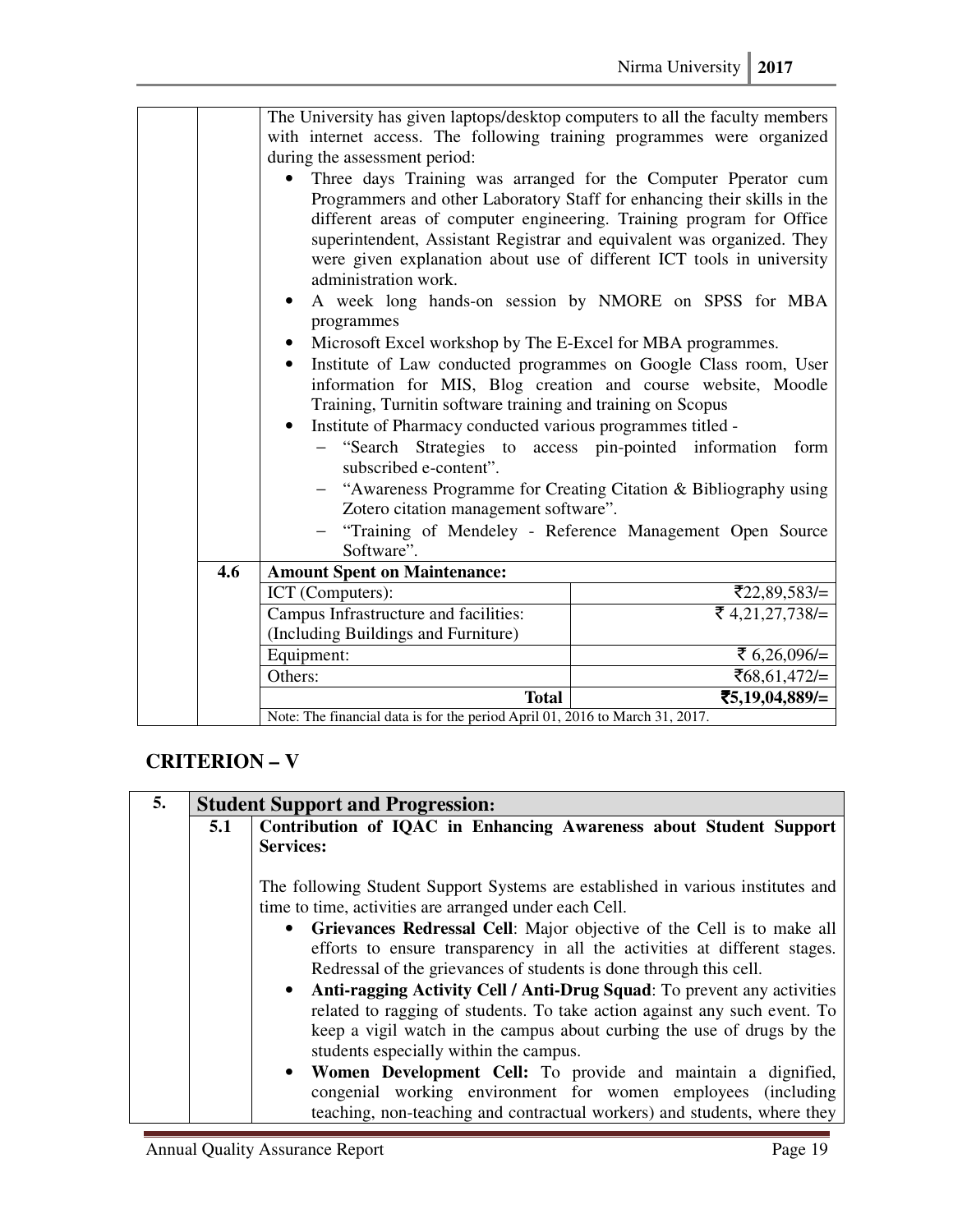The University has given laptops/desktop computers to all the faculty members with internet access. The following training programmes were organized during the assessment period:

- Three days Training was arranged for the Computer Pperator cum Programmers and other Laboratory Staff for enhancing their skills in the different areas of computer engineering. Training program for Office superintendent, Assistant Registrar and equivalent was organized. They were given explanation about use of different ICT tools in university administration work.
- A week long hands-on session by NMORE on SPSS for MBA programmes
- Microsoft Excel workshop by The E-Excel for MBA programmes.
- Institute of Law conducted programmes on Google Class room, User information for MIS, Blog creation and course website, Moodle Training, Turnitin software training and training on Scopus
- Institute of Pharmacy conducted various programmes titled -
  - "Search Strategies to access pin-pointed information form subscribed e-content".
  - "Awareness Programme for Creating Citation & Bibliography using Zotero citation management software".
  - "Training of Mendeley - Reference Management Open Source Software".

**4.6 Amount Spent on Maintenance:**

| | |
|---|---|
| ICT (Computers): | ₹22,89,583/= |
| Campus Infrastructure and facilities: (Including Buildings and Furniture) | ₹ 4,21,27,738/= |
| Equipment: | ₹ 6,26,096/= |
| Others: | ₹68,61,472/= |
| **Total** | **₹5,19,04,889/=** |

Note: The financial data is for the period April 01, 2016 to March 31, 2017.

## CRITERION – V

### 5. Student Support and Progression:

**5.1 Contribution of IQAC in Enhancing Awareness about Student Support Services:**

The following Student Support Systems are established in various institutes and time to time, activities are arranged under each Cell.

- **Grievances Redressal Cell**: Major objective of the Cell is to make all efforts to ensure transparency in all the activities at different stages. Redressal of the grievances of students is done through this cell.
- **Anti-ragging Activity Cell / Anti-Drug Squad**: To prevent any activities related to ragging of students. To take action against any such event. To keep a vigil watch in the campus about curbing the use of drugs by the students especially within the campus.
- **Women Development Cell:** To provide and maintain a dignified, congenial working environment for women employees (including teaching, non-teaching and contractual workers) and students, where they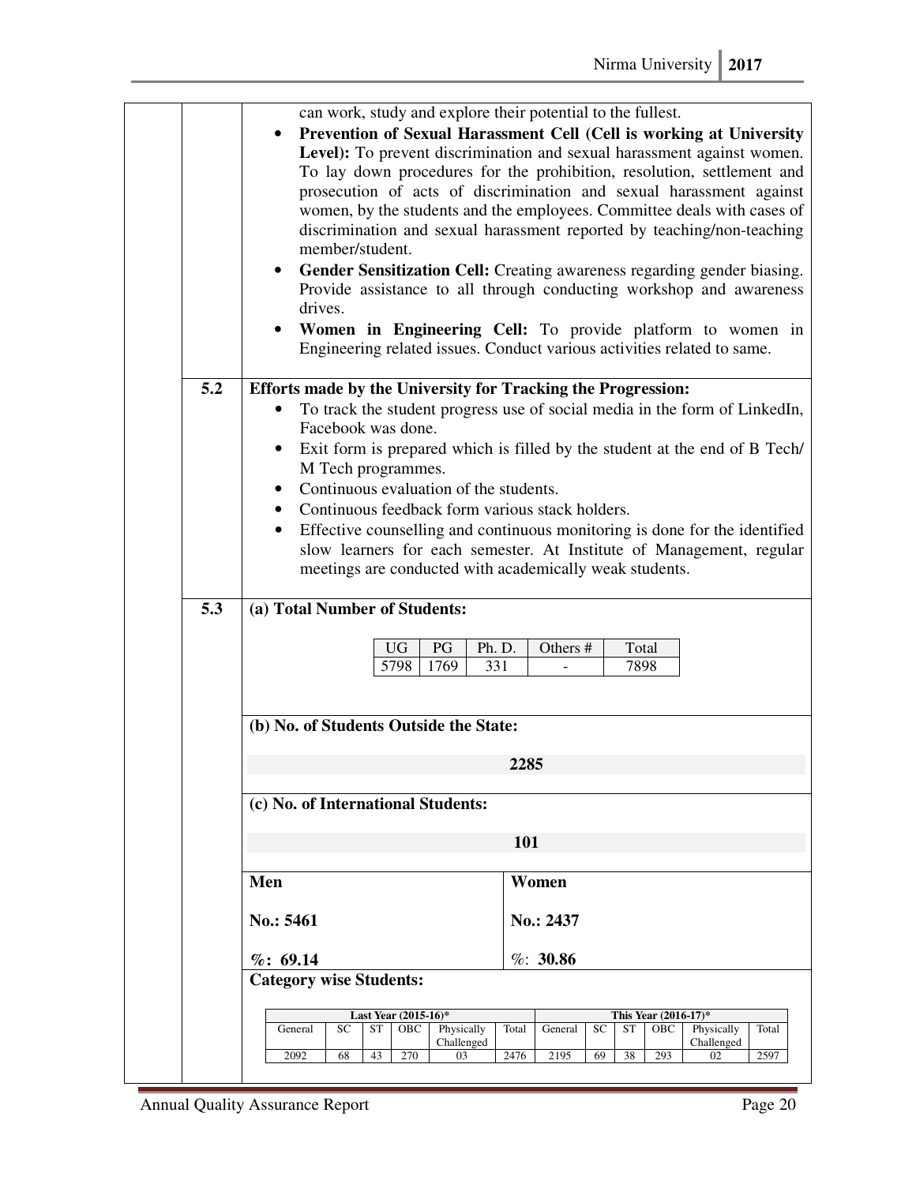can work, study and explore their potential to the fullest.

- **Prevention of Sexual Harassment Cell (Cell is working at University Level):** To prevent discrimination and sexual harassment against women. To lay down procedures for the prohibition, resolution, settlement and prosecution of acts of discrimination and sexual harassment against women, by the students and the employees. Committee deals with cases of discrimination and sexual harassment reported by teaching/non-teaching member/student.
- **Gender Sensitization Cell:** Creating awareness regarding gender biasing. Provide assistance to all through conducting workshop and awareness drives.
- **Women in Engineering Cell:** To provide platform to women in Engineering related issues. Conduct various activities related to same.

**5.2** **Efforts made by the University for Tracking the Progression:**

- To track the student progress use of social media in the form of LinkedIn, Facebook was done.
- Exit form is prepared which is filled by the student at the end of B Tech/ M Tech programmes.
- Continuous evaluation of the students.
- Continuous feedback form various stack holders.
- Effective counselling and continuous monitoring is done for the identified slow learners for each semester. At Institute of Management, regular meetings are conducted with academically weak students.

**5.3** **(a) Total Number of Students:**

| UG | PG | Ph. D. | Others # | Total |
|---|---|---|---|---|
| 5798 | 1769 | 331 | - | 7898 |

**(b) No. of Students Outside the State:**

**2285**

**(c) No. of International Students:**

**101**

| **Men** | **Women** |
|---|---|
| **No.: 5461** | **No.: 2437** |
| **%: 69.14** | %: **30.86** |

**Category wise Students:**

| Last Year (2015-16)* | | | | | | This Year (2016-17)* | | | | | |
|---|---|---|---|---|---|---|---|---|---|---|---|
| General | SC | ST | OBC | Physically Challenged | Total | General | SC | ST | OBC | Physically Challenged | Total |
| 2092 | 68 | 43 | 270 | 03 | 2476 | 2195 | 69 | 38 | 293 | 02 | 2597 |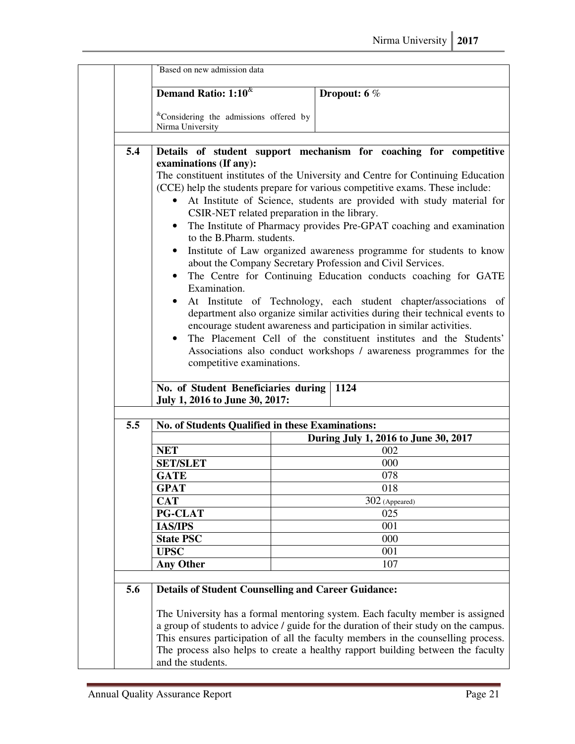*Based on new admission data

| | |
|---|---|
| **Demand Ratio: 1:10**[&] <br> [&]Considering the admissions offered by Nirma University | **Dropout: 6** % |

**5.4 Details of student support mechanism for coaching for competitive examinations (If any):**

The constituent institutes of the University and Centre for Continuing Education (CCE) help the students prepare for various competitive exams. These include:

- At Institute of Science, students are provided with study material for CSIR-NET related preparation in the library.
- The Institute of Pharmacy provides Pre-GPAT coaching and examination to the B.Pharm. students.
- Institute of Law organized awareness programme for students to know about the Company Secretary Profession and Civil Services.
- The Centre for Continuing Education conducts coaching for GATE Examination.
- At Institute of Technology, each student chapter/associations of department also organize similar activities during their technical events to encourage student awareness and participation in similar activities.
- The Placement Cell of the constituent institutes and the Students' Associations also conduct workshops / awareness programmes for the competitive examinations.

| | |
|---|---|
| **No. of Student Beneficiaries during July 1, 2016 to June 30, 2017:** | **1124** |

**5.5 No. of Students Qualified in these Examinations:**

| | During July 1, 2016 to June 30, 2017 |
|---|---|
| **NET** | 002 |
| **SET/SLET** | 000 |
| **GATE** | 078 |
| **GPAT** | 018 |
| **CAT** | 302 (Appeared) |
| **PG-CLAT** | 025 |
| **IAS/IPS** | 001 |
| **State PSC** | 000 |
| **UPSC** | 001 |
| **Any Other** | 107 |

**5.6 Details of Student Counselling and Career Guidance:**

The University has a formal mentoring system. Each faculty member is assigned a group of students to advice / guide for the duration of their study on the campus. This ensures participation of all the faculty members in the counselling process. The process also helps to create a healthy rapport building between the faculty and the students.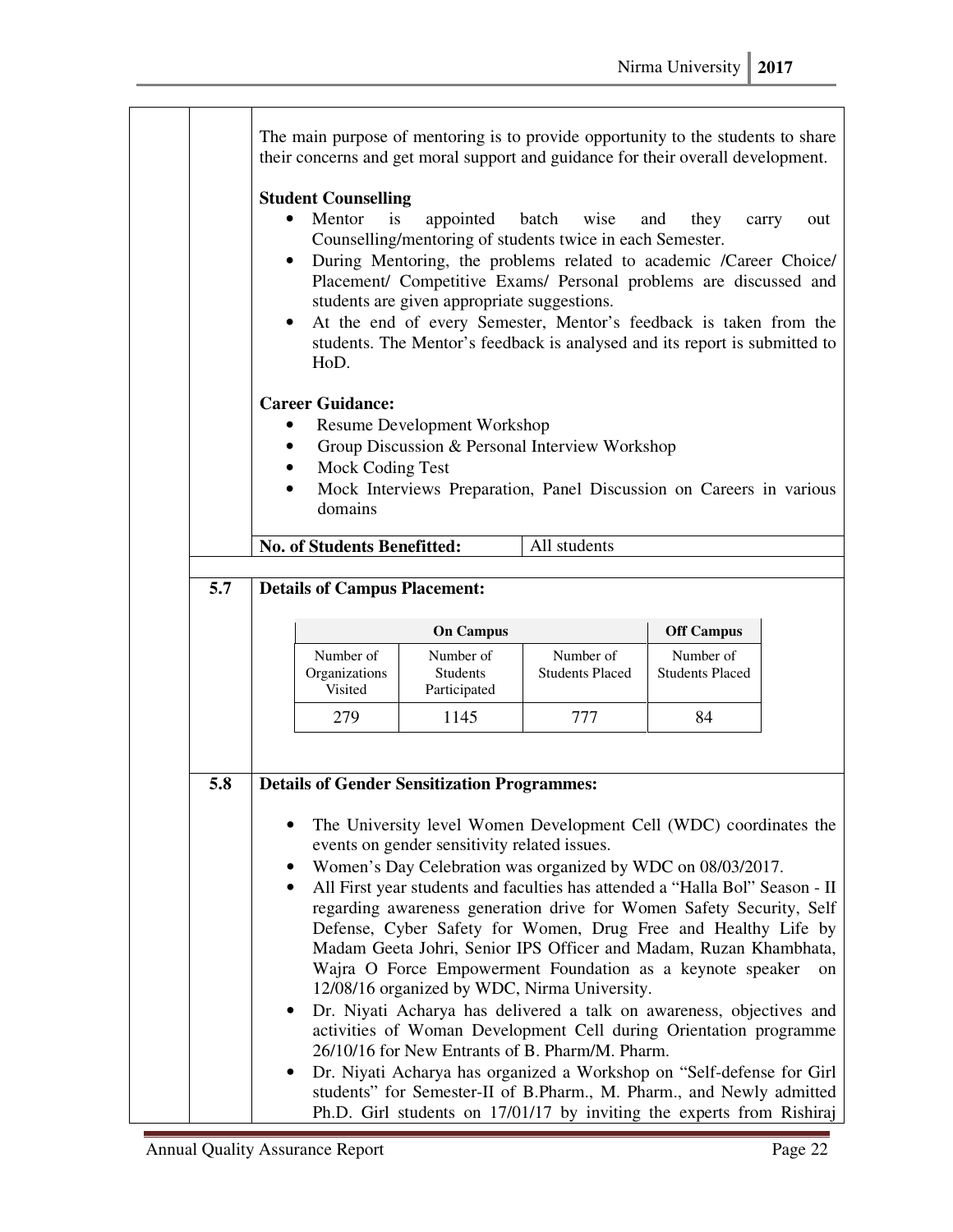The main purpose of mentoring is to provide opportunity to the students to share their concerns and get moral support and guidance for their overall development.

**Student Counselling**

- Mentor is appointed batch wise and they carry out Counselling/mentoring of students twice in each Semester.
- During Mentoring, the problems related to academic /Career Choice/ Placement/ Competitive Exams/ Personal problems are discussed and students are given appropriate suggestions.
- At the end of every Semester, Mentor's feedback is taken from the students. The Mentor's feedback is analysed and its report is submitted to HoD.

**Career Guidance:**

- Resume Development Workshop
- Group Discussion & Personal Interview Workshop
- Mock Coding Test
- Mock Interviews Preparation, Panel Discussion on Careers in various domains

| | |
|---|---|
| **No. of Students Benefitted:** | All students |

## 5.7 Details of Campus Placement:

| On Campus | | | Off Campus |
|---|---|---|---|
| Number of Organizations Visited | Number of Students Participated | Number of Students Placed | Number of Students Placed |
| 279 | 1145 | 777 | 84 |

## 5.8 Details of Gender Sensitization Programmes:

- The University level Women Development Cell (WDC) coordinates the events on gender sensitivity related issues.
- Women's Day Celebration was organized by WDC on 08/03/2017.
- All First year students and faculties has attended a "Halla Bol" Season - II regarding awareness generation drive for Women Safety Security, Self Defense, Cyber Safety for Women, Drug Free and Healthy Life by Madam Geeta Johri, Senior IPS Officer and Madam, Ruzan Khambhata, Wajra O Force Empowerment Foundation as a keynote speaker on 12/08/16 organized by WDC, Nirma University.
- Dr. Niyati Acharya has delivered a talk on awareness, objectives and activities of Woman Development Cell during Orientation programme 26/10/16 for New Entrants of B. Pharm/M. Pharm.
- Dr. Niyati Acharya has organized a Workshop on "Self-defense for Girl students" for Semester-II of B.Pharm., M. Pharm., and Newly admitted Ph.D. Girl students on 17/01/17 by inviting the experts from Rishiraj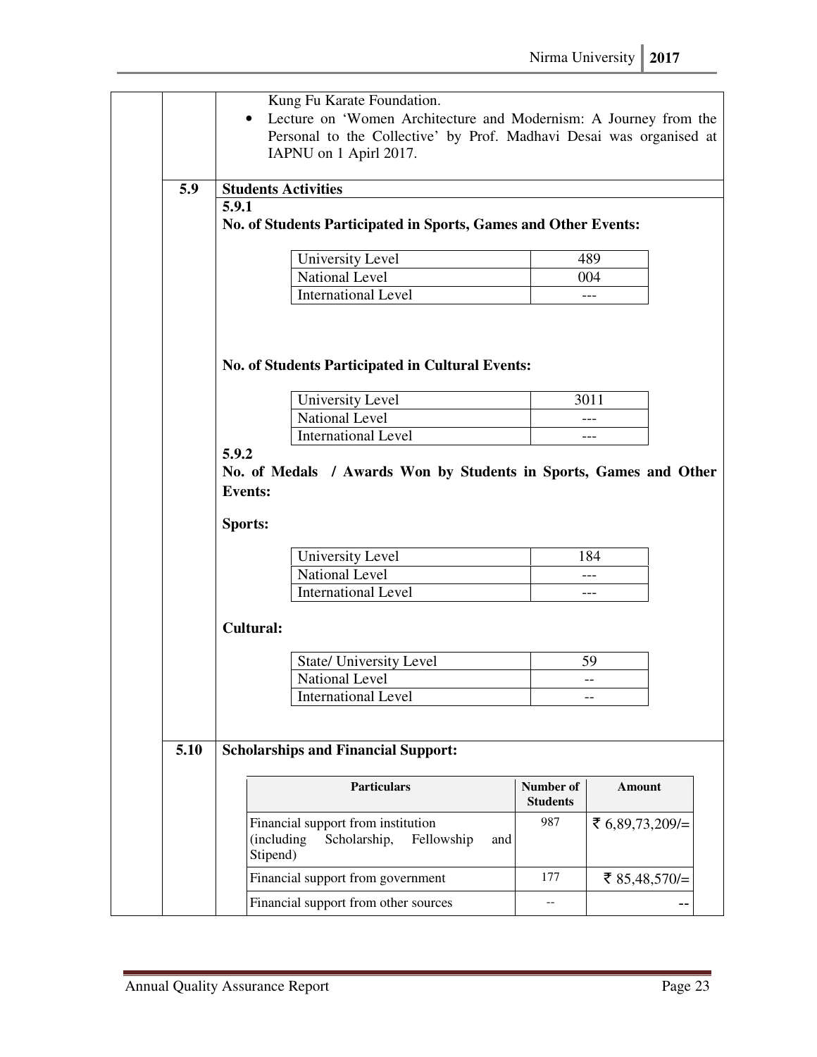Kung Fu Karate Foundation.

- Lecture on 'Women Architecture and Modernism: A Journey from the Personal to the Collective' by Prof. Madhavi Desai was organised at IAPNU on 1 Apirl 2017.

**5.9 Students Activities**

**5.9.1**

**No. of Students Participated in Sports, Games and Other Events:**

| | |
|---|---|
| University Level | 489 |
| National Level | 004 |
| International Level | --- |

**No. of Students Participated in Cultural Events:**

| | |
|---|---|
| University Level | 3011 |
| National Level | --- |
| International Level | --- |

**5.9.2**

**No. of Medals / Awards Won by Students in Sports, Games and Other Events:**

**Sports:**

| | |
|---|---|
| University Level | 184 |
| National Level | --- |
| International Level | --- |

**Cultural:**

| | |
|---|---|
| State/ University Level | 59 |
| National Level | -- |
| International Level | -- |

**5.10 Scholarships and Financial Support:**

| Particulars | Number of Students | Amount |
|---|---|---|
| Financial support from institution (including Scholarship, Fellowship and Stipend) | 987 | ₹ 6,89,73,209/= |
| Financial support from government | 177 | ₹ 85,48,570/= |
| Financial support from other sources | -- | -- |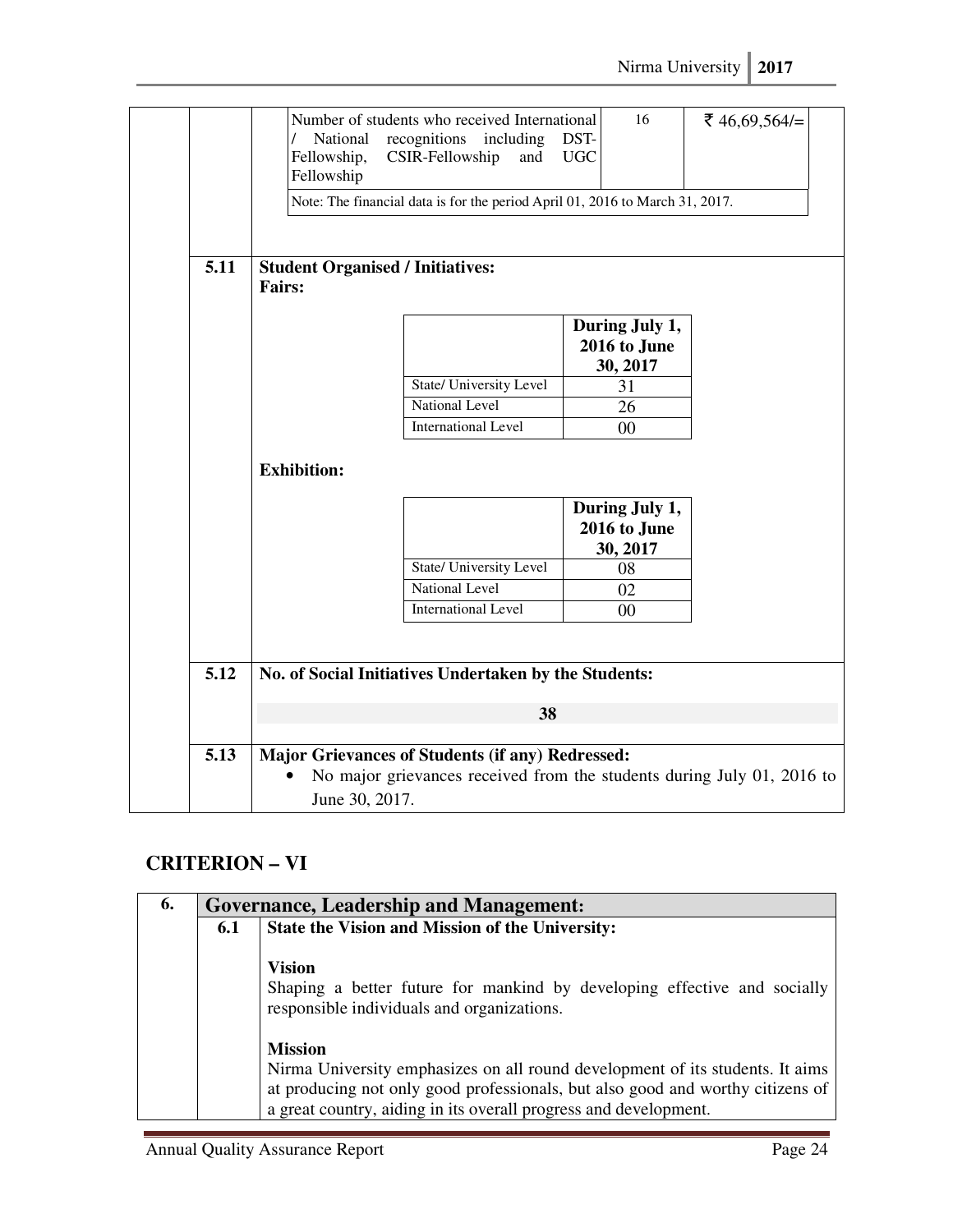| | | |
|---|---|---|
| Number of students who received International / National recognitions including DST-Fellowship, CSIR-Fellowship and UGC Fellowship | 16 | ₹ 46,69,564/= |
| Note: The financial data is for the period April 01, 2016 to March 31, 2017. | | |

**5.11 Student Organised / Initiatives:**

**Fairs:**

| | During July 1, 2016 to June 30, 2017 |
|---|---|
| State/ University Level | 31 |
| National Level | 26 |
| International Level | 00 |

**Exhibition:**

| | During July 1, 2016 to June 30, 2017 |
|---|---|
| State/ University Level | 08 |
| National Level | 02 |
| International Level | 00 |

**5.12 No. of Social Initiatives Undertaken by the Students:**

**38**

**5.13 Major Grievances of Students (if any) Redressed:**

- No major grievances received from the students during July 01, 2016 to June 30, 2017.

## CRITERION – VI

### 6. Governance, Leadership and Management:

**6.1 State the Vision and Mission of the University:**

**Vision**

Shaping a better future for mankind by developing effective and socially responsible individuals and organizations.

**Mission**

Nirma University emphasizes on all round development of its students. It aims at producing not only good professionals, but also good and worthy citizens of a great country, aiding in its overall progress and development.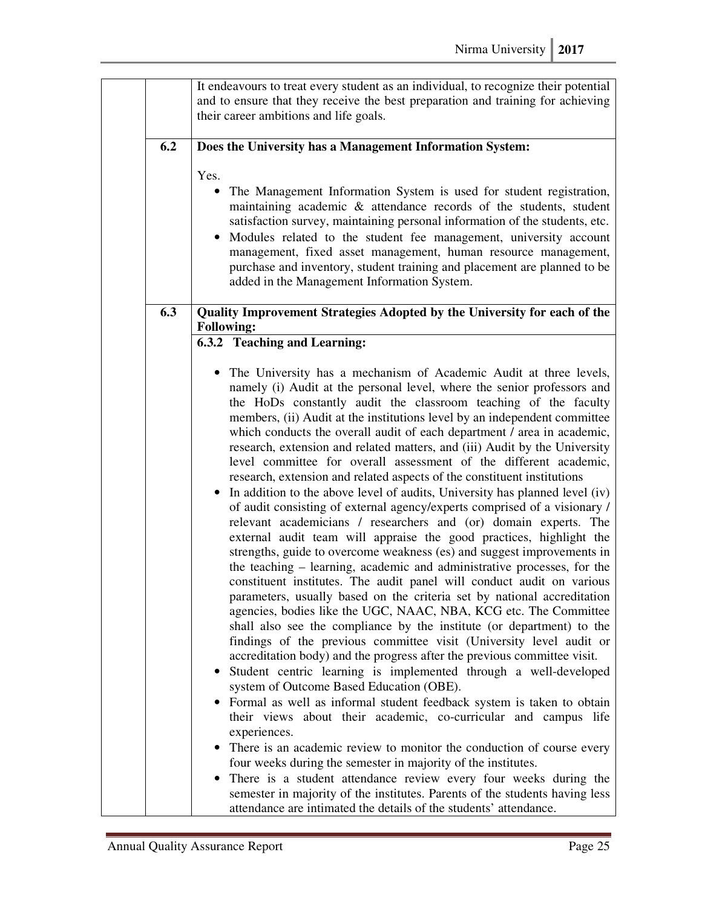It endeavours to treat every student as an individual, to recognize their potential and to ensure that they receive the best preparation and training for achieving their career ambitions and life goals.

**6.2 Does the University has a Management Information System:**

Yes.

- The Management Information System is used for student registration, maintaining academic & attendance records of the students, student satisfaction survey, maintaining personal information of the students, etc.
- Modules related to the student fee management, university account management, fixed asset management, human resource management, purchase and inventory, student training and placement are planned to be added in the Management Information System.

**6.3 Quality Improvement Strategies Adopted by the University for each of the Following:**

**6.3.2 Teaching and Learning:**

- The University has a mechanism of Academic Audit at three levels, namely (i) Audit at the personal level, where the senior professors and the HoDs constantly audit the classroom teaching of the faculty members, (ii) Audit at the institutions level by an independent committee which conducts the overall audit of each department / area in academic, research, extension and related matters, and (iii) Audit by the University level committee for overall assessment of the different academic, research, extension and related aspects of the constituent institutions
- In addition to the above level of audits, University has planned level (iv) of audit consisting of external agency/experts comprised of a visionary / relevant academicians / researchers and (or) domain experts. The external audit team will appraise the good practices, highlight the strengths, guide to overcome weakness (es) and suggest improvements in the teaching – learning, academic and administrative processes, for the constituent institutes. The audit panel will conduct audit on various parameters, usually based on the criteria set by national accreditation agencies, bodies like the UGC, NAAC, NBA, KCG etc. The Committee shall also see the compliance by the institute (or department) to the findings of the previous committee visit (University level audit or accreditation body) and the progress after the previous committee visit.
- Student centric learning is implemented through a well-developed system of Outcome Based Education (OBE).
- Formal as well as informal student feedback system is taken to obtain their views about their academic, co-curricular and campus life experiences.
- There is an academic review to monitor the conduction of course every four weeks during the semester in majority of the institutes.
- There is a student attendance review every four weeks during the semester in majority of the institutes. Parents of the students having less attendance are intimated the details of the students' attendance.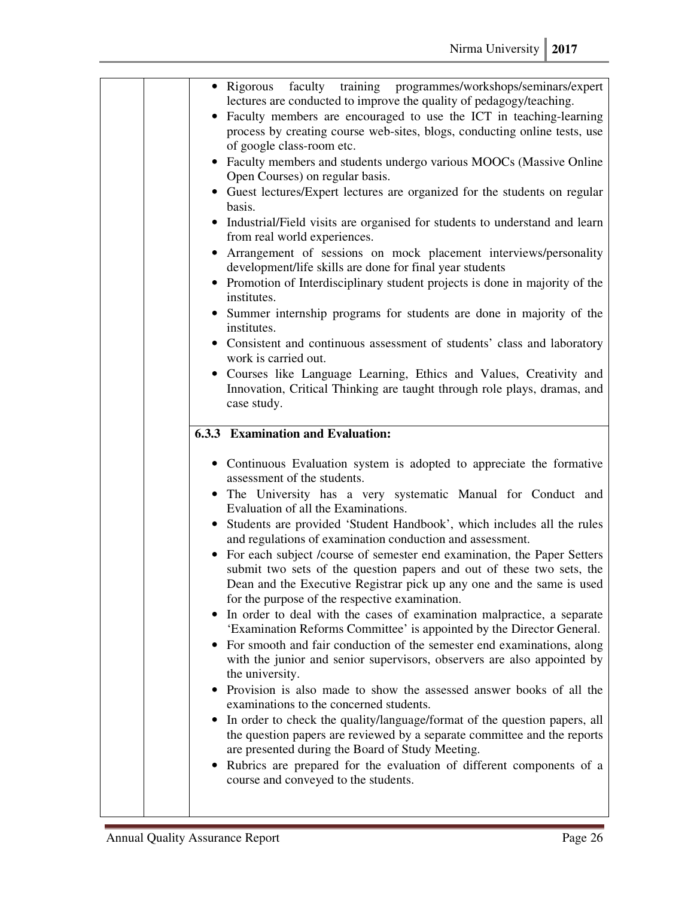- Rigorous faculty training programmes/workshops/seminars/expert lectures are conducted to improve the quality of pedagogy/teaching.
- Faculty members are encouraged to use the ICT in teaching-learning process by creating course web-sites, blogs, conducting online tests, use of google class-room etc.
- Faculty members and students undergo various MOOCs (Massive Online Open Courses) on regular basis.
- Guest lectures/Expert lectures are organized for the students on regular basis.
- Industrial/Field visits are organised for students to understand and learn from real world experiences.
- Arrangement of sessions on mock placement interviews/personality development/life skills are done for final year students
- Promotion of Interdisciplinary student projects is done in majority of the institutes.
- Summer internship programs for students are done in majority of the institutes.
- Consistent and continuous assessment of students' class and laboratory work is carried out.
- Courses like Language Learning, Ethics and Values, Creativity and Innovation, Critical Thinking are taught through role plays, dramas, and case study.

**6.3.3 Examination and Evaluation:**

- Continuous Evaluation system is adopted to appreciate the formative assessment of the students.
- The University has a very systematic Manual for Conduct and Evaluation of all the Examinations.
- Students are provided 'Student Handbook', which includes all the rules and regulations of examination conduction and assessment.
- For each subject /course of semester end examination, the Paper Setters submit two sets of the question papers and out of these two sets, the Dean and the Executive Registrar pick up any one and the same is used for the purpose of the respective examination.
- In order to deal with the cases of examination malpractice, a separate 'Examination Reforms Committee' is appointed by the Director General.
- For smooth and fair conduction of the semester end examinations, along with the junior and senior supervisors, observers are also appointed by the university.
- Provision is also made to show the assessed answer books of all the examinations to the concerned students.
- In order to check the quality/language/format of the question papers, all the question papers are reviewed by a separate committee and the reports are presented during the Board of Study Meeting.
- Rubrics are prepared for the evaluation of different components of a course and conveyed to the students.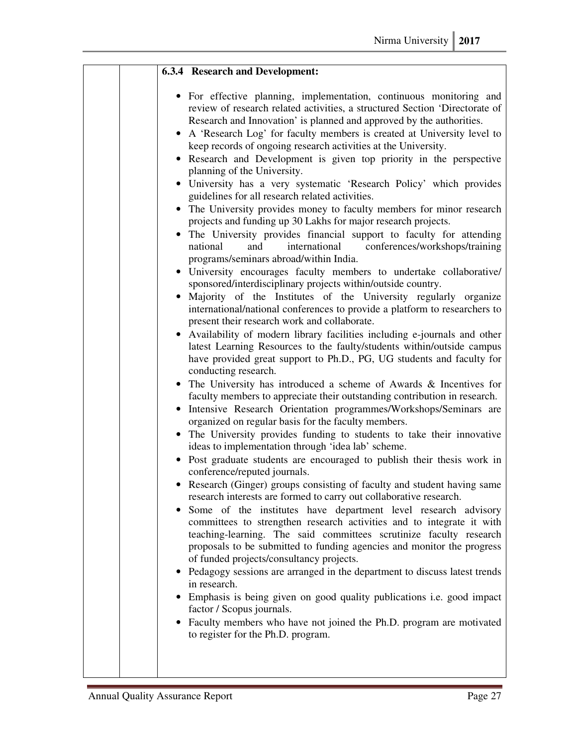### 6.3.4 Research and Development:

- For effective planning, implementation, continuous monitoring and review of research related activities, a structured Section 'Directorate of Research and Innovation' is planned and approved by the authorities.
- A 'Research Log' for faculty members is created at University level to keep records of ongoing research activities at the University.
- Research and Development is given top priority in the perspective planning of the University.
- University has a very systematic 'Research Policy' which provides guidelines for all research related activities.
- The University provides money to faculty members for minor research projects and funding up 30 Lakhs for major research projects.
- The University provides financial support to faculty for attending national and international conferences/workshops/training programs/seminars abroad/within India.
- University encourages faculty members to undertake collaborative/ sponsored/interdisciplinary projects within/outside country.
- Majority of the Institutes of the University regularly organize international/national conferences to provide a platform to researchers to present their research work and collaborate.
- Availability of modern library facilities including e-journals and other latest Learning Resources to the faulty/students within/outside campus have provided great support to Ph.D., PG, UG students and faculty for conducting research.
- The University has introduced a scheme of Awards & Incentives for faculty members to appreciate their outstanding contribution in research.
- Intensive Research Orientation programmes/Workshops/Seminars are organized on regular basis for the faculty members.
- The University provides funding to students to take their innovative ideas to implementation through 'idea lab' scheme.
- Post graduate students are encouraged to publish their thesis work in conference/reputed journals.
- Research (Ginger) groups consisting of faculty and student having same research interests are formed to carry out collaborative research.
- Some of the institutes have department level research advisory committees to strengthen research activities and to integrate it with teaching-learning. The said committees scrutinize faculty research proposals to be submitted to funding agencies and monitor the progress of funded projects/consultancy projects.
- Pedagogy sessions are arranged in the department to discuss latest trends in research.
- Emphasis is being given on good quality publications i.e. good impact factor / Scopus journals.
- Faculty members who have not joined the Ph.D. program are motivated to register for the Ph.D. program.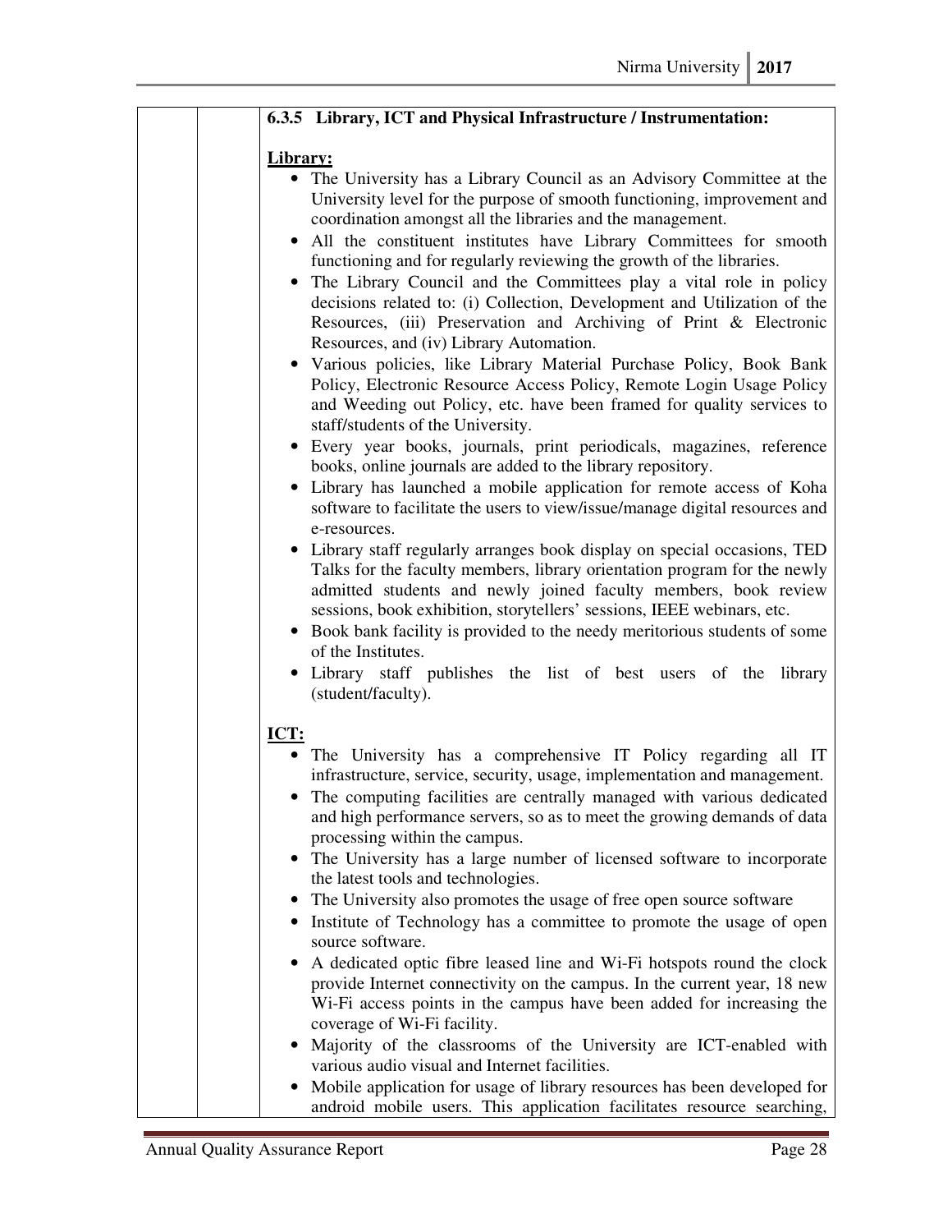**6.3.5 Library, ICT and Physical Infrastructure / Instrumentation:**

**Library:**

- The University has a Library Council as an Advisory Committee at the University level for the purpose of smooth functioning, improvement and coordination amongst all the libraries and the management.
- All the constituent institutes have Library Committees for smooth functioning and for regularly reviewing the growth of the libraries.
- The Library Council and the Committees play a vital role in policy decisions related to: (i) Collection, Development and Utilization of the Resources, (iii) Preservation and Archiving of Print & Electronic Resources, and (iv) Library Automation.
- Various policies, like Library Material Purchase Policy, Book Bank Policy, Electronic Resource Access Policy, Remote Login Usage Policy and Weeding out Policy, etc. have been framed for quality services to staff/students of the University.
- Every year books, journals, print periodicals, magazines, reference books, online journals are added to the library repository.
- Library has launched a mobile application for remote access of Koha software to facilitate the users to view/issue/manage digital resources and e-resources.
- Library staff regularly arranges book display on special occasions, TED Talks for the faculty members, library orientation program for the newly admitted students and newly joined faculty members, book review sessions, book exhibition, storytellers' sessions, IEEE webinars, etc.
- Book bank facility is provided to the needy meritorious students of some of the Institutes.
- Library staff publishes the list of best users of the library (student/faculty).

**ICT:**

- The University has a comprehensive IT Policy regarding all IT infrastructure, service, security, usage, implementation and management.
- The computing facilities are centrally managed with various dedicated and high performance servers, so as to meet the growing demands of data processing within the campus.
- The University has a large number of licensed software to incorporate the latest tools and technologies.
- The University also promotes the usage of free open source software
- Institute of Technology has a committee to promote the usage of open source software.
- A dedicated optic fibre leased line and Wi-Fi hotspots round the clock provide Internet connectivity on the campus. In the current year, 18 new Wi-Fi access points in the campus have been added for increasing the coverage of Wi-Fi facility.
- Majority of the classrooms of the University are ICT-enabled with various audio visual and Internet facilities.
- Mobile application for usage of library resources has been developed for android mobile users. This application facilitates resource searching,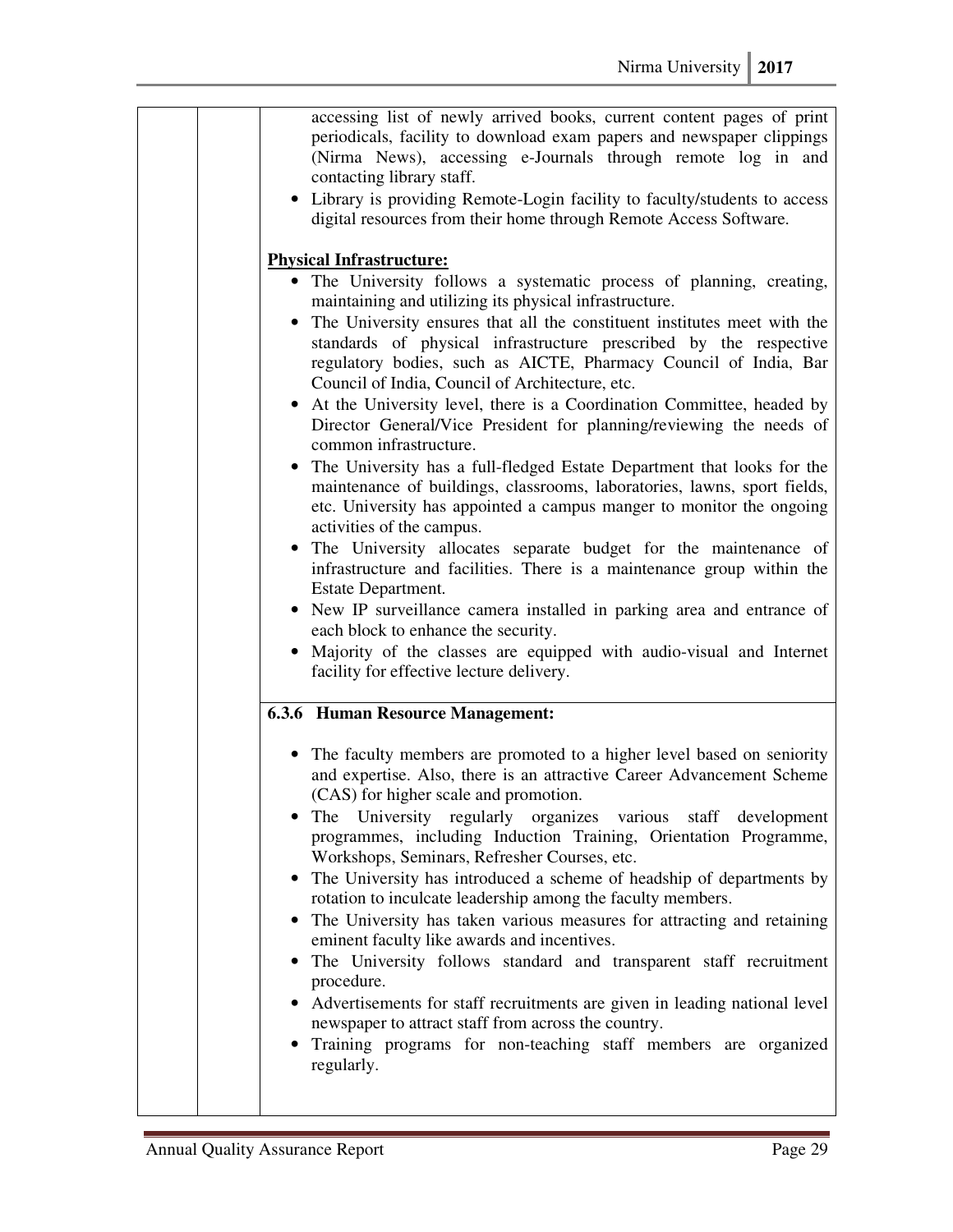accessing list of newly arrived books, current content pages of print periodicals, facility to download exam papers and newspaper clippings (Nirma News), accessing e-Journals through remote log in and contacting library staff.

- Library is providing Remote-Login facility to faculty/students to access digital resources from their home through Remote Access Software.

**Physical Infrastructure:**

- The University follows a systematic process of planning, creating, maintaining and utilizing its physical infrastructure.
- The University ensures that all the constituent institutes meet with the standards of physical infrastructure prescribed by the respective regulatory bodies, such as AICTE, Pharmacy Council of India, Bar Council of India, Council of Architecture, etc.
- At the University level, there is a Coordination Committee, headed by Director General/Vice President for planning/reviewing the needs of common infrastructure.
- The University has a full-fledged Estate Department that looks for the maintenance of buildings, classrooms, laboratories, lawns, sport fields, etc. University has appointed a campus manger to monitor the ongoing activities of the campus.
- The University allocates separate budget for the maintenance of infrastructure and facilities. There is a maintenance group within the Estate Department.
- New IP surveillance camera installed in parking area and entrance of each block to enhance the security.
- Majority of the classes are equipped with audio-visual and Internet facility for effective lecture delivery.

**6.3.6 Human Resource Management:**

- The faculty members are promoted to a higher level based on seniority and expertise. Also, there is an attractive Career Advancement Scheme (CAS) for higher scale and promotion.
- The University regularly organizes various staff development programmes, including Induction Training, Orientation Programme, Workshops, Seminars, Refresher Courses, etc.
- The University has introduced a scheme of headship of departments by rotation to inculcate leadership among the faculty members.
- The University has taken various measures for attracting and retaining eminent faculty like awards and incentives.
- The University follows standard and transparent staff recruitment procedure.
- Advertisements for staff recruitments are given in leading national level newspaper to attract staff from across the country.
- Training programs for non-teaching staff members are organized regularly.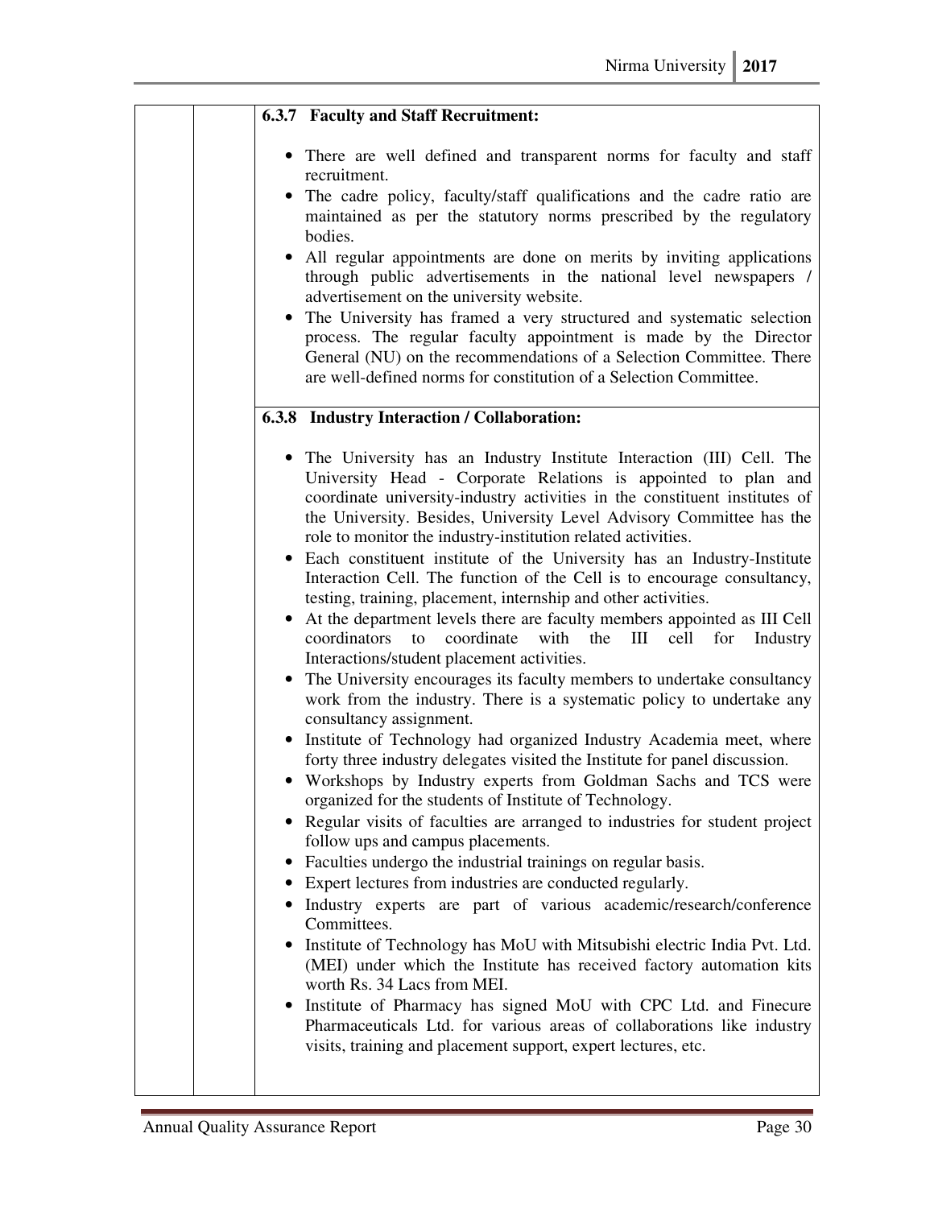### 6.3.7 Faculty and Staff Recruitment:

- There are well defined and transparent norms for faculty and staff recruitment.
- The cadre policy, faculty/staff qualifications and the cadre ratio are maintained as per the statutory norms prescribed by the regulatory bodies.
- All regular appointments are done on merits by inviting applications through public advertisements in the national level newspapers / advertisement on the university website.
- The University has framed a very structured and systematic selection process. The regular faculty appointment is made by the Director General (NU) on the recommendations of a Selection Committee. There are well-defined norms for constitution of a Selection Committee.

### 6.3.8 Industry Interaction / Collaboration:

- The University has an Industry Institute Interaction (III) Cell. The University Head - Corporate Relations is appointed to plan and coordinate university-industry activities in the constituent institutes of the University. Besides, University Level Advisory Committee has the role to monitor the industry-institution related activities.
- Each constituent institute of the University has an Industry-Institute Interaction Cell. The function of the Cell is to encourage consultancy, testing, training, placement, internship and other activities.
- At the department levels there are faculty members appointed as III Cell coordinators to coordinate with the III cell for Industry Interactions/student placement activities.
- The University encourages its faculty members to undertake consultancy work from the industry. There is a systematic policy to undertake any consultancy assignment.
- Institute of Technology had organized Industry Academia meet, where forty three industry delegates visited the Institute for panel discussion.
- Workshops by Industry experts from Goldman Sachs and TCS were organized for the students of Institute of Technology.
- Regular visits of faculties are arranged to industries for student project follow ups and campus placements.
- Faculties undergo the industrial trainings on regular basis.
- Expert lectures from industries are conducted regularly.
- Industry experts are part of various academic/research/conference Committees.
- Institute of Technology has MoU with Mitsubishi electric India Pvt. Ltd. (MEI) under which the Institute has received factory automation kits worth Rs. 34 Lacs from MEI.
- Institute of Pharmacy has signed MoU with CPC Ltd. and Finecure Pharmaceuticals Ltd. for various areas of collaborations like industry visits, training and placement support, expert lectures, etc.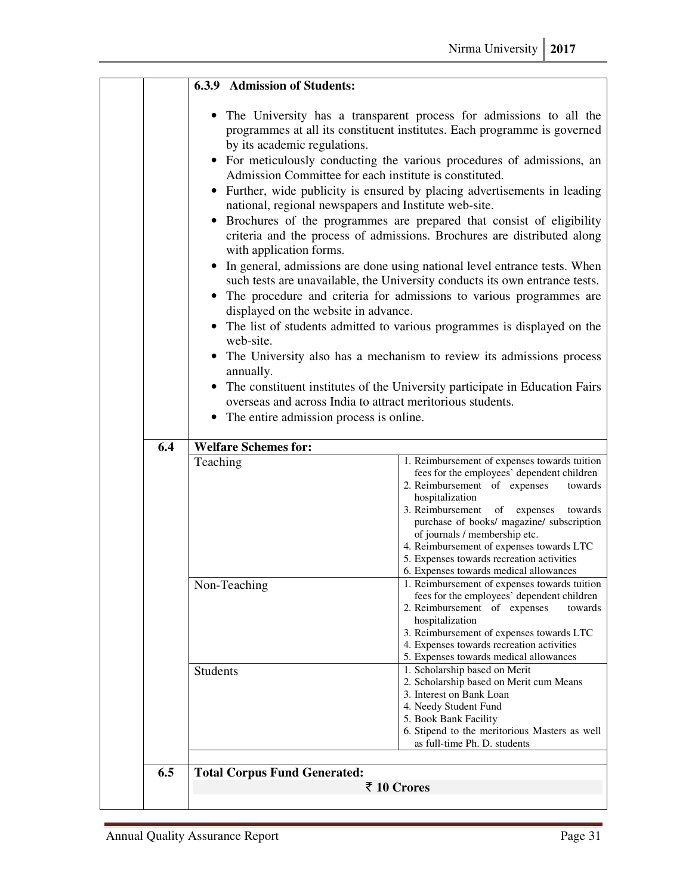#### 6.3.9 Admission of Students:

- The University has a transparent process for admissions to all the programmes at all its constituent institutes. Each programme is governed by its academic regulations.
- For meticulously conducting the various procedures of admissions, an Admission Committee for each institute is constituted.
- Further, wide publicity is ensured by placing advertisements in leading national, regional newspapers and Institute web-site.
- Brochures of the programmes are prepared that consist of eligibility criteria and the process of admissions. Brochures are distributed along with application forms.
- In general, admissions are done using national level entrance tests. When such tests are unavailable, the University conducts its own entrance tests.
- The procedure and criteria for admissions to various programmes are displayed on the website in advance.
- The list of students admitted to various programmes is displayed on the web-site.
- The University also has a mechanism to review its admissions process annually.
- The constituent institutes of the University participate in Education Fairs overseas and across India to attract meritorious students.
- The entire admission process is online.

### 6.4 Welfare Schemes for:

| | |
|---|---|
| Teaching | 1. Reimbursement of expenses towards tuition fees for the employees' dependent children<br>2. Reimbursement of expenses towards hospitalization<br>3. Reimbursement of expenses towards purchase of books/ magazine/ subscription of journals / membership etc.<br>4. Reimbursement of expenses towards LTC<br>5. Expenses towards recreation activities<br>6. Expenses towards medical allowances |
| Non-Teaching | 1. Reimbursement of expenses towards tuition fees for the employees' dependent children<br>2. Reimbursement of expenses towards hospitalization<br>3. Reimbursement of expenses towards LTC<br>4. Expenses towards recreation activities<br>5. Expenses towards medical allowances |
| Students | 1. Scholarship based on Merit<br>2. Scholarship based on Merit cum Means<br>3. Interest on Bank Loan<br>4. Needy Student Fund<br>5. Book Bank Facility<br>6. Stipend to the meritorious Masters as well as full-time Ph. D. students |

### 6.5 Total Corpus Fund Generated:

**₹ 10 Crores**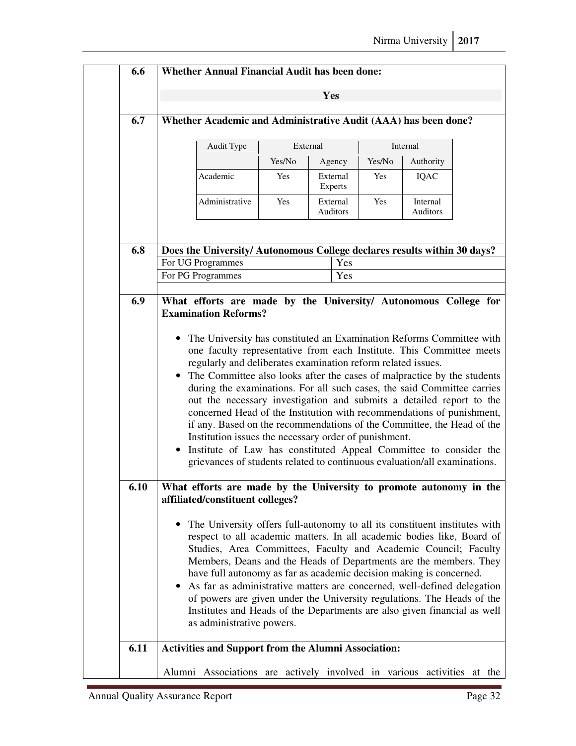**6.6 Whether Annual Financial Audit has been done:**

**Yes**

**6.7 Whether Academic and Administrative Audit (AAA) has been done?**

| Audit Type | External | | Internal | |
|---|---|---|---|---|
| | Yes/No | Agency | Yes/No | Authority |
| Academic | Yes | External Experts | Yes | IQAC |
| Administrative | Yes | External Auditors | Yes | Internal Auditors |

**6.8 Does the University/ Autonomous College declares results within 30 days?**

| | |
|---|---|
| For UG Programmes | Yes |
| For PG Programmes | Yes |

**6.9 What efforts are made by the University/ Autonomous College for Examination Reforms?**

- The University has constituted an Examination Reforms Committee with one faculty representative from each Institute. This Committee meets regularly and deliberates examination reform related issues.
- The Committee also looks after the cases of malpractice by the students during the examinations. For all such cases, the said Committee carries out the necessary investigation and submits a detailed report to the concerned Head of the Institution with recommendations of punishment, if any. Based on the recommendations of the Committee, the Head of the Institution issues the necessary order of punishment.
- Institute of Law has constituted Appeal Committee to consider the grievances of students related to continuous evaluation/all examinations.

**6.10 What efforts are made by the University to promote autonomy in the affiliated/constituent colleges?**

- The University offers full-autonomy to all its constituent institutes with respect to all academic matters. In all academic bodies like, Board of Studies, Area Committees, Faculty and Academic Council; Faculty Members, Deans and the Heads of Departments are the members. They have full autonomy as far as academic decision making is concerned.
- As far as administrative matters are concerned, well-defined delegation of powers are given under the University regulations. The Heads of the Institutes and Heads of the Departments are also given financial as well as administrative powers.

**6.11 Activities and Support from the Alumni Association:**

Alumni Associations are actively involved in various activities at the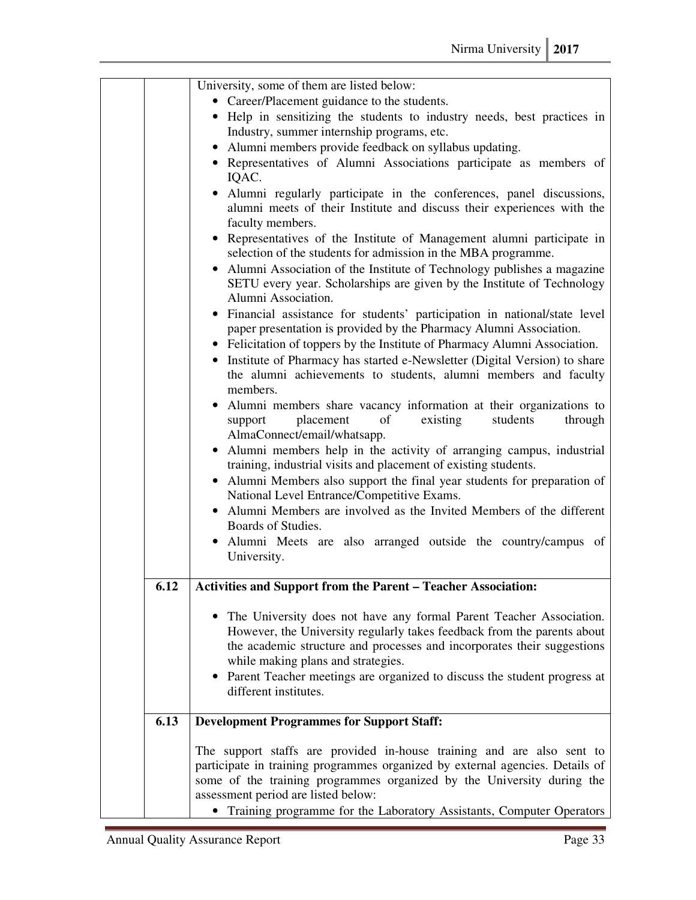| | | |
|---|---|---|
| | | University, some of them are listed below:<br>• Career/Placement guidance to the students.<br>• Help in sensitizing the students to industry needs, best practices in Industry, summer internship programs, etc.<br>• Alumni members provide feedback on syllabus updating.<br>• Representatives of Alumni Associations participate as members of IQAC.<br>• Alumni regularly participate in the conferences, panel discussions, alumni meets of their Institute and discuss their experiences with the faculty members.<br>• Representatives of the Institute of Management alumni participate in selection of the students for admission in the MBA programme.<br>• Alumni Association of the Institute of Technology publishes a magazine SETU every year. Scholarships are given by the Institute of Technology Alumni Association.<br>• Financial assistance for students' participation in national/state level paper presentation is provided by the Pharmacy Alumni Association.<br>• Felicitation of toppers by the Institute of Pharmacy Alumni Association.<br>• Institute of Pharmacy has started e-Newsletter (Digital Version) to share the alumni achievements to students, alumni members and faculty members.<br>• Alumni members share vacancy information at their organizations to support placement of existing students through AlmaConnect/email/whatsapp.<br>• Alumni members help in the activity of arranging campus, industrial training, industrial visits and placement of existing students.<br>• Alumni Members also support the final year students for preparation of National Level Entrance/Competitive Exams.<br>• Alumni Members are involved as the Invited Members of the different Boards of Studies.<br>• Alumni Meets are also arranged outside the country/campus of University. |
| | 6.12 | **Activities and Support from the Parent – Teacher Association:**<br><br>• The University does not have any formal Parent Teacher Association. However, the University regularly takes feedback from the parents about the academic structure and processes and incorporates their suggestions while making plans and strategies.<br>• Parent Teacher meetings are organized to discuss the student progress at different institutes. |
| | 6.13 | **Development Programmes for Support Staff:**<br><br>The support staffs are provided in-house training and are also sent to participate in training programmes organized by external agencies. Details of some of the training programmes organized by the University during the assessment period are listed below:<br>• Training programme for the Laboratory Assistants, Computer Operators |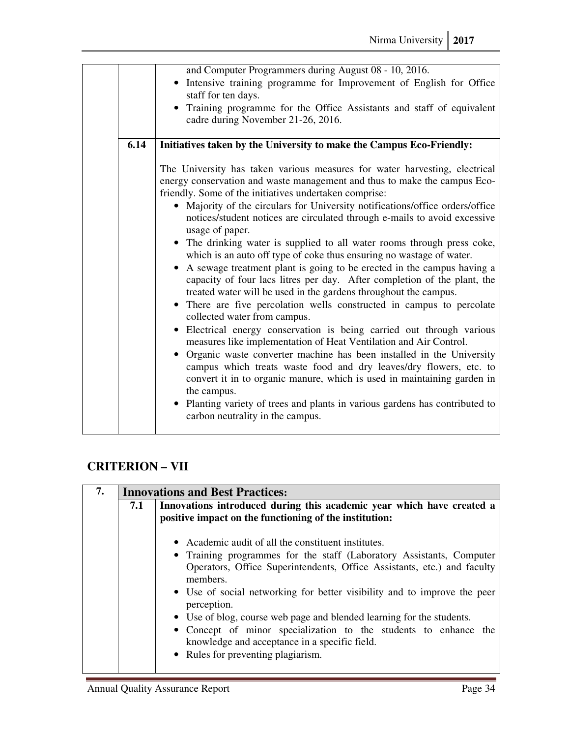| | | |
|---|---|---|
| | | and Computer Programmers during August 08 - 10, 2016.<br>• Intensive training programme for Improvement of English for Office staff for ten days.<br>• Training programme for the Office Assistants and staff of equivalent cadre during November 21-26, 2016. |
| | **6.14** | **Initiatives taken by the University to make the Campus Eco-Friendly:**<br><br>The University has taken various measures for water harvesting, electrical energy conservation and waste management and thus to make the campus Eco-friendly. Some of the initiatives undertaken comprise:<br>• Majority of the circulars for University notifications/office orders/office notices/student notices are circulated through e-mails to avoid excessive usage of paper.<br>• The drinking water is supplied to all water rooms through press coke, which is an auto off type of coke thus ensuring no wastage of water.<br>• A sewage treatment plant is going to be erected in the campus having a capacity of four lacs litres per day. After completion of the plant, the treated water will be used in the gardens throughout the campus.<br>• There are five percolation wells constructed in campus to percolate collected water from campus.<br>• Electrical energy conservation is being carried out through various measures like implementation of Heat Ventilation and Air Control.<br>• Organic waste converter machine has been installed in the University campus which treats waste food and dry leaves/dry flowers, etc. to convert it in to organic manure, which is used in maintaining garden in the campus.<br>• Planting variety of trees and plants in various gardens has contributed to carbon neutrality in the campus. |

## CRITERION – VII

| **7.** | **Innovations and Best Practices:** | |
|---|---|---|
| | **7.1** | **Innovations introduced during this academic year which have created a positive impact on the functioning of the institution:**<br><br>• Academic audit of all the constituent institutes.<br>• Training programmes for the staff (Laboratory Assistants, Computer Operators, Office Superintendents, Office Assistants, etc.) and faculty members.<br>• Use of social networking for better visibility and to improve the peer perception.<br>• Use of blog, course web page and blended learning for the students.<br>• Concept of minor specialization to the students to enhance the knowledge and acceptance in a specific field.<br>• Rules for preventing plagiarism. |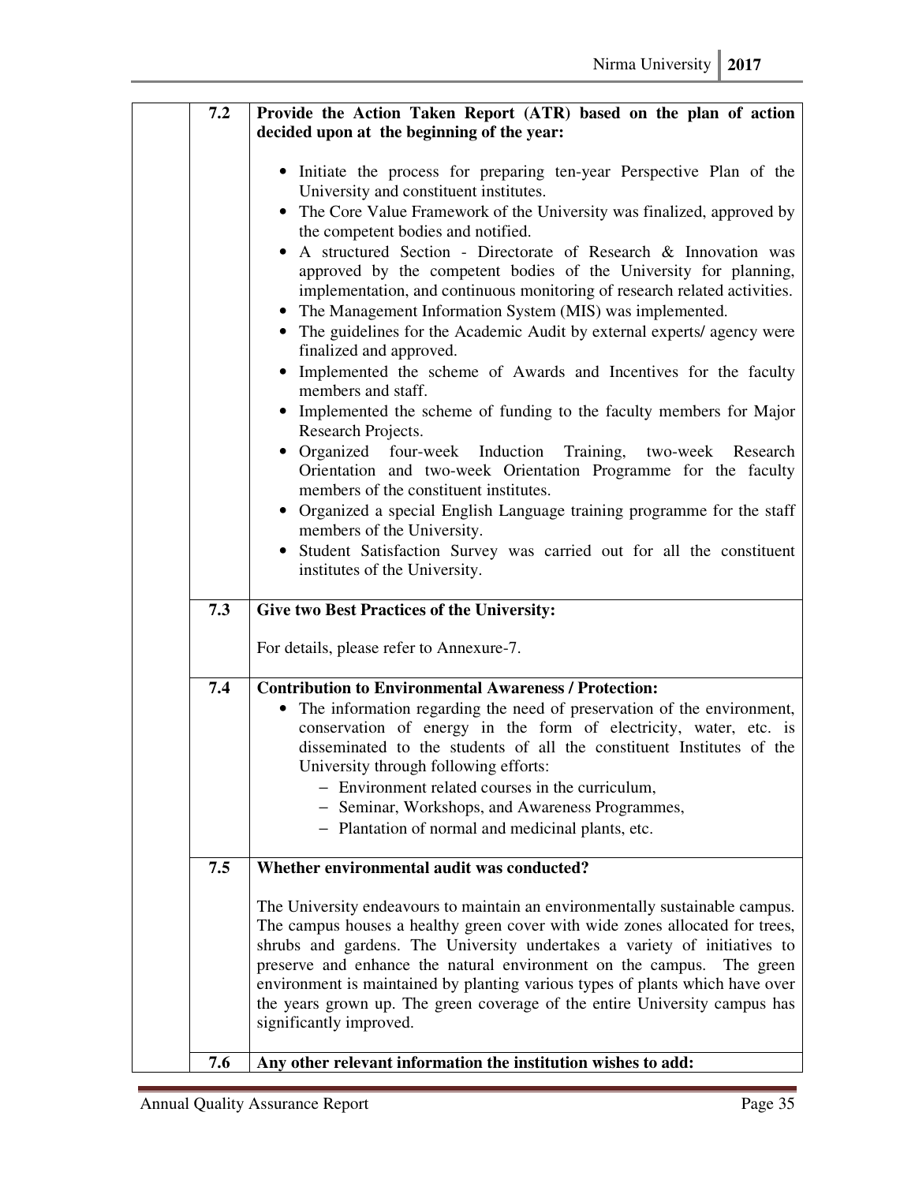| | | |
|---|---|---|
| | **7.2** | **Provide the Action Taken Report (ATR) based on the plan of action decided upon at the beginning of the year:**<br><br>• Initiate the process for preparing ten-year Perspective Plan of the University and constituent institutes.<br>• The Core Value Framework of the University was finalized, approved by the competent bodies and notified.<br>• A structured Section - Directorate of Research & Innovation was approved by the competent bodies of the University for planning, implementation, and continuous monitoring of research related activities.<br>• The Management Information System (MIS) was implemented.<br>• The guidelines for the Academic Audit by external experts/ agency were finalized and approved.<br>• Implemented the scheme of Awards and Incentives for the faculty members and staff.<br>• Implemented the scheme of funding to the faculty members for Major Research Projects.<br>• Organized four-week Induction Training, two-week Research Orientation and two-week Orientation Programme for the faculty members of the constituent institutes.<br>• Organized a special English Language training programme for the staff members of the University.<br>• Student Satisfaction Survey was carried out for all the constituent institutes of the University. |
| | **7.3** | **Give two Best Practices of the University:**<br><br>For details, please refer to Annexure-7. |
| | **7.4** | **Contribution to Environmental Awareness / Protection:**<br>• The information regarding the need of preservation of the environment, conservation of energy in the form of electricity, water, etc. is disseminated to the students of all the constituent Institutes of the University through following efforts:<br>– Environment related courses in the curriculum,<br>– Seminar, Workshops, and Awareness Programmes,<br>– Plantation of normal and medicinal plants, etc. |
| | **7.5** | **Whether environmental audit was conducted?**<br><br>The University endeavours to maintain an environmentally sustainable campus. The campus houses a healthy green cover with wide zones allocated for trees, shrubs and gardens. The University undertakes a variety of initiatives to preserve and enhance the natural environment on the campus. The green environment is maintained by planting various types of plants which have over the years grown up. The green coverage of the entire University campus has significantly improved. |
| | **7.6** | **Any other relevant information the institution wishes to add:** |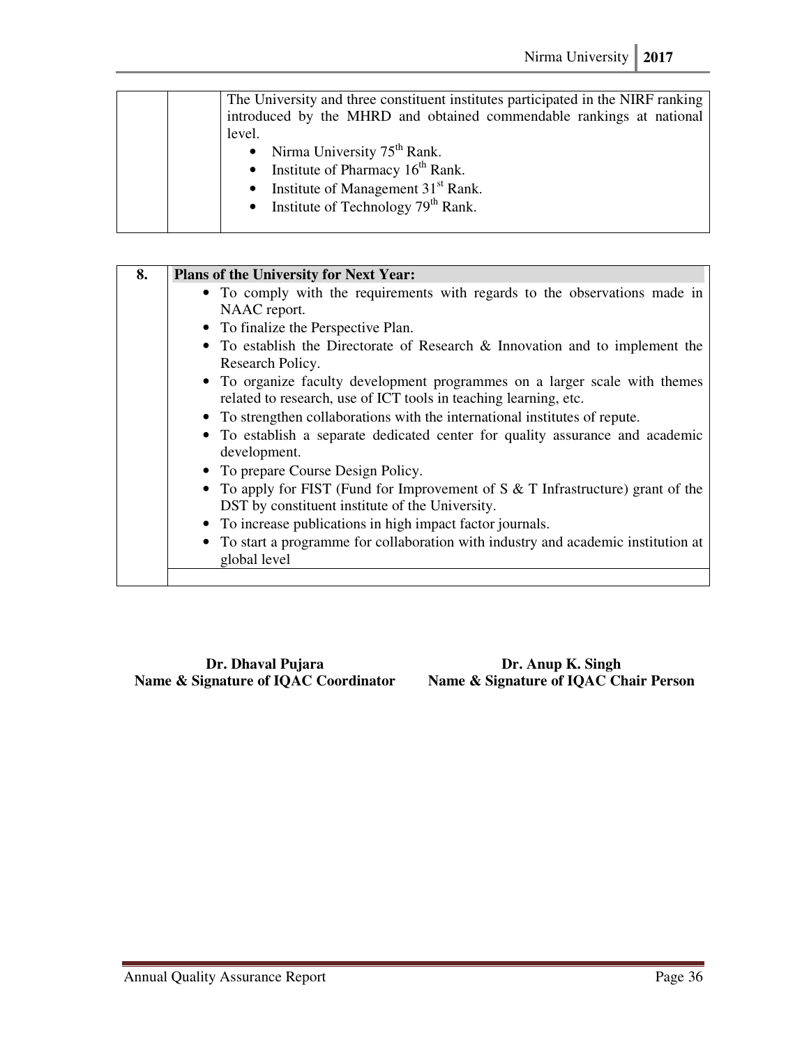| | | |
|---|---|---|
| | | The University and three constituent institutes participated in the NIRF ranking introduced by the MHRD and obtained commendable rankings at national level.<br>• Nirma University 75th Rank.<br>• Institute of Pharmacy 16th Rank.<br>• Institute of Management 31st Rank.<br>• Institute of Technology 79th Rank. |

| | |
|---|---|
| **8.** | **Plans of the University for Next Year:**<br>• To comply with the requirements with regards to the observations made in NAAC report.<br>• To finalize the Perspective Plan.<br>• To establish the Directorate of Research & Innovation and to implement the Research Policy.<br>• To organize faculty development programmes on a larger scale with themes related to research, use of ICT tools in teaching learning, etc.<br>• To strengthen collaborations with the international institutes of repute.<br>• To establish a separate dedicated center for quality assurance and academic development.<br>• To prepare Course Design Policy.<br>• To apply for FIST (Fund for Improvement of S & T Infrastructure) grant of the DST by constituent institute of the University.<br>• To increase publications in high impact factor journals.<br>• To start a programme for collaboration with industry and academic institution at global level |
| | |

**Dr. Dhaval Pujara**
**Name & Signature of IQAC Coordinator**

**Dr. Anup K. Singh**
**Name & Signature of IQAC Chair Person**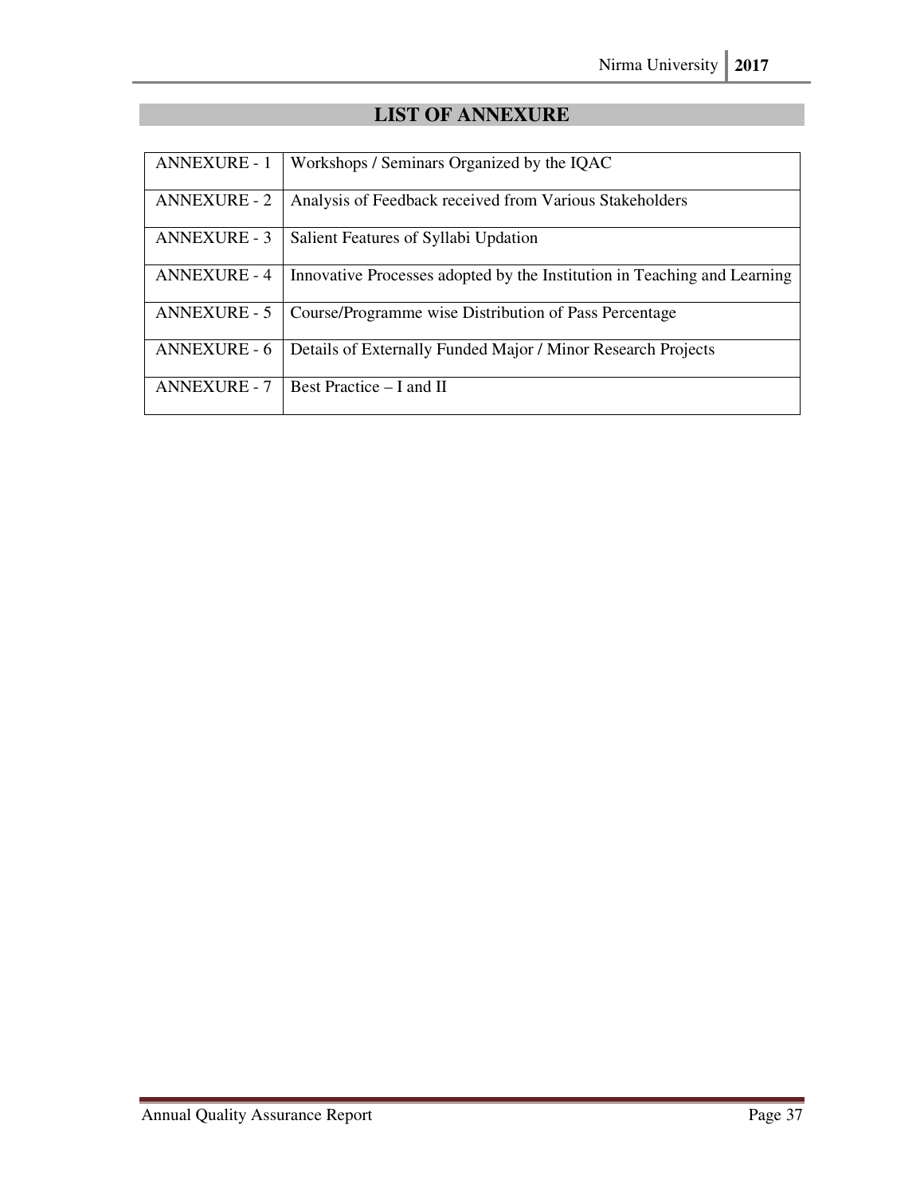## LIST OF ANNEXURE

| | |
|---|---|
| ANNEXURE - 1 | Workshops / Seminars Organized by the IQAC |
| ANNEXURE - 2 | Analysis of Feedback received from Various Stakeholders |
| ANNEXURE - 3 | Salient Features of Syllabi Updation |
| ANNEXURE - 4 | Innovative Processes adopted by the Institution in Teaching and Learning |
| ANNEXURE - 5 | Course/Programme wise Distribution of Pass Percentage |
| ANNEXURE - 6 | Details of Externally Funded Major / Minor Research Projects |
| ANNEXURE - 7 | Best Practice – I and II |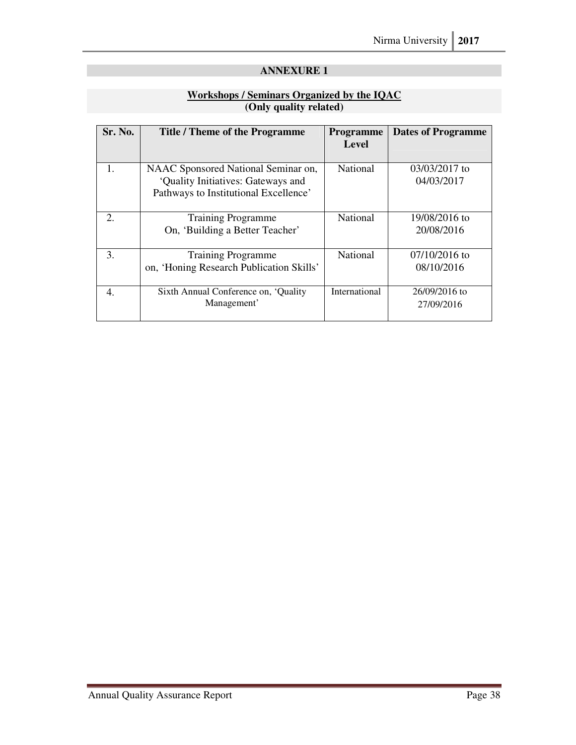## ANNEXURE 1

### Workshops / Seminars Organized by the IQAC
**(Only quality related)**

| Sr. No. | Title / Theme of the Programme | Programme Level | Dates of Programme |
|---|---|---|---|
| 1. | NAAC Sponsored National Seminar on, 'Quality Initiatives: Gateways and Pathways to Institutional Excellence' | National | 03/03/2017 to 04/03/2017 |
| 2. | Training Programme On, 'Building a Better Teacher' | National | 19/08/2016 to 20/08/2016 |
| 3. | Training Programme on, 'Honing Research Publication Skills' | National | 07/10/2016 to 08/10/2016 |
| 4. | Sixth Annual Conference on, 'Quality Management' | International | 26/09/2016 to 27/09/2016 |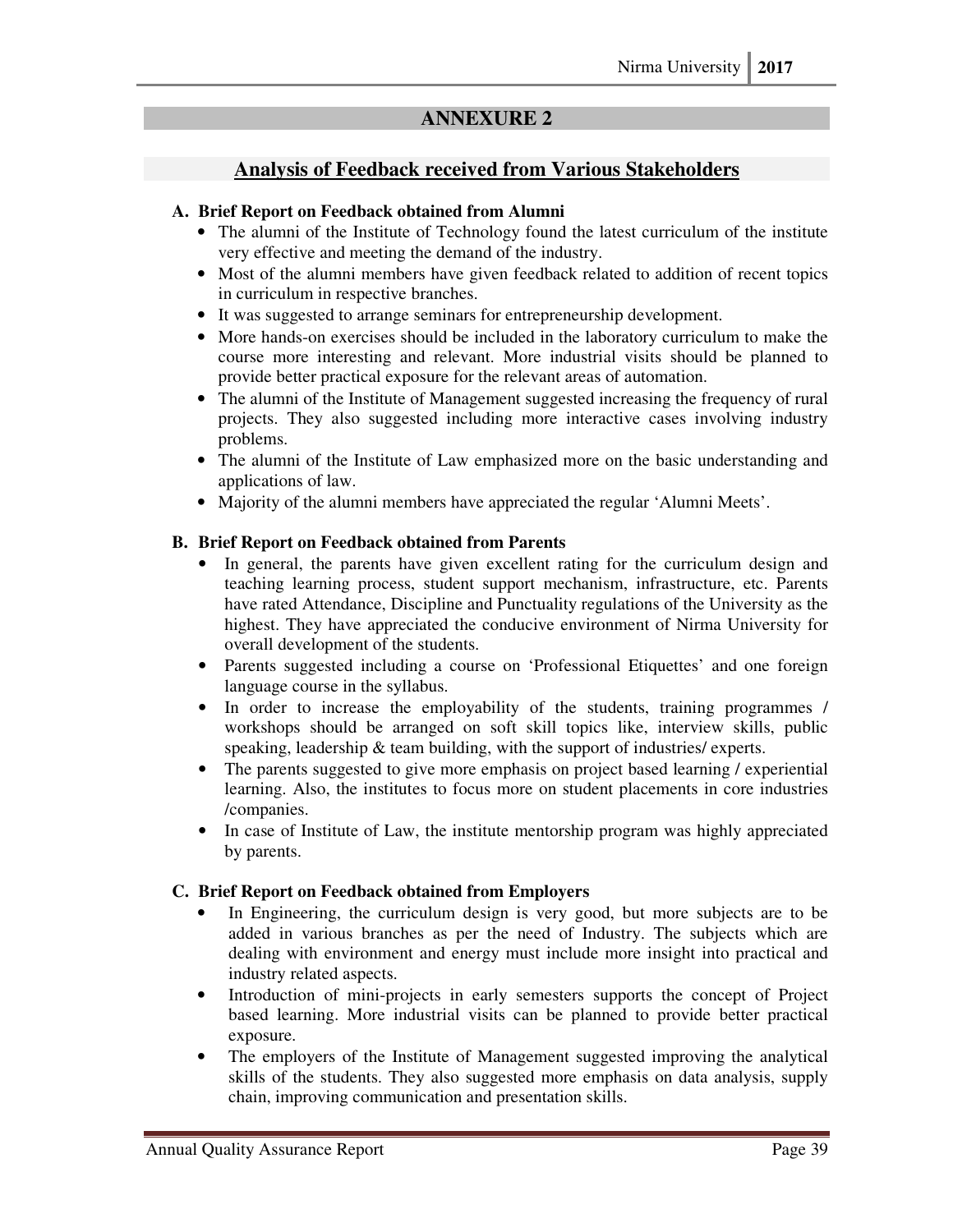# ANNEXURE 2

## Analysis of Feedback received from Various Stakeholders

### A. Brief Report on Feedback obtained from Alumni

- The alumni of the Institute of Technology found the latest curriculum of the institute very effective and meeting the demand of the industry.
- Most of the alumni members have given feedback related to addition of recent topics in curriculum in respective branches.
- It was suggested to arrange seminars for entrepreneurship development.
- More hands-on exercises should be included in the laboratory curriculum to make the course more interesting and relevant. More industrial visits should be planned to provide better practical exposure for the relevant areas of automation.
- The alumni of the Institute of Management suggested increasing the frequency of rural projects. They also suggested including more interactive cases involving industry problems.
- The alumni of the Institute of Law emphasized more on the basic understanding and applications of law.
- Majority of the alumni members have appreciated the regular 'Alumni Meets'.

### B. Brief Report on Feedback obtained from Parents

- In general, the parents have given excellent rating for the curriculum design and teaching learning process, student support mechanism, infrastructure, etc. Parents have rated Attendance, Discipline and Punctuality regulations of the University as the highest. They have appreciated the conducive environment of Nirma University for overall development of the students.
- Parents suggested including a course on 'Professional Etiquettes' and one foreign language course in the syllabus.
- In order to increase the employability of the students, training programmes / workshops should be arranged on soft skill topics like, interview skills, public speaking, leadership & team building, with the support of industries/ experts.
- The parents suggested to give more emphasis on project based learning / experiential learning. Also, the institutes to focus more on student placements in core industries /companies.
- In case of Institute of Law, the institute mentorship program was highly appreciated by parents.

### C. Brief Report on Feedback obtained from Employers

- In Engineering, the curriculum design is very good, but more subjects are to be added in various branches as per the need of Industry. The subjects which are dealing with environment and energy must include more insight into practical and industry related aspects.
- Introduction of mini-projects in early semesters supports the concept of Project based learning. More industrial visits can be planned to provide better practical exposure.
- The employers of the Institute of Management suggested improving the analytical skills of the students. They also suggested more emphasis on data analysis, supply chain, improving communication and presentation skills.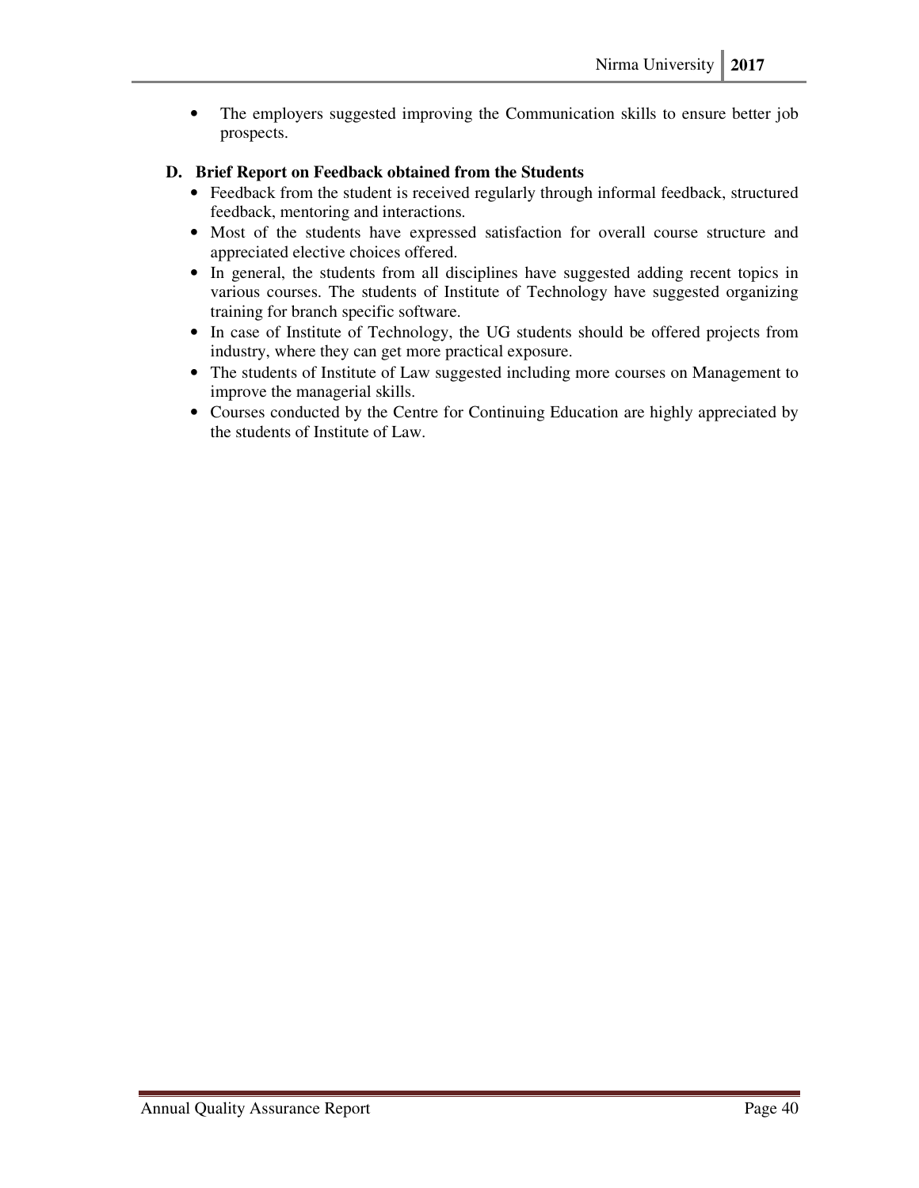- The employers suggested improving the Communication skills to ensure better job prospects.

**D. Brief Report on Feedback obtained from the Students**

- Feedback from the student is received regularly through informal feedback, structured feedback, mentoring and interactions.
- Most of the students have expressed satisfaction for overall course structure and appreciated elective choices offered.
- In general, the students from all disciplines have suggested adding recent topics in various courses. The students of Institute of Technology have suggested organizing training for branch specific software.
- In case of Institute of Technology, the UG students should be offered projects from industry, where they can get more practical exposure.
- The students of Institute of Law suggested including more courses on Management to improve the managerial skills.
- Courses conducted by the Centre for Continuing Education are highly appreciated by the students of Institute of Law.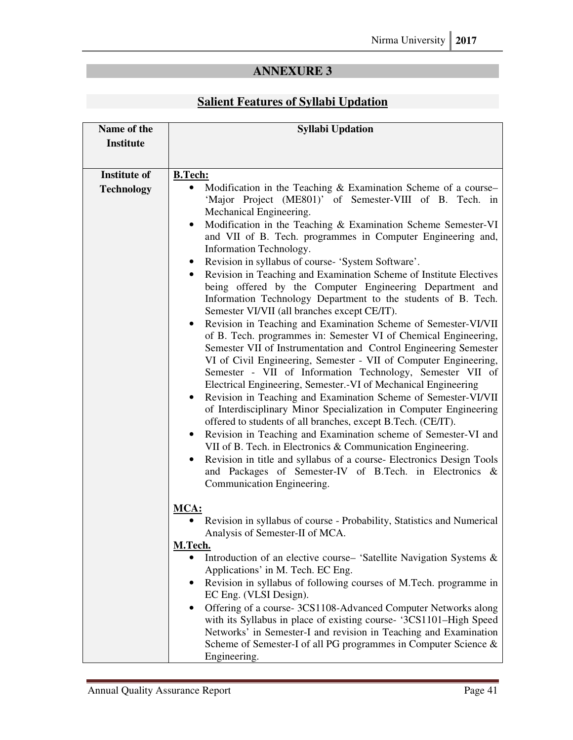# ANNEXURE 3

## Salient Features of Syllabi Updation

| Name of the Institute | Syllabi Updation |
|---|---|
| Institute of Technology | **B.Tech:**<br>• Modification in the Teaching & Examination Scheme of a course– 'Major Project (ME801)' of Semester-VIII of B. Tech. in Mechanical Engineering.<br>• Modification in the Teaching & Examination Scheme Semester-VI and VII of B. Tech. programmes in Computer Engineering and, Information Technology.<br>• Revision in syllabus of course- 'System Software'.<br>• Revision in Teaching and Examination Scheme of Institute Electives being offered by the Computer Engineering Department and Information Technology Department to the students of B. Tech. Semester VI/VII (all branches except CE/IT).<br>• Revision in Teaching and Examination Scheme of Semester-VI/VII of B. Tech. programmes in: Semester VI of Chemical Engineering, Semester VII of Instrumentation and Control Engineering Semester VI of Civil Engineering, Semester - VII of Computer Engineering, Semester - VII of Information Technology, Semester VII of Electrical Engineering, Semester.-VI of Mechanical Engineering<br>• Revision in Teaching and Examination Scheme of Semester-VI/VII of Interdisciplinary Minor Specialization in Computer Engineering offered to students of all branches, except B.Tech. (CE/IT).<br>• Revision in Teaching and Examination scheme of Semester-VI and VII of B. Tech. in Electronics & Communication Engineering.<br>• Revision in title and syllabus of a course- Electronics Design Tools and Packages of Semester-IV of B.Tech. in Electronics & Communication Engineering.<br><br>**MCA:**<br>• Revision in syllabus of course - Probability, Statistics and Numerical Analysis of Semester-II of MCA.<br>**M.Tech.**<br>• Introduction of an elective course– 'Satellite Navigation Systems & Applications' in M. Tech. EC Eng.<br>• Revision in syllabus of following courses of M.Tech. programme in EC Eng. (VLSI Design).<br>• Offering of a course- 3CS1108-Advanced Computer Networks along with its Syllabus in place of existing course- '3CS1101–High Speed Networks' in Semester-I and revision in Teaching and Examination Scheme of Semester-I of all PG programmes in Computer Science & Engineering. |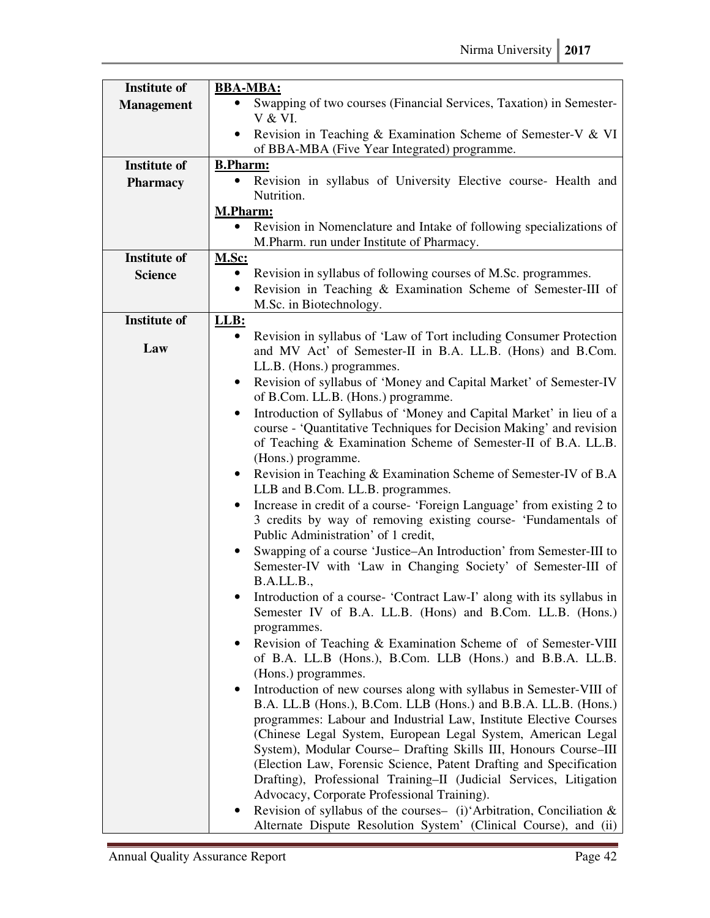| | |
|---|---|
| **Institute of Management** | **BBA-MBA:**<br>• Swapping of two courses (Financial Services, Taxation) in Semester-V & VI.<br>• Revision in Teaching & Examination Scheme of Semester-V & VI of BBA-MBA (Five Year Integrated) programme. |
| **Institute of Pharmacy** | **B.Pharm:**<br>• Revision in syllabus of University Elective course- Health and Nutrition.<br>**M.Pharm:**<br>• Revision in Nomenclature and Intake of following specializations of M.Pharm. run under Institute of Pharmacy. |
| **Institute of Science** | **M.Sc:**<br>• Revision in syllabus of following courses of M.Sc. programmes.<br>• Revision in Teaching & Examination Scheme of Semester-III of M.Sc. in Biotechnology. |
| **Institute of Law** | **LLB:**<br>• Revision in syllabus of 'Law of Tort including Consumer Protection and MV Act' of Semester-II in B.A. LL.B. (Hons) and B.Com. LL.B. (Hons.) programmes.<br>• Revision of syllabus of 'Money and Capital Market' of Semester-IV of B.Com. LL.B. (Hons.) programme.<br>• Introduction of Syllabus of 'Money and Capital Market' in lieu of a course - 'Quantitative Techniques for Decision Making' and revision of Teaching & Examination Scheme of Semester-II of B.A. LL.B. (Hons.) programme.<br>• Revision in Teaching & Examination Scheme of Semester-IV of B.A LLB and B.Com. LL.B. programmes.<br>• Increase in credit of a course- 'Foreign Language' from existing 2 to 3 credits by way of removing existing course- 'Fundamentals of Public Administration' of 1 credit,<br>• Swapping of a course 'Justice–An Introduction' from Semester-III to Semester-IV with 'Law in Changing Society' of Semester-III of B.A.LL.B.,<br>• Introduction of a course- 'Contract Law-I' along with its syllabus in Semester IV of B.A. LL.B. (Hons) and B.Com. LL.B. (Hons.) programmes.<br>• Revision of Teaching & Examination Scheme of of Semester-VIII of B.A. LL.B (Hons.), B.Com. LLB (Hons.) and B.B.A. LL.B. (Hons.) programmes.<br>• Introduction of new courses along with syllabus in Semester-VIII of B.A. LL.B (Hons.), B.Com. LLB (Hons.) and B.B.A. LL.B. (Hons.) programmes: Labour and Industrial Law, Institute Elective Courses (Chinese Legal System, European Legal System, American Legal System), Modular Course– Drafting Skills III, Honours Course–III (Election Law, Forensic Science, Patent Drafting and Specification Drafting), Professional Training–II (Judicial Services, Litigation Advocacy, Corporate Professional Training).<br>• Revision of syllabus of the courses– (i)'Arbitration, Conciliation & Alternate Dispute Resolution System' (Clinical Course), and (ii) |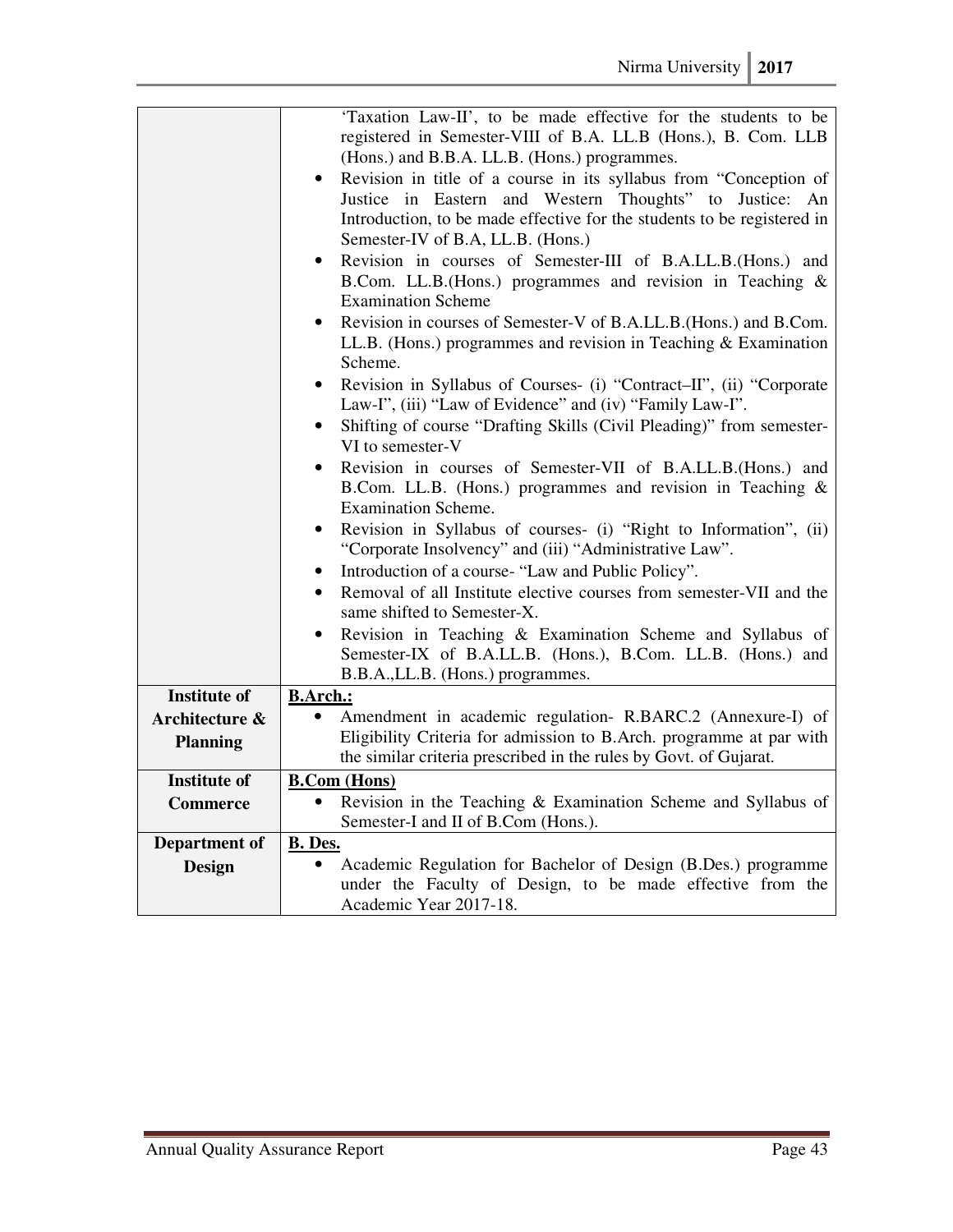| | |
|---|---|
| | 'Taxation Law-II', to be made effective for the students to be registered in Semester-VIII of B.A. LL.B (Hons.), B. Com. LLB (Hons.) and B.B.A. LL.B. (Hons.) programmes.<br>• Revision in title of a course in its syllabus from "Conception of Justice in Eastern and Western Thoughts" to Justice: An Introduction, to be made effective for the students to be registered in Semester-IV of B.A, LL.B. (Hons.)<br>• Revision in courses of Semester-III of B.A.LL.B.(Hons.) and B.Com. LL.B.(Hons.) programmes and revision in Teaching & Examination Scheme<br>• Revision in courses of Semester-V of B.A.LL.B.(Hons.) and B.Com. LL.B. (Hons.) programmes and revision in Teaching & Examination Scheme.<br>• Revision in Syllabus of Courses- (i) "Contract–II", (ii) "Corporate Law-I", (iii) "Law of Evidence" and (iv) "Family Law-I".<br>• Shifting of course "Drafting Skills (Civil Pleading)" from semester-VI to semester-V<br>• Revision in courses of Semester-VII of B.A.LL.B.(Hons.) and B.Com. LL.B. (Hons.) programmes and revision in Teaching & Examination Scheme.<br>• Revision in Syllabus of courses- (i) "Right to Information", (ii) "Corporate Insolvency" and (iii) "Administrative Law".<br>• Introduction of a course- "Law and Public Policy".<br>• Removal of all Institute elective courses from semester-VII and the same shifted to Semester-X.<br>• Revision in Teaching & Examination Scheme and Syllabus of Semester-IX of B.A.LL.B. (Hons.), B.Com. LL.B. (Hons.) and B.B.A.,LL.B. (Hons.) programmes. |
| **Institute of Architecture & Planning** | **B.Arch.:**<br>• Amendment in academic regulation- R.BARC.2 (Annexure-I) of Eligibility Criteria for admission to B.Arch. programme at par with the similar criteria prescribed in the rules by Govt. of Gujarat. |
| **Institute of Commerce** | **B.Com (Hons)**<br>• Revision in the Teaching & Examination Scheme and Syllabus of Semester-I and II of B.Com (Hons.). |
| **Department of Design** | **B. Des.**<br>• Academic Regulation for Bachelor of Design (B.Des.) programme under the Faculty of Design, to be made effective from the Academic Year 2017-18. |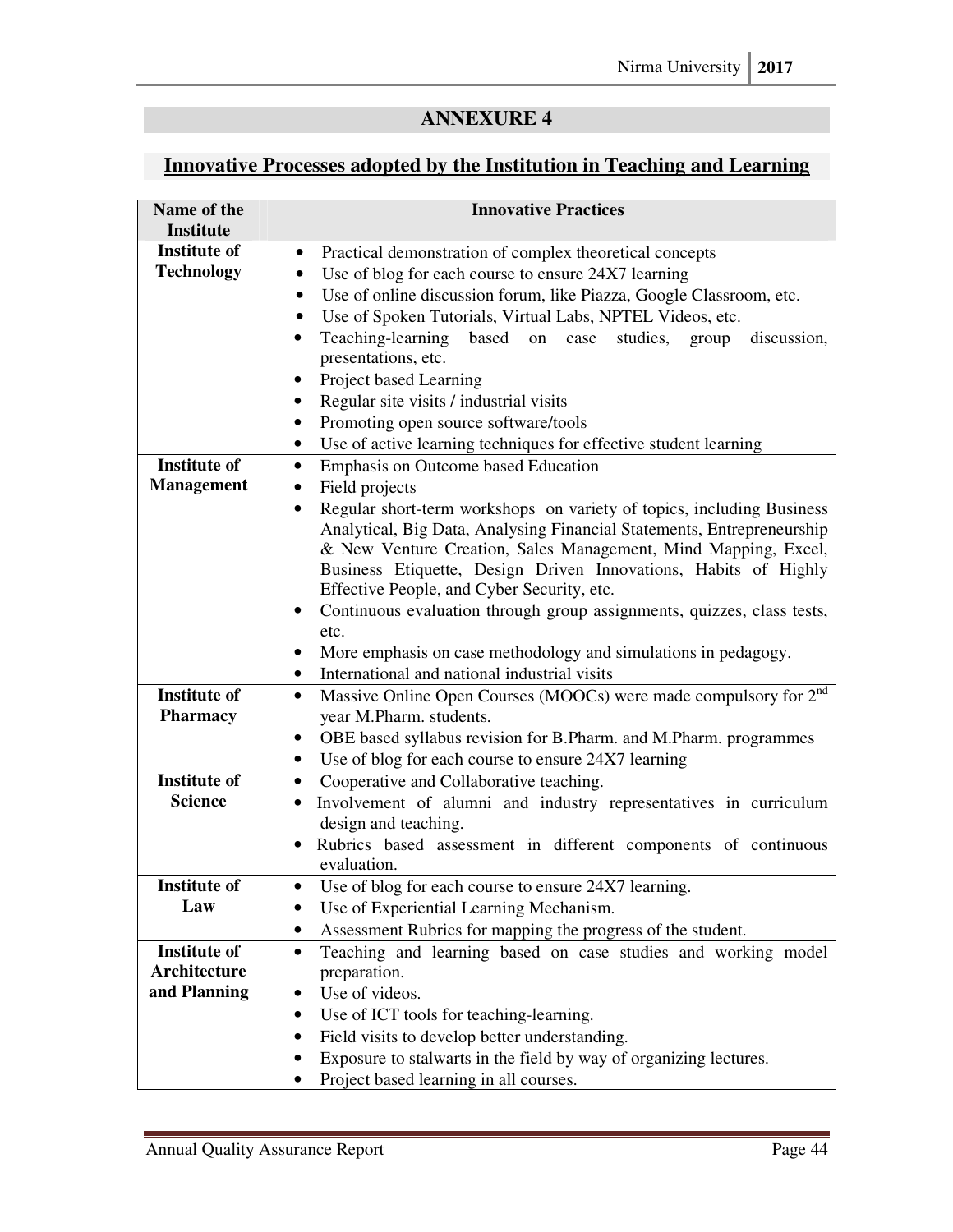## ANNEXURE 4

## Innovative Processes adopted by the Institution in Teaching and Learning

| Name of the Institute | Innovative Practices |
|---|---|
| **Institute of Technology** | • Practical demonstration of complex theoretical concepts<br>• Use of blog for each course to ensure 24X7 learning<br>• Use of online discussion forum, like Piazza, Google Classroom, etc.<br>• Use of Spoken Tutorials, Virtual Labs, NPTEL Videos, etc.<br>• Teaching-learning based on case studies, group discussion, presentations, etc.<br>• Project based Learning<br>• Regular site visits / industrial visits<br>• Promoting open source software/tools<br>• Use of active learning techniques for effective student learning |
| **Institute of Management** | • Emphasis on Outcome based Education<br>• Field projects<br>• Regular short-term workshops on variety of topics, including Business Analytical, Big Data, Analysing Financial Statements, Entrepreneurship & New Venture Creation, Sales Management, Mind Mapping, Excel, Business Etiquette, Design Driven Innovations, Habits of Highly Effective People, and Cyber Security, etc.<br>• Continuous evaluation through group assignments, quizzes, class tests, etc.<br>• More emphasis on case methodology and simulations in pedagogy.<br>• International and national industrial visits |
| **Institute of Pharmacy** | • Massive Online Open Courses (MOOCs) were made compulsory for 2nd year M.Pharm. students.<br>• OBE based syllabus revision for B.Pharm. and M.Pharm. programmes<br>• Use of blog for each course to ensure 24X7 learning |
| **Institute of Science** | • Cooperative and Collaborative teaching.<br>• Involvement of alumni and industry representatives in curriculum design and teaching.<br>• Rubrics based assessment in different components of continuous evaluation. |
| **Institute of Law** | • Use of blog for each course to ensure 24X7 learning.<br>• Use of Experiential Learning Mechanism.<br>• Assessment Rubrics for mapping the progress of the student. |
| **Institute of Architecture and Planning** | • Teaching and learning based on case studies and working model preparation.<br>• Use of videos.<br>• Use of ICT tools for teaching-learning.<br>• Field visits to develop better understanding.<br>• Exposure to stalwarts in the field by way of organizing lectures.<br>• Project based learning in all courses. |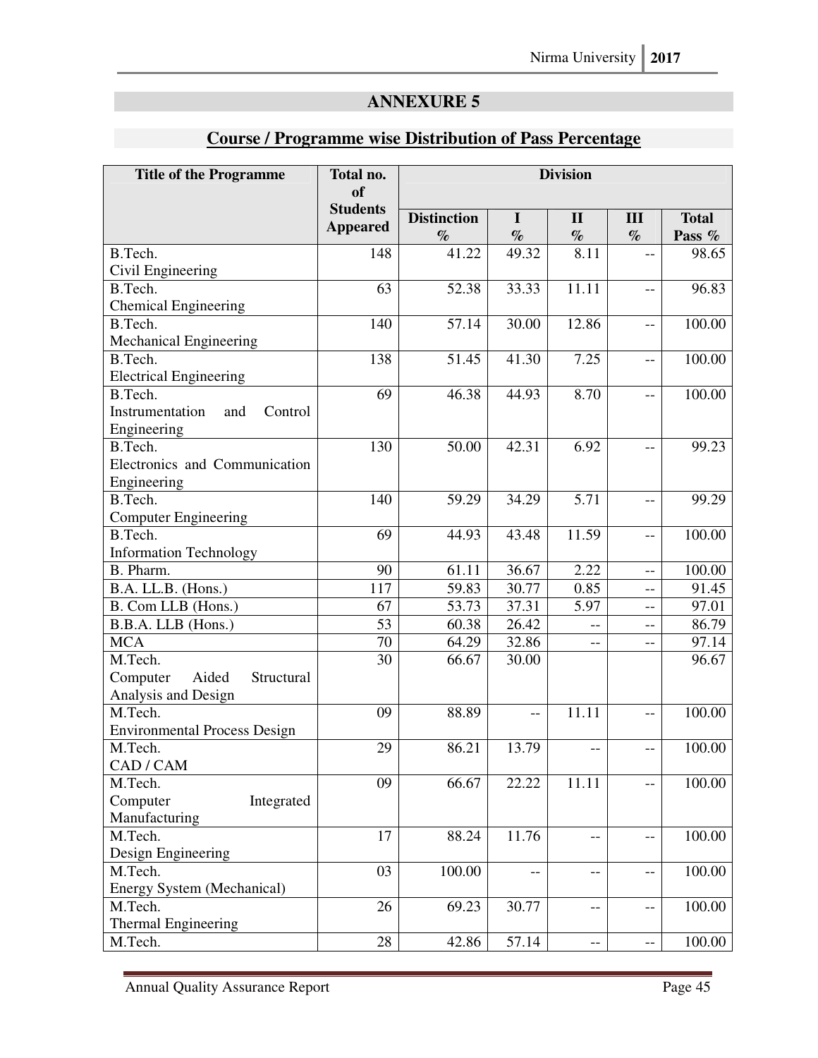## ANNEXURE 5

## Course / Programme wise Distribution of Pass Percentage

| Title of the Programme | Total no. of Students Appeared | Division | | | | |
|---|---|---|---|---|---|---|
| | | Distinction % | I % | II % | III % | Total Pass % |
| B.Tech. Civil Engineering | 148 | 41.22 | 49.32 | 8.11 | -- | 98.65 |
| B.Tech. Chemical Engineering | 63 | 52.38 | 33.33 | 11.11 | -- | 96.83 |
| B.Tech. Mechanical Engineering | 140 | 57.14 | 30.00 | 12.86 | -- | 100.00 |
| B.Tech. Electrical Engineering | 138 | 51.45 | 41.30 | 7.25 | -- | 100.00 |
| B.Tech. Instrumentation and Control Engineering | 69 | 46.38 | 44.93 | 8.70 | -- | 100.00 |
| B.Tech. Electronics and Communication Engineering | 130 | 50.00 | 42.31 | 6.92 | -- | 99.23 |
| B.Tech. Computer Engineering | 140 | 59.29 | 34.29 | 5.71 | -- | 99.29 |
| B.Tech. Information Technology | 69 | 44.93 | 43.48 | 11.59 | -- | 100.00 |
| B. Pharm. | 90 | 61.11 | 36.67 | 2.22 | -- | 100.00 |
| B.A. LL.B. (Hons.) | 117 | 59.83 | 30.77 | 0.85 | -- | 91.45 |
| B. Com LLB (Hons.) | 67 | 53.73 | 37.31 | 5.97 | -- | 97.01 |
| B.B.A. LLB (Hons.) | 53 | 60.38 | 26.42 | -- | -- | 86.79 |
| MCA | 70 | 64.29 | 32.86 | -- | -- | 97.14 |
| M.Tech. Computer Aided Structural Analysis and Design | 30 | 66.67 | 30.00 | | | 96.67 |
| M.Tech. Environmental Process Design | 09 | 88.89 | -- | 11.11 | -- | 100.00 |
| M.Tech. CAD / CAM | 29 | 86.21 | 13.79 | -- | -- | 100.00 |
| M.Tech. Computer Integrated Manufacturing | 09 | 66.67 | 22.22 | 11.11 | -- | 100.00 |
| M.Tech. Design Engineering | 17 | 88.24 | 11.76 | -- | -- | 100.00 |
| M.Tech. Energy System (Mechanical) | 03 | 100.00 | -- | -- | -- | 100.00 |
| M.Tech. Thermal Engineering | 26 | 69.23 | 30.77 | -- | -- | 100.00 |
| M.Tech. | 28 | 42.86 | 57.14 | -- | -- | 100.00 |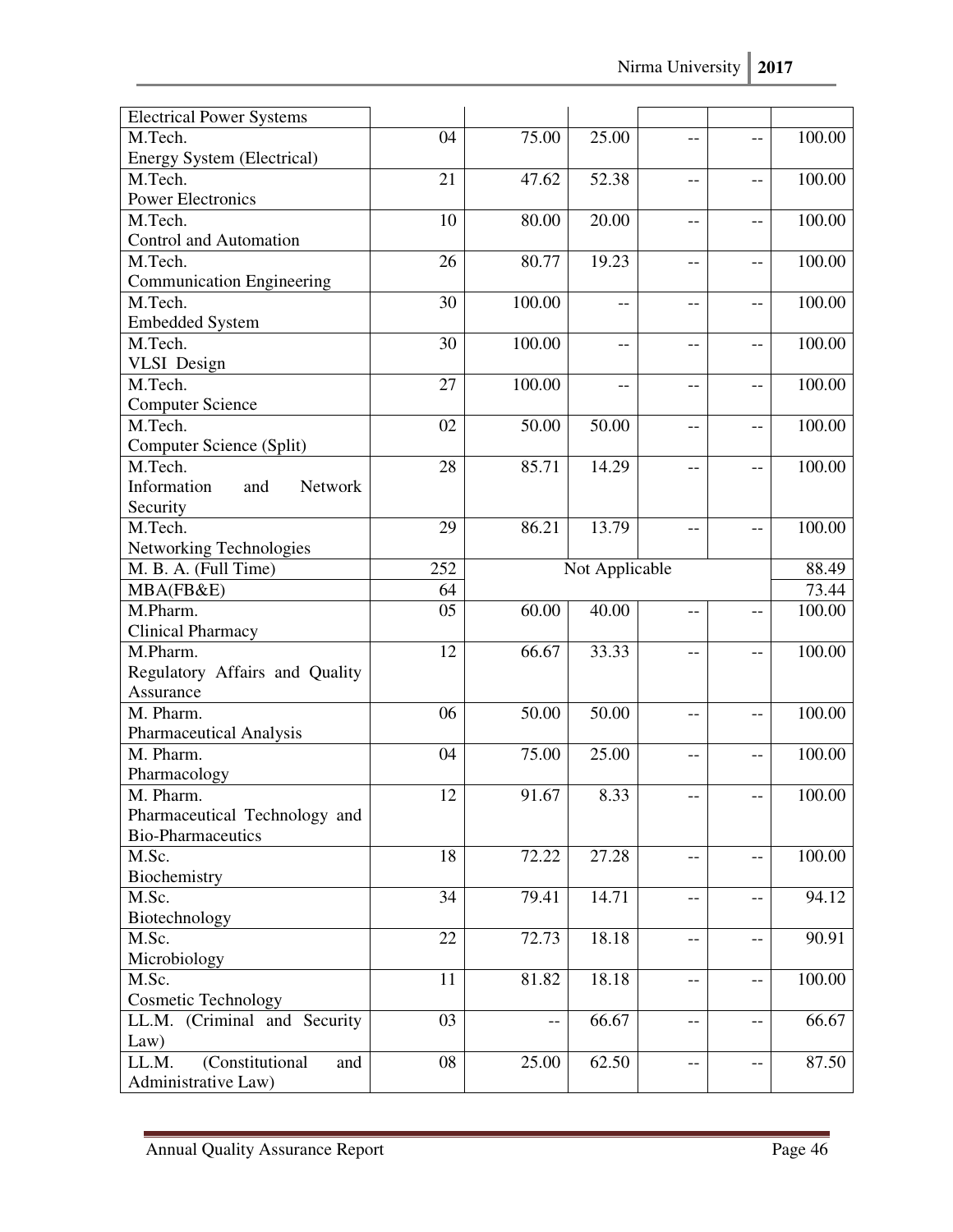| | | | | | | |
|---|---|---|---|---|---|---|
| Electrical Power Systems | | | | | | |
| M.Tech. Energy System (Electrical) | 04 | 75.00 | 25.00 | -- | -- | 100.00 |
| M.Tech. Power Electronics | 21 | 47.62 | 52.38 | -- | -- | 100.00 |
| M.Tech. Control and Automation | 10 | 80.00 | 20.00 | -- | -- | 100.00 |
| M.Tech. Communication Engineering | 26 | 80.77 | 19.23 | -- | -- | 100.00 |
| M.Tech. Embedded System | 30 | 100.00 | -- | -- | -- | 100.00 |
| M.Tech. VLSI Design | 30 | 100.00 | -- | -- | -- | 100.00 |
| M.Tech. Computer Science | 27 | 100.00 | -- | -- | -- | 100.00 |
| M.Tech. Computer Science (Split) | 02 | 50.00 | 50.00 | -- | -- | 100.00 |
| M.Tech. Information and Network Security | 28 | 85.71 | 14.29 | -- | -- | 100.00 |
| M.Tech. Networking Technologies | 29 | 86.21 | 13.79 | -- | -- | 100.00 |
| M. B. A. (Full Time) | 252 | Not Applicable | | | | 88.49 |
| MBA(FB&E) | 64 | | | | | 73.44 |
| M.Pharm. Clinical Pharmacy | 05 | 60.00 | 40.00 | -- | -- | 100.00 |
| M.Pharm. Regulatory Affairs and Quality Assurance | 12 | 66.67 | 33.33 | -- | -- | 100.00 |
| M. Pharm. Pharmaceutical Analysis | 06 | 50.00 | 50.00 | -- | -- | 100.00 |
| M. Pharm. Pharmacology | 04 | 75.00 | 25.00 | -- | -- | 100.00 |
| M. Pharm. Pharmaceutical Technology and Bio-Pharmaceutics | 12 | 91.67 | 8.33 | -- | -- | 100.00 |
| M.Sc. Biochemistry | 18 | 72.22 | 27.28 | -- | -- | 100.00 |
| M.Sc. Biotechnology | 34 | 79.41 | 14.71 | -- | -- | 94.12 |
| M.Sc. Microbiology | 22 | 72.73 | 18.18 | -- | -- | 90.91 |
| M.Sc. Cosmetic Technology | 11 | 81.82 | 18.18 | -- | -- | 100.00 |
| LL.M. (Criminal and Security Law) | 03 | -- | 66.67 | -- | -- | 66.67 |
| LL.M. (Constitutional and Administrative Law) | 08 | 25.00 | 62.50 | -- | -- | 87.50 |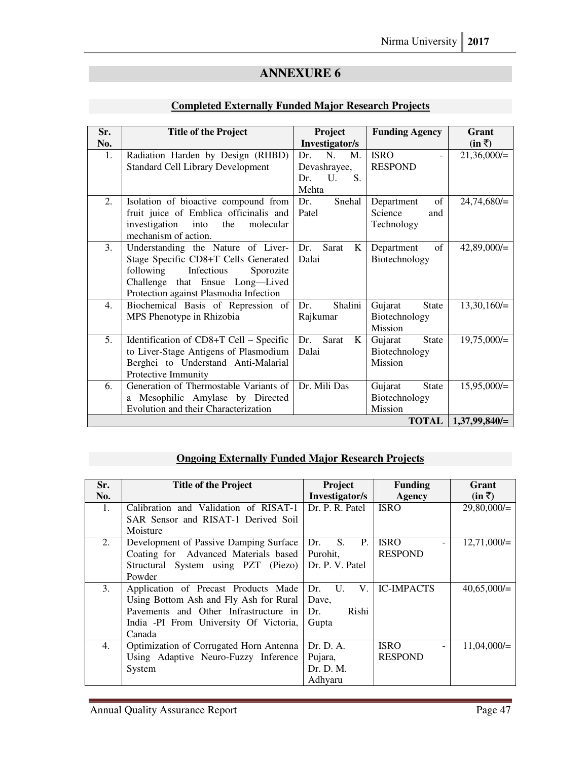# ANNEXURE 6

## Completed Externally Funded Major Research Projects

| Sr. No. | Title of the Project | Project Investigator/s | Funding Agency | Grant (in ₹) |
|---|---|---|---|---|
| 1. | Radiation Harden by Design (RHBD) Standard Cell Library Development | Dr. N. M. Devashrayee, Dr. U. S. Mehta | ISRO - RESPOND | 21,36,000/= |
| 2. | Isolation of bioactive compound from fruit juice of Emblica officinalis and investigation into the molecular mechanism of action. | Dr. Snehal Patel | Department of Science and Technology | 24,74,680/= |
| 3. | Understanding the Nature of Liver-Stage Specific CD8+T Cells Generated following Infectious Sporozite Challenge that Ensue Long—Lived Protection against Plasmodia Infection | Dr. Sarat K Dalai | Department of Biotechnology | 42,89,000/= |
| 4. | Biochemical Basis of Repression of MPS Phenotype in Rhizobia | Dr. Shalini Rajkumar | Gujarat State Biotechnology Mission | 13,30,160/= |
| 5. | Identification of CD8+T Cell – Specific to Liver-Stage Antigens of Plasmodium Berghei to Understand Anti-Malarial Protective Immunity | Dr. Sarat K Dalai | Gujarat State Biotechnology Mission | 19,75,000/= |
| 6. | Generation of Thermostable Variants of a Mesophilic Amylase by Directed Evolution and their Characterization | Dr. Mili Das | Gujarat State Biotechnology Mission | 15,95,000/= |
| | | | **TOTAL** | **1,37,99,840/=** |

## Ongoing Externally Funded Major Research Projects

| Sr. No. | Title of the Project | Project Investigator/s | Funding Agency | Grant (in ₹) |
|---|---|---|---|---|
| 1. | Calibration and Validation of RISAT-1 SAR Sensor and RISAT-1 Derived Soil Moisture | Dr. P. R. Patel | ISRO | 29,80,000/= |
| 2. | Development of Passive Damping Surface Coating for Advanced Materials based Structural System using PZT (Piezo) Powder | Dr. S. P. Purohit, Dr. P. V. Patel | ISRO - RESPOND | 12,71,000/= |
| 3. | Application of Precast Products Made Using Bottom Ash and Fly Ash for Rural Pavements and Other Infrastructure in India -PI From University Of Victoria, Canada | Dr. U. V. Dave, Dr. Rishi Gupta | IC-IMPACTS | 40,65,000/= |
| 4. | Optimization of Corrugated Horn Antenna Using Adaptive Neuro-Fuzzy Inference System | Dr. D. A. Pujara, Dr. D. M. Adhyaru | ISRO - RESPOND | 11,04,000/= |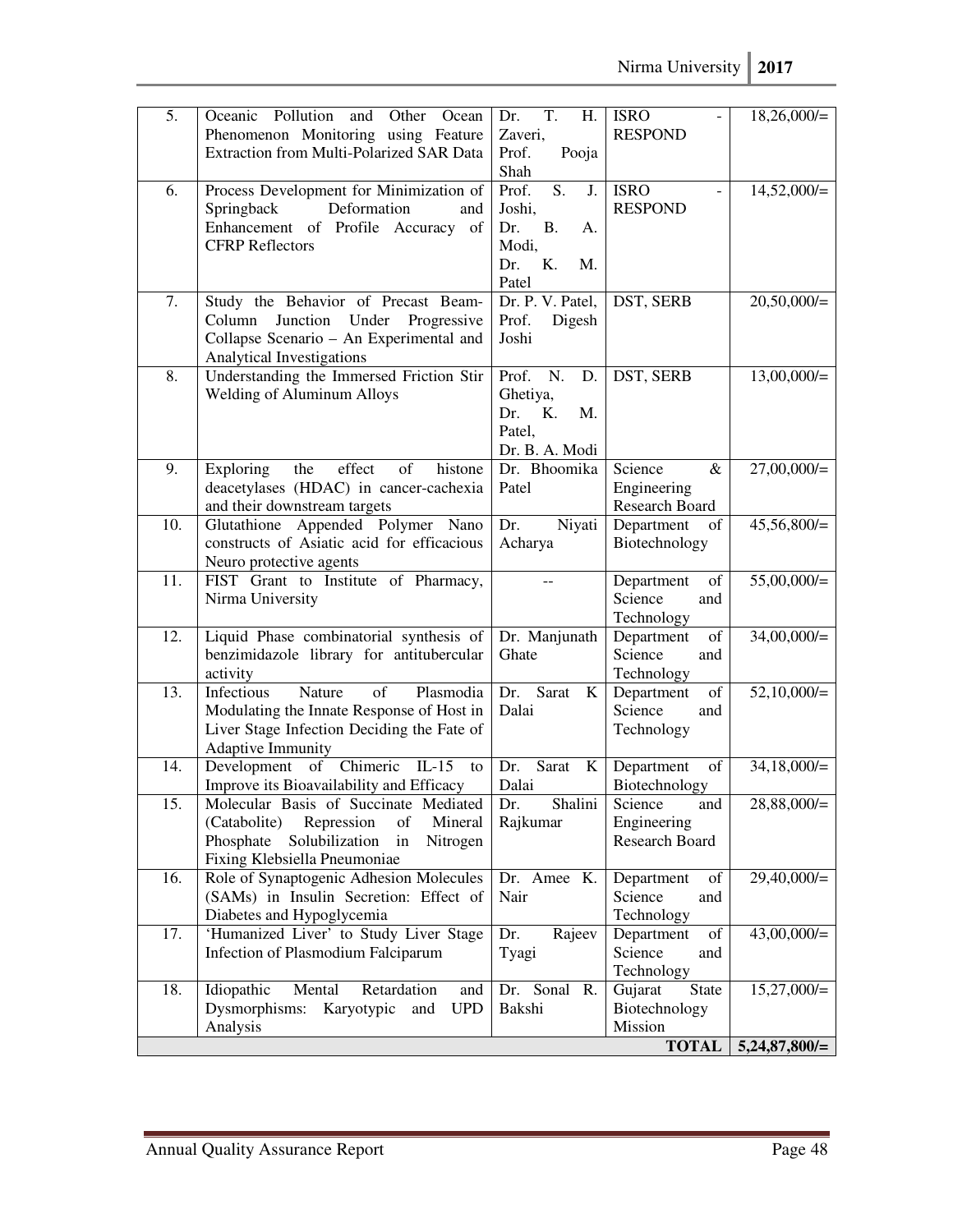| | | | | |
|---|---|---|---|---|
| 5. | Oceanic Pollution and Other Ocean Phenomenon Monitoring using Feature Extraction from Multi-Polarized SAR Data | Dr. T. H. Zaveri, Prof. Pooja Shah | ISRO - RESPOND | 18,26,000/= |
| 6. | Process Development for Minimization of Springback Deformation and Enhancement of Profile Accuracy of CFRP Reflectors | Prof. S. J. Joshi, Dr. B. A. Modi, Dr. K. M. Patel | ISRO - RESPOND | 14,52,000/= |
| 7. | Study the Behavior of Precast Beam-Column Junction Under Progressive Collapse Scenario – An Experimental and Analytical Investigations | Dr. P. V. Patel, Prof. Digesh Joshi | DST, SERB | 20,50,000/= |
| 8. | Understanding the Immersed Friction Stir Welding of Aluminum Alloys | Prof. N. D. Ghetiya, Dr. K. M. Patel, Dr. B. A. Modi | DST, SERB | 13,00,000/= |
| 9. | Exploring the effect of histone deacetylases (HDAC) in cancer-cachexia and their downstream targets | Dr. Bhoomika Patel | Science & Engineering Research Board | 27,00,000/= |
| 10. | Glutathione Appended Polymer Nano constructs of Asiatic acid for efficacious Neuro protective agents | Dr. Niyati Acharya | Department of Biotechnology | 45,56,800/= |
| 11. | FIST Grant to Institute of Pharmacy, Nirma University | -- | Department of Science and Technology | 55,00,000/= |
| 12. | Liquid Phase combinatorial synthesis of benzimidazole library for antitubercular activity | Dr. Manjunath Ghate | Department of Science and Technology | 34,00,000/= |
| 13. | Infectious Nature of Plasmodia Modulating the Innate Response of Host in Liver Stage Infection Deciding the Fate of Adaptive Immunity | Dr. Sarat K Dalai | Department of Science and Technology | 52,10,000/= |
| 14. | Development of Chimeric IL-15 to Improve its Bioavailability and Efficacy | Dr. Sarat K Dalai | Department of Biotechnology | 34,18,000/= |
| 15. | Molecular Basis of Succinate Mediated (Catabolite) Repression of Mineral Phosphate Solubilization in Nitrogen Fixing Klebsiella Pneumoniae | Dr. Shalini Rajkumar | Science and Engineering Research Board | 28,88,000/= |
| 16. | Role of Synaptogenic Adhesion Molecules (SAMs) in Insulin Secretion: Effect of Diabetes and Hypoglycemia | Dr. Amee K. Nair | Department of Science and Technology | 29,40,000/= |
| 17. | 'Humanized Liver' to Study Liver Stage Infection of Plasmodium Falciparum | Dr. Rajeev Tyagi | Department of Science and Technology | 43,00,000/= |
| 18. | Idiopathic Mental Retardation and Dysmorphisms: Karyotypic and UPD Analysis | Dr. Sonal R. Bakshi | Gujarat State Biotechnology Mission | 15,27,000/= |
| | | | **TOTAL** | **5,24,87,800/=** |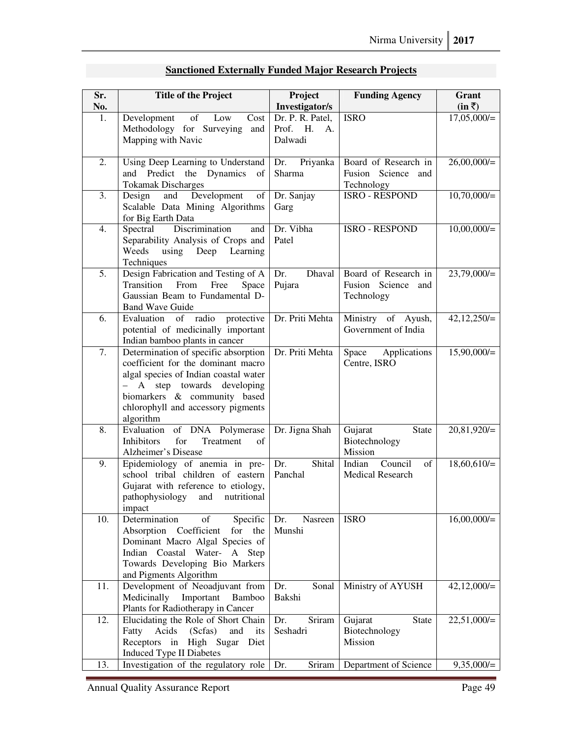## Sanctioned Externally Funded Major Research Projects

| Sr. No. | Title of the Project | Project Investigator/s | Funding Agency | Grant (in ₹) |
|---|---|---|---|---|
| 1. | Development of Low Cost Methodology for Surveying and Mapping with Navic | Dr. P. R. Patel, Prof. H. A. Dalwadi | ISRO | 17,05,000/= |
| 2. | Using Deep Learning to Understand and Predict the Dynamics of Tokamak Discharges | Dr. Priyanka Sharma | Board of Research in Fusion Science and Technology | 26,00,000/= |
| 3. | Design and Development of Scalable Data Mining Algorithms for Big Earth Data | Dr. Sanjay Garg | ISRO - RESPOND | 10,70,000/= |
| 4. | Spectral Discrimination and Separability Analysis of Crops and Weeds using Deep Learning Techniques | Dr. Vibha Patel | ISRO - RESPOND | 10,00,000/= |
| 5. | Design Fabrication and Testing of A Transition From Free Space Gaussian Beam to Fundamental D-Band Wave Guide | Dr. Dhaval Pujara | Board of Research in Fusion Science and Technology | 23,79,000/= |
| 6. | Evaluation of radio protective potential of medicinally important Indian bamboo plants in cancer | Dr. Priti Mehta | Ministry of Ayush, Government of India | 42,12,250/= |
| 7. | Determination of specific absorption coefficient for the dominant macro algal species of Indian coastal water – A step towards developing biomarkers & community based chlorophyll and accessory pigments algorithm | Dr. Priti Mehta | Space Applications Centre, ISRO | 15,90,000/= |
| 8. | Evaluation of DNA Polymerase Inhibitors for Treatment of Alzheimer's Disease | Dr. Jigna Shah | Gujarat State Biotechnology Mission | 20,81,920/= |
| 9. | Epidemiology of anemia in pre-school tribal children of eastern Gujarat with reference to etiology, pathophysiology and nutritional impact | Dr. Shital Panchal | Indian Council of Medical Research | 18,60,610/= |
| 10. | Determination of Specific Absorption Coefficient for the Dominant Macro Algal Species of Indian Coastal Water- A Step Towards Developing Bio Markers and Pigments Algorithm | Dr. Nasreen Munshi | ISRO | 16,00,000/= |
| 11. | Development of Neoadjuvant from Medicinally Important Bamboo Plants for Radiotherapy in Cancer | Dr. Sonal Bakshi | Ministry of AYUSH | 42,12,000/= |
| 12. | Elucidating the Role of Short Chain Fatty Acids (Scfas) and its Receptors in High Sugar Diet Induced Type II Diabetes | Dr. Sriram Seshadri | Gujarat State Biotechnology Mission | 22,51,000/= |
| 13. | Investigation of the regulatory role | Dr. Sriram | Department of Science | 9,35,000/= |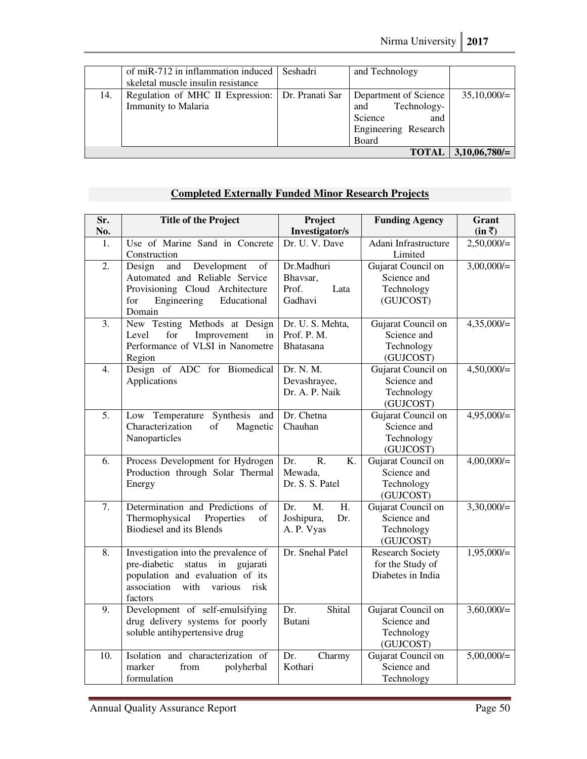| | | | | |
|---|---|---|---|---|
| | of miR-712 in inflammation induced skeletal muscle insulin resistance | Seshadri | and Technology | |
| 14. | Regulation of MHC II Expression: Immunity to Malaria | Dr. Pranati Sar | Department of Science and Technology- Science and Engineering Research Board | 35,10,000/= |
| | | | **TOTAL** | **3,10,06,780/=** |

## Completed Externally Funded Minor Research Projects

| Sr. No. | Title of the Project | Project Investigator/s | Funding Agency | Grant (in ₹) |
|---|---|---|---|---|
| 1. | Use of Marine Sand in Concrete Construction | Dr. U. V. Dave | Adani Infrastructure Limited | 2,50,000/= |
| 2. | Design and Development of Automated and Reliable Service Provisioning Cloud Architecture for Engineering Educational Domain | Dr.Madhuri Bhavsar, Prof. Lata Gadhavi | Gujarat Council on Science and Technology (GUJCOST) | 3,00,000/= |
| 3. | New Testing Methods at Design Level for Improvement in Performance of VLSI in Nanometre Region | Dr. U. S. Mehta, Prof. P. M. Bhatasana | Gujarat Council on Science and Technology (GUJCOST) | 4,35,000/= |
| 4. | Design of ADC for Biomedical Applications | Dr. N. M. Devashrayee, Dr. A. P. Naik | Gujarat Council on Science and Technology (GUJCOST) | 4,50,000/= |
| 5. | Low Temperature Synthesis and Characterization of Magnetic Nanoparticles | Dr. Chetna Chauhan | Gujarat Council on Science and Technology (GUJCOST) | 4,95,000/= |
| 6. | Process Development for Hydrogen Production through Solar Thermal Energy | Dr. R. K. Mewada, Dr. S. S. Patel | Gujarat Council on Science and Technology (GUJCOST) | 4,00,000/= |
| 7. | Determination and Predictions of Thermophysical Properties of Biodiesel and its Blends | Dr. M. H. Joshipura, Dr. A. P. Vyas | Gujarat Council on Science and Technology (GUJCOST) | 3,30,000/= |
| 8. | Investigation into the prevalence of pre-diabetic status in gujarati population and evaluation of its association with various risk factors | Dr. Snehal Patel | Research Society for the Study of Diabetes in India | 1,95,000/= |
| 9. | Development of self-emulsifying drug delivery systems for poorly soluble antihypertensive drug | Dr. Shital Butani | Gujarat Council on Science and Technology (GUJCOST) | 3,60,000/= |
| 10. | Isolation and characterization of marker from polyherbal formulation | Dr. Charmy Kothari | Gujarat Council on Science and Technology | 5,00,000/= |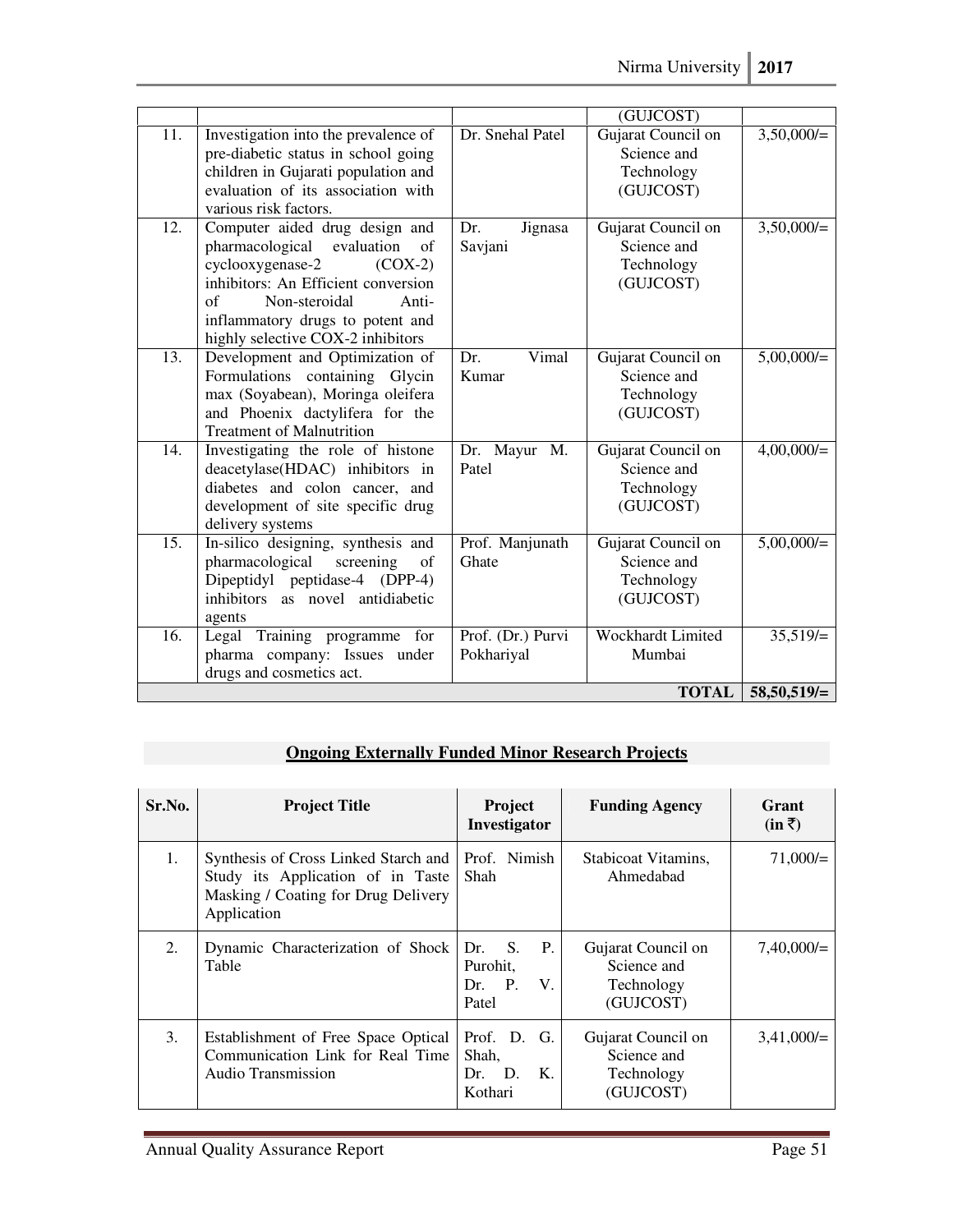| | | | | |
|---|---|---|---|---|
| | | | (GUJCOST) | |
| 11. | Investigation into the prevalence of pre-diabetic status in school going children in Gujarati population and evaluation of its association with various risk factors. | Dr. Snehal Patel | Gujarat Council on Science and Technology (GUJCOST) | 3,50,000/= |
| 12. | Computer aided drug design and pharmacological evaluation of cyclooxygenase-2 (COX-2) inhibitors: An Efficient conversion of Non-steroidal Anti-inflammatory drugs to potent and highly selective COX-2 inhibitors | Dr. Jignasa Savjani | Gujarat Council on Science and Technology (GUJCOST) | 3,50,000/= |
| 13. | Development and Optimization of Formulations containing Glycin max (Soyabean), Moringa oleifera and Phoenix dactylifera for the Treatment of Malnutrition | Dr. Vimal Kumar | Gujarat Council on Science and Technology (GUJCOST) | 5,00,000/= |
| 14. | Investigating the role of histone deacetylase(HDAC) inhibitors in diabetes and colon cancer, and development of site specific drug delivery systems | Dr. Mayur M. Patel | Gujarat Council on Science and Technology (GUJCOST) | 4,00,000/= |
| 15. | In-silico designing, synthesis and pharmacological screening of Dipeptidyl peptidase-4 (DPP-4) inhibitors as novel antidiabetic agents | Prof. Manjunath Ghate | Gujarat Council on Science and Technology (GUJCOST) | 5,00,000/= |
| 16. | Legal Training programme for pharma company: Issues under drugs and cosmetics act. | Prof. (Dr.) Purvi Pokhariyal | Wockhardt Limited Mumbai | 35,519/= |
| | | | **TOTAL** | **58,50,519/=** |

## Ongoing Externally Funded Minor Research Projects

| Sr.No. | Project Title | Project Investigator | Funding Agency | Grant (in ₹) |
|---|---|---|---|---|
| 1. | Synthesis of Cross Linked Starch and Study its Application of in Taste Masking / Coating for Drug Delivery Application | Prof. Nimish Shah | Stabicoat Vitamins, Ahmedabad | 71,000/= |
| 2. | Dynamic Characterization of Shock Table | Dr. S. P. Purohit, Dr. P. V. Patel | Gujarat Council on Science and Technology (GUJCOST) | 7,40,000/= |
| 3. | Establishment of Free Space Optical Communication Link for Real Time Audio Transmission | Prof. D. G. Shah, Dr. D. K. Kothari | Gujarat Council on Science and Technology (GUJCOST) | 3,41,000/= |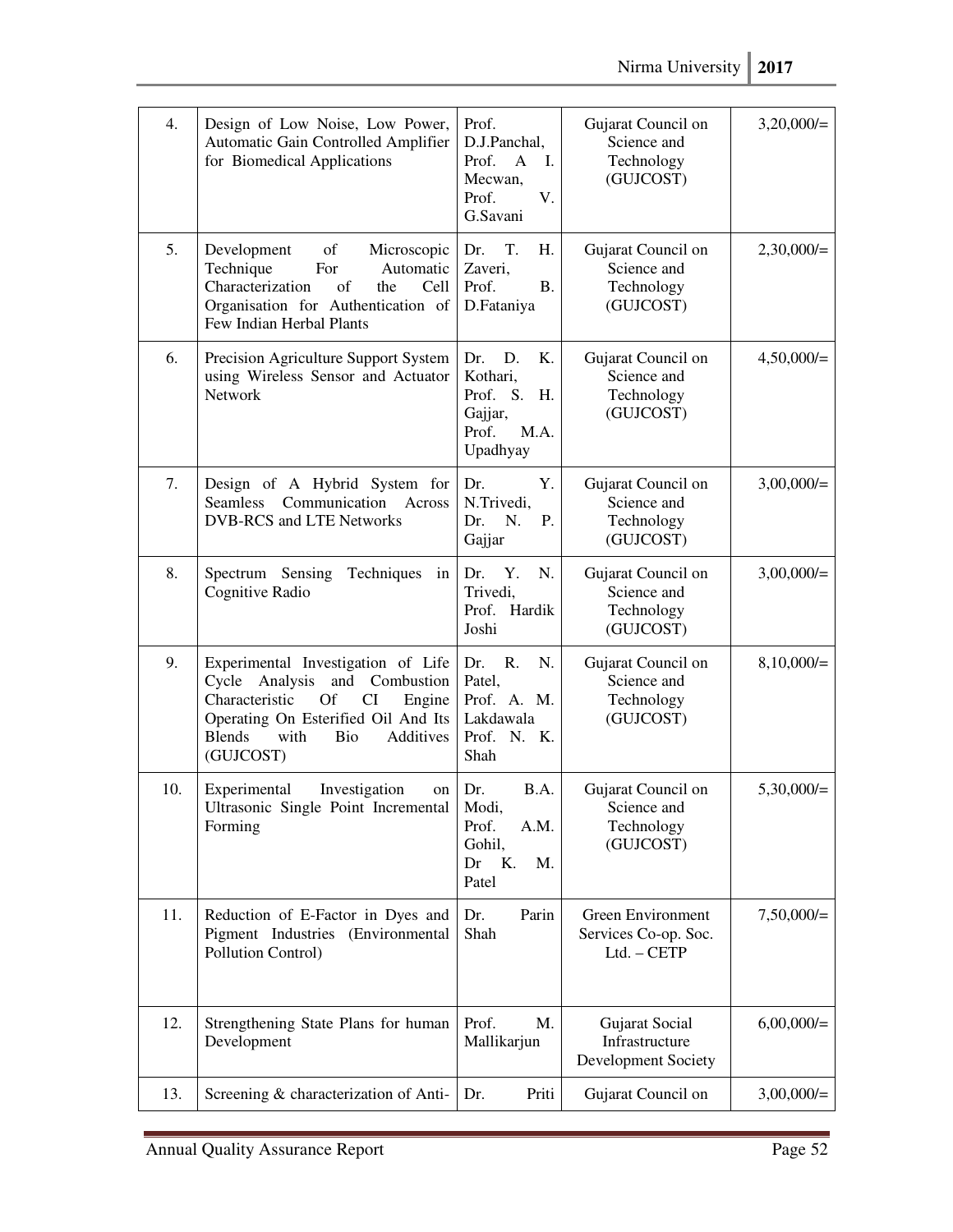| | | | | |
|---|---|---|---|---|
| 4. | Design of Low Noise, Low Power, Automatic Gain Controlled Amplifier for Biomedical Applications | Prof. D.J.Panchal, Prof. A I. Mecwan, Prof. V. G.Savani | Gujarat Council on Science and Technology (GUJCOST) | 3,20,000/= |
| 5. | Development of Microscopic Technique For Automatic Characterization of the Cell Organisation for Authentication of Few Indian Herbal Plants | Dr. T. H. Zaveri, Prof. B. D.Fataniya | Gujarat Council on Science and Technology (GUJCOST) | 2,30,000/= |
| 6. | Precision Agriculture Support System using Wireless Sensor and Actuator Network | Dr. D. K. Kothari, Prof. S. H. Gajjar, Prof. M.A. Upadhyay | Gujarat Council on Science and Technology (GUJCOST) | 4,50,000/= |
| 7. | Design of A Hybrid System for Seamless Communication Across DVB-RCS and LTE Networks | Dr. Y. N.Trivedi, Dr. N. P. Gajjar | Gujarat Council on Science and Technology (GUJCOST) | 3,00,000/= |
| 8. | Spectrum Sensing Techniques in Cognitive Radio | Dr. Y. N. Trivedi, Prof. Hardik Joshi | Gujarat Council on Science and Technology (GUJCOST) | 3,00,000/= |
| 9. | Experimental Investigation of Life Cycle Analysis and Combustion Characteristic Of CI Engine Operating On Esterified Oil And Its Blends with Bio Additives (GUJCOST) | Dr. R. N. Patel, Prof. A. M. Lakdawala Prof. N. K. Shah | Gujarat Council on Science and Technology (GUJCOST) | 8,10,000/= |
| 10. | Experimental Investigation on Ultrasonic Single Point Incremental Forming | Dr. B.A. Modi, Prof. A.M. Gohil, Dr K. M. Patel | Gujarat Council on Science and Technology (GUJCOST) | 5,30,000/= |
| 11. | Reduction of E-Factor in Dyes and Pigment Industries (Environmental Pollution Control) | Dr. Parin Shah | Green Environment Services Co-op. Soc. Ltd. – CETP | 7,50,000/= |
| 12. | Strengthening State Plans for human Development | Prof. M. Mallikarjun | Gujarat Social Infrastructure Development Society | 6,00,000/= |
| 13. | Screening & characterization of Anti- | Dr. Priti | Gujarat Council on | 3,00,000/= |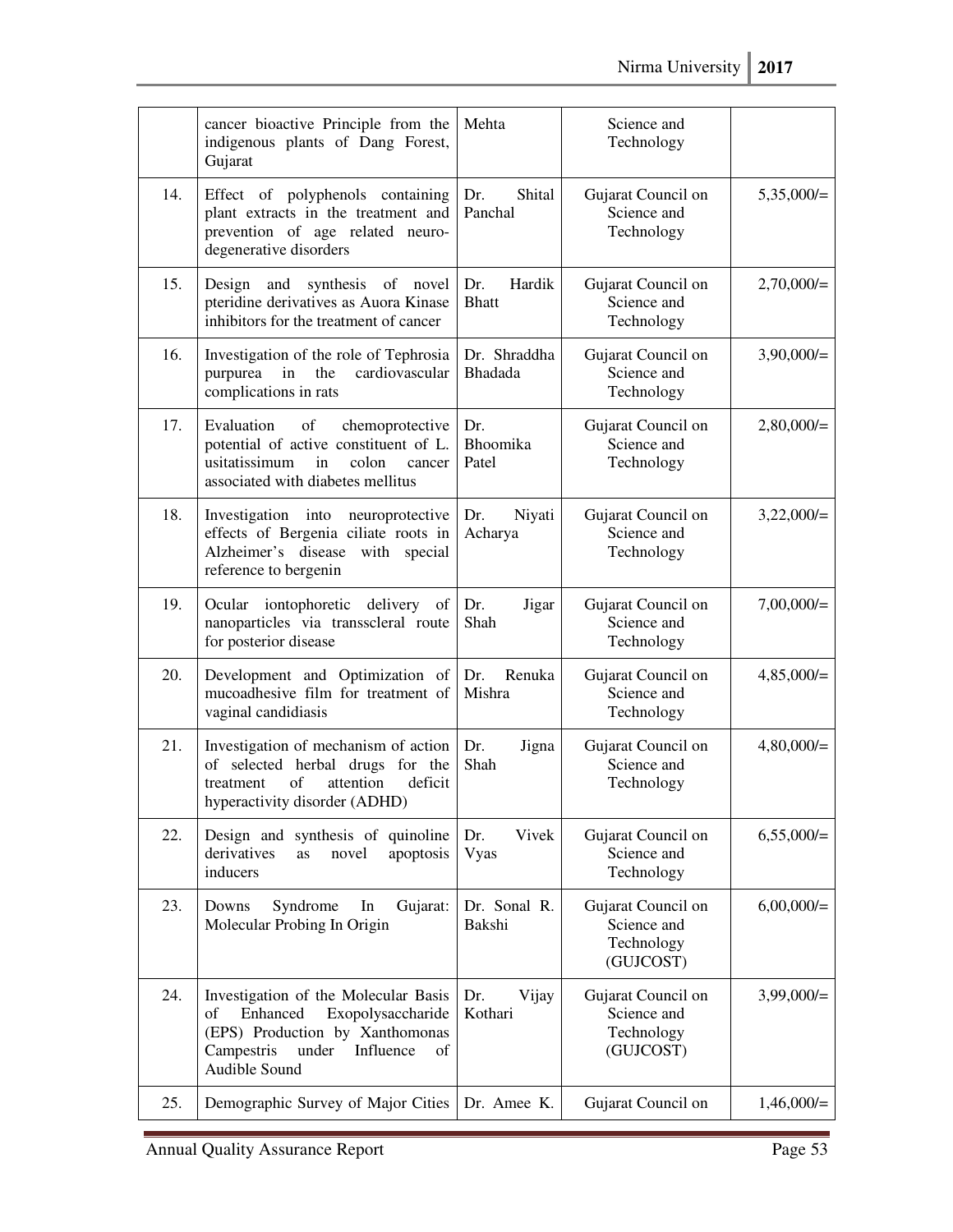| | | | | |
|---|---|---|---|---|
| | cancer bioactive Principle from the indigenous plants of Dang Forest, Gujarat | Mehta | Science and Technology | |
| 14. | Effect of polyphenols containing plant extracts in the treatment and prevention of age related neuro-degenerative disorders | Dr. Shital Panchal | Gujarat Council on Science and Technology | 5,35,000/= |
| 15. | Design and synthesis of novel pteridine derivatives as Auora Kinase inhibitors for the treatment of cancer | Dr. Hardik Bhatt | Gujarat Council on Science and Technology | 2,70,000/= |
| 16. | Investigation of the role of Tephrosia purpurea in the cardiovascular complications in rats | Dr. Shraddha Bhadada | Gujarat Council on Science and Technology | 3,90,000/= |
| 17. | Evaluation of chemoprotective potential of active constituent of L. usitatissimum in colon cancer associated with diabetes mellitus | Dr. Bhoomika Patel | Gujarat Council on Science and Technology | 2,80,000/= |
| 18. | Investigation into neuroprotective effects of Bergenia ciliate roots in Alzheimer's disease with special reference to bergenin | Dr. Niyati Acharya | Gujarat Council on Science and Technology | 3,22,000/= |
| 19. | Ocular iontophoretic delivery of nanoparticles via transscleral route for posterior disease | Dr. Jigar Shah | Gujarat Council on Science and Technology | 7,00,000/= |
| 20. | Development and Optimization of mucoadhesive film for treatment of vaginal candidiasis | Dr. Renuka Mishra | Gujarat Council on Science and Technology | 4,85,000/= |
| 21. | Investigation of mechanism of action of selected herbal drugs for the treatment of attention deficit hyperactivity disorder (ADHD) | Dr. Jigna Shah | Gujarat Council on Science and Technology | 4,80,000/= |
| 22. | Design and synthesis of quinoline derivatives as novel apoptosis inducers | Dr. Vivek Vyas | Gujarat Council on Science and Technology | 6,55,000/= |
| 23. | Downs Syndrome In Gujarat: Molecular Probing In Origin | Dr. Sonal R. Bakshi | Gujarat Council on Science and Technology (GUJCOST) | 6,00,000/= |
| 24. | Investigation of the Molecular Basis of Enhanced Exopolysaccharide (EPS) Production by Xanthomonas Campestris under Influence of Audible Sound | Dr. Vijay Kothari | Gujarat Council on Science and Technology (GUJCOST) | 3,99,000/= |
| 25. | Demographic Survey of Major Cities | Dr. Amee K. | Gujarat Council on | 1,46,000/= |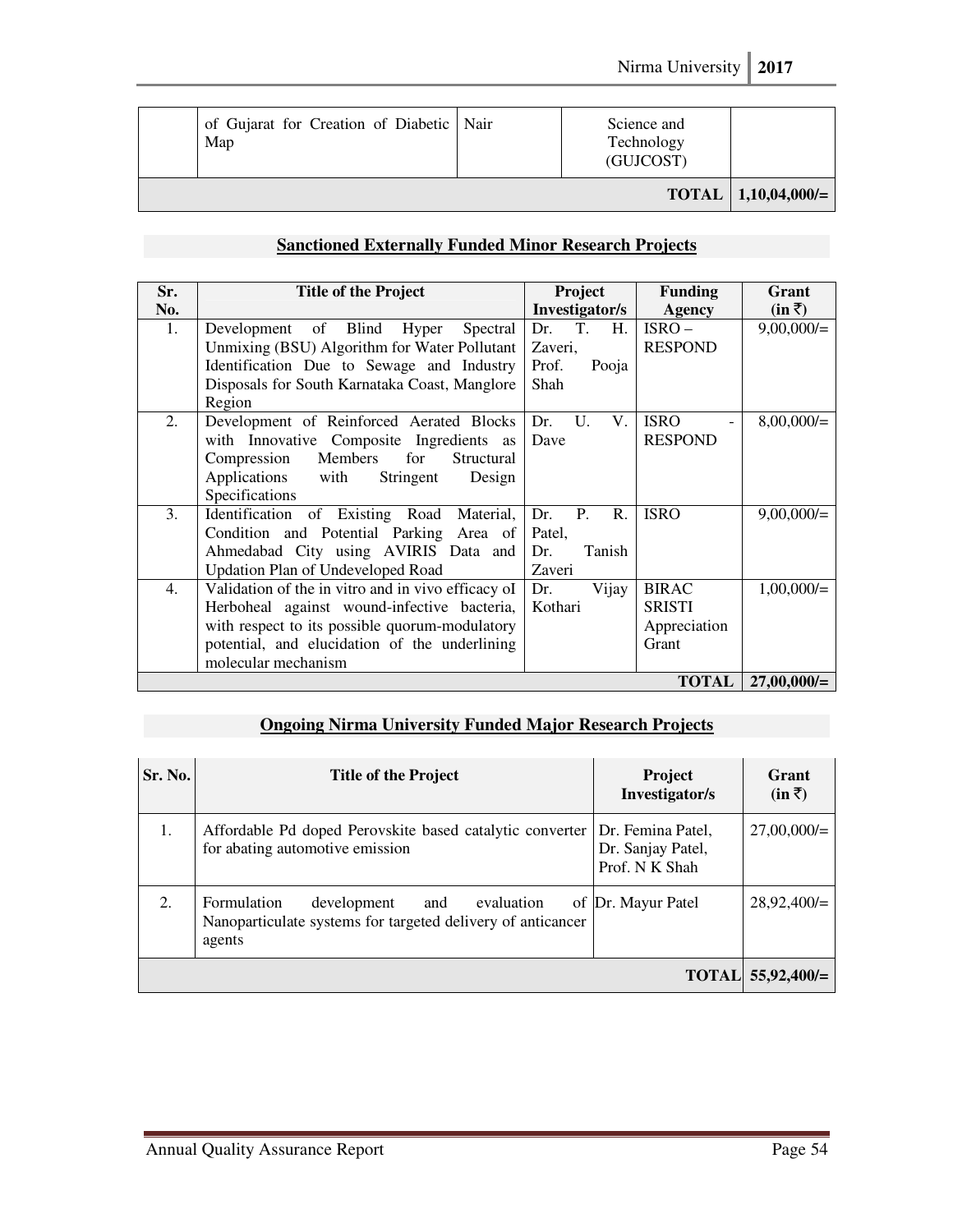| | | | | |
|---|---|---|---|---|
| | of Gujarat for Creation of Diabetic Map | Nair | Science and Technology (GUJCOST) | |
| | | | **TOTAL** | **1,10,04,000/=** |

## Sanctioned Externally Funded Minor Research Projects

| Sr. No. | Title of the Project | Project Investigator/s | Funding Agency | Grant (in ₹) |
|---|---|---|---|---|
| 1. | Development of Blind Hyper Spectral Unmixing (BSU) Algorithm for Water Pollutant Identification Due to Sewage and Industry Disposals for South Karnataka Coast, Manglore Region | Dr. T. H. Zaveri, Prof. Pooja Shah | ISRO – RESPOND | 9,00,000/= |
| 2. | Development of Reinforced Aerated Blocks with Innovative Composite Ingredients as Compression Members for Structural Applications with Stringent Design Specifications | Dr. U. V. Dave | ISRO - RESPOND | 8,00,000/= |
| 3. | Identification of Existing Road Material, Condition and Potential Parking Area of Ahmedabad City using AVIRIS Data and Updation Plan of Undeveloped Road | Dr. P. R. Patel, Dr. Tanish Zaveri | ISRO | 9,00,000/= |
| 4. | Validation of the in vitro and in vivo efficacy oI Herboheal against wound-infective bacteria, with respect to its possible quorum-modulatory potential, and elucidation of the underlining molecular mechanism | Dr. Vijay Kothari | BIRAC SRISTI Appreciation Grant | 1,00,000/= |
| | | | **TOTAL** | **27,00,000/=** |

## Ongoing Nirma University Funded Major Research Projects

| Sr. No. | Title of the Project | Project Investigator/s | Grant (in ₹) |
|---|---|---|---|
| 1. | Affordable Pd doped Perovskite based catalytic converter for abating automotive emission | Dr. Femina Patel, Dr. Sanjay Patel, Prof. N K Shah | 27,00,000/= |
| 2. | Formulation development and evaluation of Nanoparticulate systems for targeted delivery of anticancer agents | Dr. Mayur Patel | 28,92,400/= |
| | | **TOTAL** | **55,92,400/=** |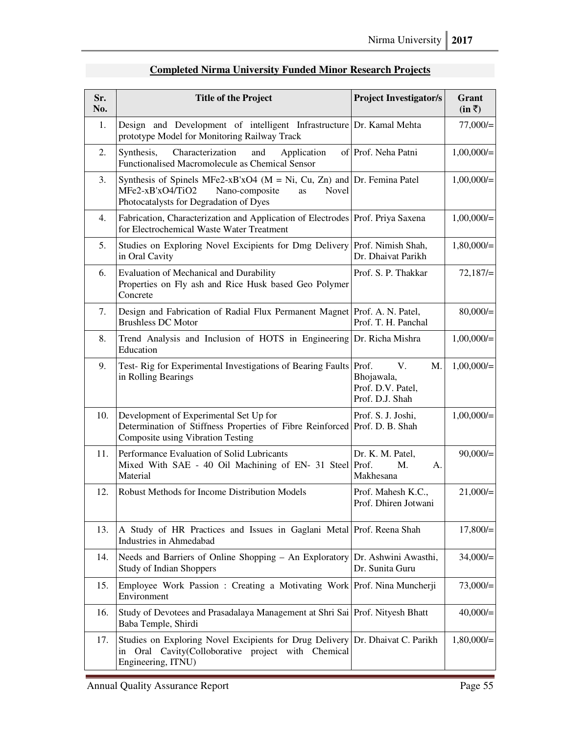## Completed Nirma University Funded Minor Research Projects

| Sr. No. | Title of the Project | Project Investigator/s | Grant (in ₹) |
|---|---|---|---|
| 1. | Design and Development of intelligent Infrastructure prototype Model for Monitoring Railway Track | Dr. Kamal Mehta | 77,000/= |
| 2. | Synthesis, Characterization and Application of Functionalised Macromolecule as Chemical Sensor | Prof. Neha Patni | 1,00,000/= |
| 3. | Synthesis of Spinels $MFe_{2-x}B'_xO_4$ (M = Ni, Cu, Zn) and $MFe_{2-x}B'_xO_4/TiO_2$ Nano-composite as Novel Photocatalysts for Degradation of Dyes | Dr. Femina Patel | 1,00,000/= |
| 4. | Fabrication, Characterization and Application of Electrodes for Electrochemical Waste Water Treatment | Prof. Priya Saxena | 1,00,000/= |
| 5. | Studies on Exploring Novel Excipients for Dmg Delivery in Oral Cavity | Prof. Nimish Shah, Dr. Dhaivat Parikh | 1,80,000/= |
| 6. | Evaluation of Mechanical and Durability Properties on Fly ash and Rice Husk based Geo Polymer Concrete | Prof. S. P. Thakkar | 72,187/= |
| 7. | Design and Fabrication of Radial Flux Permanent Magnet Brushless DC Motor | Prof. A. N. Patel, Prof. T. H. Panchal | 80,000/= |
| 8. | Trend Analysis and Inclusion of HOTS in Engineering Education | Dr. Richa Mishra | 1,00,000/= |
| 9. | Test- Rig for Experimental Investigations of Bearing Faults in Rolling Bearings | Prof. V. M. Bhojawala, Prof. D.V. Patel, Prof. D.J. Shah | 1,00,000/= |
| 10. | Development of Experimental Set Up for Determination of Stiffness Properties of Fibre Reinforced Composite using Vibration Testing | Prof. S. J. Joshi, Prof. D. B. Shah | 1,00,000/= |
| 11. | Performance Evaluation of Solid Lubricants Mixed With SAE - 40 Oil Machining of EN- 31 Steel Material | Dr. K. M. Patel, Prof. M. A. Makhesana | 90,000/= |
| 12. | Robust Methods for Income Distribution Models | Prof. Mahesh K.C., Prof. Dhiren Jotwani | 21,000/= |
| 13. | A Study of HR Practices and Issues in Gaglani Metal Industries in Ahmedabad | Prof. Reena Shah | 17,800/= |
| 14. | Needs and Barriers of Online Shopping – An Exploratory Study of Indian Shoppers | Dr. Ashwini Awasthi, Dr. Sunita Guru | 34,000/= |
| 15. | Employee Work Passion : Creating a Motivating Work Environment | Prof. Nina Muncherji | 73,000/= |
| 16. | Study of Devotees and Prasadalaya Management at Shri Sai Baba Temple, Shirdi | Prof. Nityesh Bhatt | 40,000/= |
| 17. | Studies on Exploring Novel Excipients for Drug Delivery in Oral Cavity(Colloborative project with Chemical Engineering, ITNU) | Dr. Dhaivat C. Parikh | 1,80,000/= |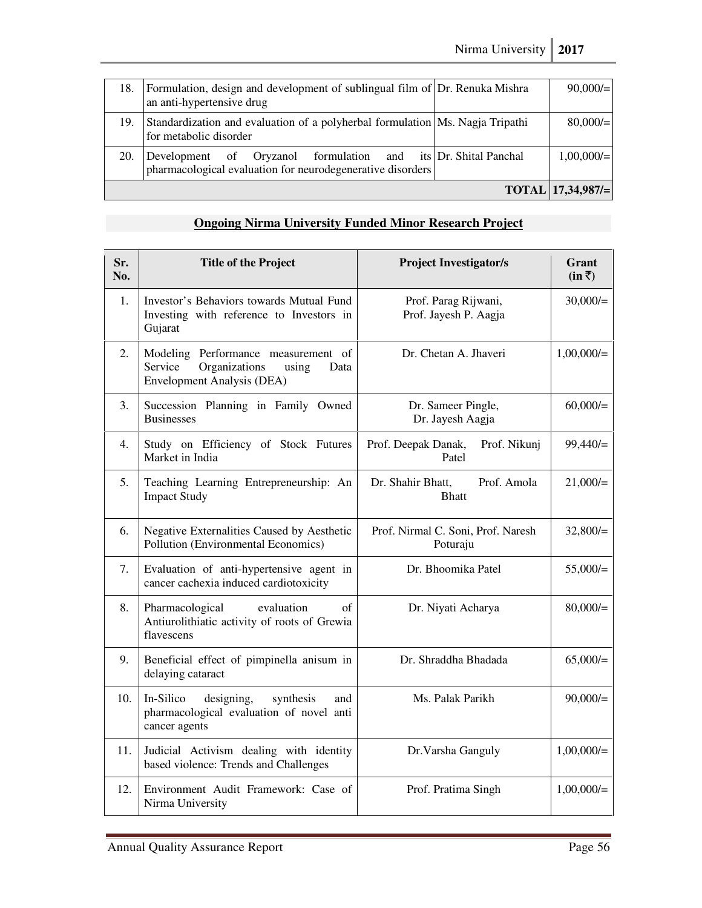| | | | |
|---|---|---|---|
| 18. | Formulation, design and development of sublingual film of an anti-hypertensive drug | Dr. Renuka Mishra | 90,000/= |
| 19. | Standardization and evaluation of a polyherbal formulation for metabolic disorder | Ms. Nagja Tripathi | 80,000/= |
| 20. | Development of Oryzanol formulation and its pharmacological evaluation for neurodegenerative disorders | Dr. Shital Panchal | 1,00,000/= |
| | | **TOTAL** | **17,34,987/=** |

## Ongoing Nirma University Funded Minor Research Project

| Sr. No. | Title of the Project | Project Investigator/s | Grant (in ₹) |
|---|---|---|---|
| 1. | Investor's Behaviors towards Mutual Fund Investing with reference to Investors in Gujarat | Prof. Parag Rijwani, Prof. Jayesh P. Aagja | 30,000/= |
| 2. | Modeling Performance measurement of Service Organizations using Data Envelopment Analysis (DEA) | Dr. Chetan A. Jhaveri | 1,00,000/= |
| 3. | Succession Planning in Family Owned Businesses | Dr. Sameer Pingle, Dr. Jayesh Aagja | 60,000/= |
| 4. | Study on Efficiency of Stock Futures Market in India | Prof. Deepak Danak, Prof. Nikunj Patel | 99,440/= |
| 5. | Teaching Learning Entrepreneurship: An Impact Study | Dr. Shahir Bhatt, Prof. Amola Bhatt | 21,000/= |
| 6. | Negative Externalities Caused by Aesthetic Pollution (Environmental Economics) | Prof. Nirmal C. Soni, Prof. Naresh Poturaju | 32,800/= |
| 7. | Evaluation of anti-hypertensive agent in cancer cachexia induced cardiotoxicity | Dr. Bhoomika Patel | 55,000/= |
| 8. | Pharmacological evaluation of Antiurolithiatic activity of roots of Grewia flavescens | Dr. Niyati Acharya | 80,000/= |
| 9. | Beneficial effect of pimpinella anisum in delaying cataract | Dr. Shraddha Bhadada | 65,000/= |
| 10. | In-Silico designing, synthesis and pharmacological evaluation of novel anti cancer agents | Ms. Palak Parikh | 90,000/= |
| 11. | Judicial Activism dealing with identity based violence: Trends and Challenges | Dr.Varsha Ganguly | 1,00,000/= |
| 12. | Environment Audit Framework: Case of Nirma University | Prof. Pratima Singh | 1,00,000/= |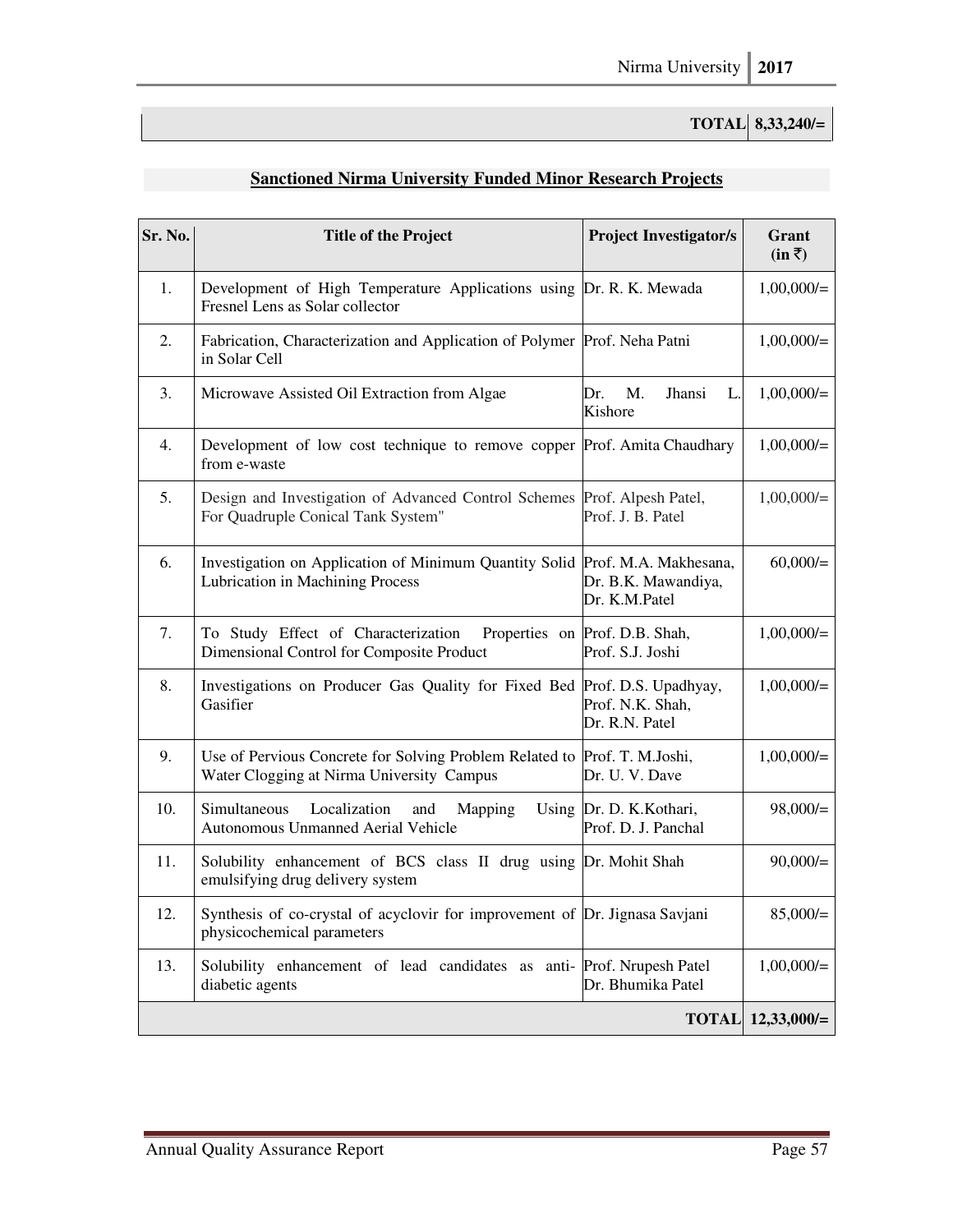| | |
|---|---|
| **TOTAL** | **8,33,240/=** |

## Sanctioned Nirma University Funded Minor Research Projects

| Sr. No. | Title of the Project | Project Investigator/s | Grant (in ₹) |
|---|---|---|---|
| 1. | Development of High Temperature Applications using Fresnel Lens as Solar collector | Dr. R. K. Mewada | 1,00,000/= |
| 2. | Fabrication, Characterization and Application of Polymer in Solar Cell | Prof. Neha Patni | 1,00,000/= |
| 3. | Microwave Assisted Oil Extraction from Algae | Dr. M. Jhansi L. Kishore | 1,00,000/= |
| 4. | Development of low cost technique to remove copper from e-waste | Prof. Amita Chaudhary | 1,00,000/= |
| 5. | Design and Investigation of Advanced Control Schemes For Quadruple Conical Tank System" | Prof. Alpesh Patel, Prof. J. B. Patel | 1,00,000/= |
| 6. | Investigation on Application of Minimum Quantity Solid Lubrication in Machining Process | Prof. M.A. Makhesana, Dr. B.K. Mawandiya, Dr. K.M.Patel | 60,000/= |
| 7. | To Study Effect of Characterization Properties on Dimensional Control for Composite Product | Prof. D.B. Shah, Prof. S.J. Joshi | 1,00,000/= |
| 8. | Investigations on Producer Gas Quality for Fixed Bed Gasifier | Prof. D.S. Upadhyay, Prof. N.K. Shah, Dr. R.N. Patel | 1,00,000/= |
| 9. | Use of Pervious Concrete for Solving Problem Related to Water Clogging at Nirma University Campus | Prof. T. M.Joshi, Dr. U. V. Dave | 1,00,000/= |
| 10. | Simultaneous Localization and Mapping Using Autonomous Unmanned Aerial Vehicle | Dr. D. K.Kothari, Prof. D. J. Panchal | 98,000/= |
| 11. | Solubility enhancement of BCS class II drug using emulsifying drug delivery system | Dr. Mohit Shah | 90,000/= |
| 12. | Synthesis of co-crystal of acyclovir for improvement of physicochemical parameters | Dr. Jignasa Savjani | 85,000/= |
| 13. | Solubility enhancement of lead candidates as anti-diabetic agents | Prof. Nrupesh Patel Dr. Bhumika Patel | 1,00,000/= |
| | | **TOTAL** | **12,33,000/=** |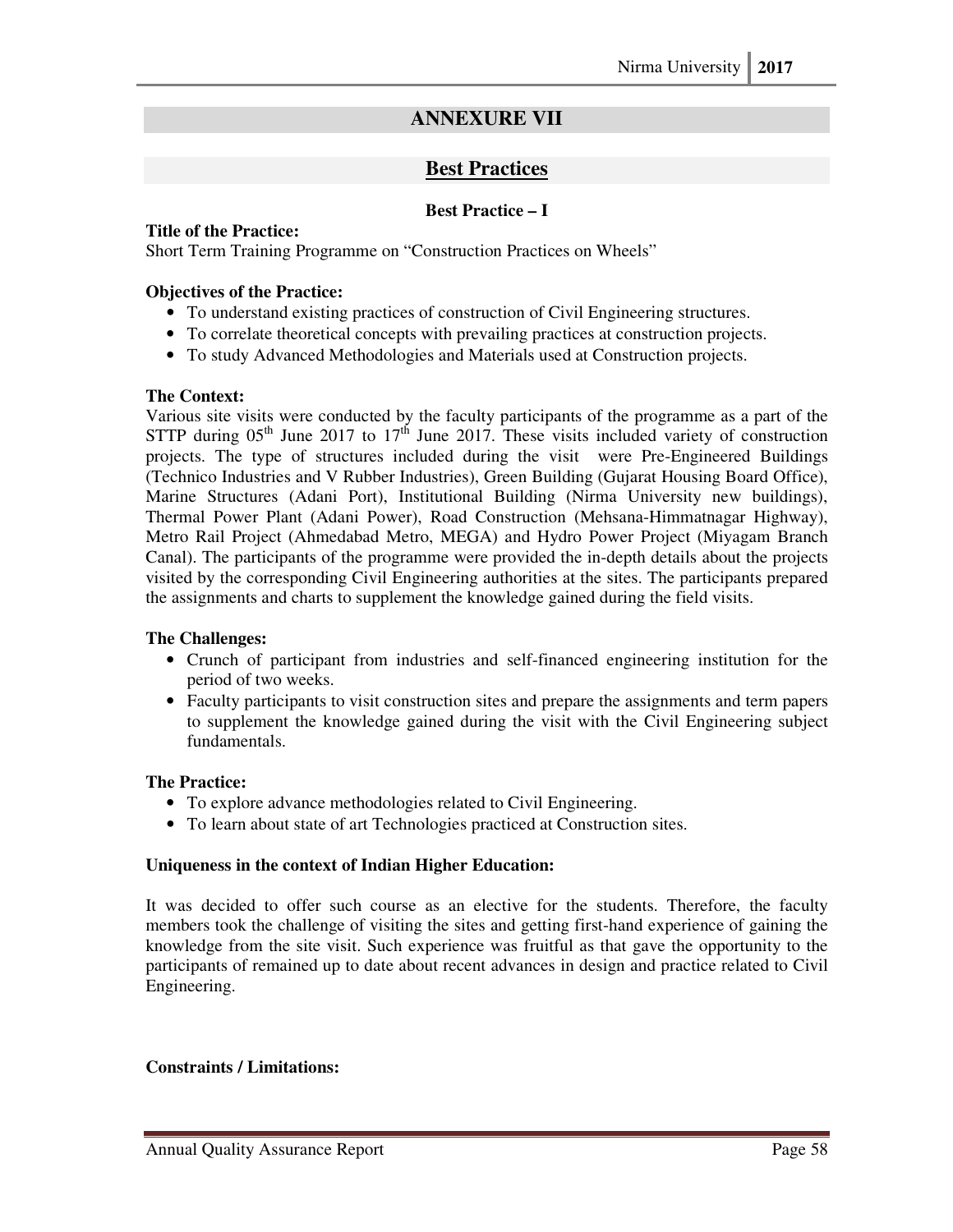# ANNEXURE VII

## Best Practices

### Best Practice – I

**Title of the Practice:**
Short Term Training Programme on "Construction Practices on Wheels"

**Objectives of the Practice:**

- To understand existing practices of construction of Civil Engineering structures.
- To correlate theoretical concepts with prevailing practices at construction projects.
- To study Advanced Methodologies and Materials used at Construction projects.

**The Context:**
Various site visits were conducted by the faculty participants of the programme as a part of the STTP during 05th June 2017 to 17th June 2017. These visits included variety of construction projects. The type of structures included during the visit were Pre-Engineered Buildings (Technico Industries and V Rubber Industries), Green Building (Gujarat Housing Board Office), Marine Structures (Adani Port), Institutional Building (Nirma University new buildings), Thermal Power Plant (Adani Power), Road Construction (Mehsana-Himmatnagar Highway), Metro Rail Project (Ahmedabad Metro, MEGA) and Hydro Power Project (Miyagam Branch Canal). The participants of the programme were provided the in-depth details about the projects visited by the corresponding Civil Engineering authorities at the sites. The participants prepared the assignments and charts to supplement the knowledge gained during the field visits.

**The Challenges:**

- Crunch of participant from industries and self-financed engineering institution for the period of two weeks.
- Faculty participants to visit construction sites and prepare the assignments and term papers to supplement the knowledge gained during the visit with the Civil Engineering subject fundamentals.

**The Practice:**

- To explore advance methodologies related to Civil Engineering.
- To learn about state of art Technologies practiced at Construction sites.

**Uniqueness in the context of Indian Higher Education:**

It was decided to offer such course as an elective for the students. Therefore, the faculty members took the challenge of visiting the sites and getting first-hand experience of gaining the knowledge from the site visit. Such experience was fruitful as that gave the opportunity to the participants of remained up to date about recent advances in design and practice related to Civil Engineering.

**Constraints / Limitations:**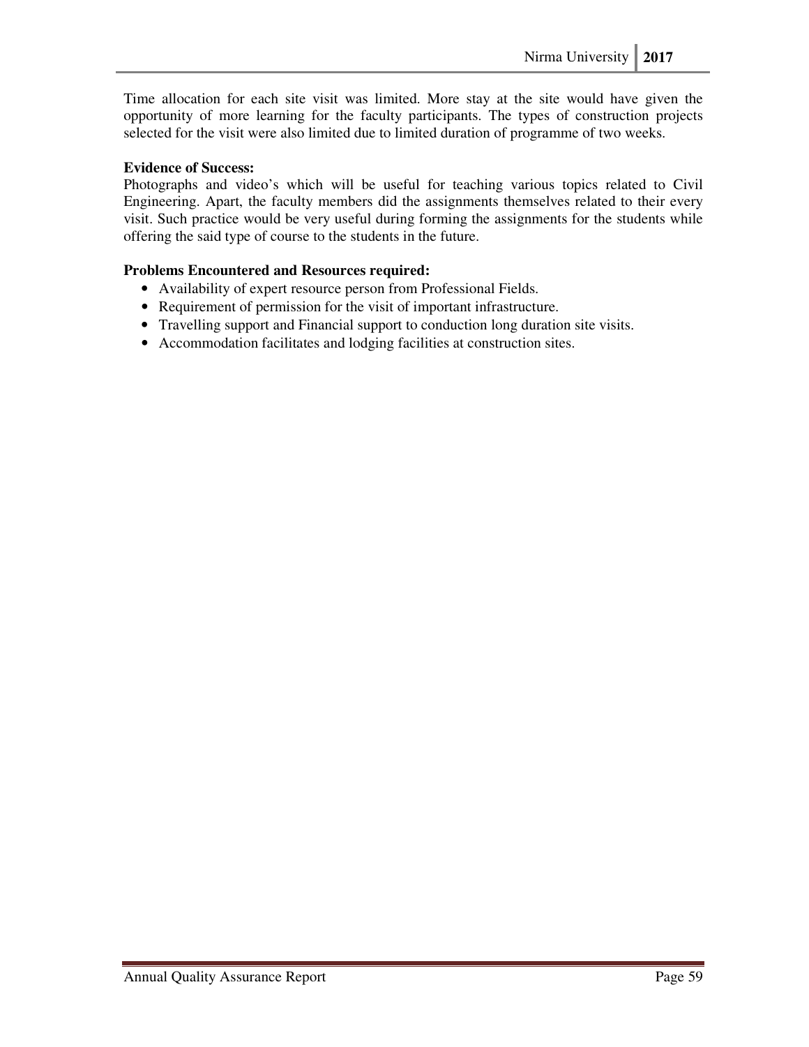Time allocation for each site visit was limited. More stay at the site would have given the opportunity of more learning for the faculty participants. The types of construction projects selected for the visit were also limited due to limited duration of programme of two weeks.

**Evidence of Success:**

Photographs and video's which will be useful for teaching various topics related to Civil Engineering. Apart, the faculty members did the assignments themselves related to their every visit. Such practice would be very useful during forming the assignments for the students while offering the said type of course to the students in the future.

**Problems Encountered and Resources required:**

- Availability of expert resource person from Professional Fields.
- Requirement of permission for the visit of important infrastructure.
- Travelling support and Financial support to conduction long duration site visits.
- Accommodation facilitates and lodging facilities at construction sites.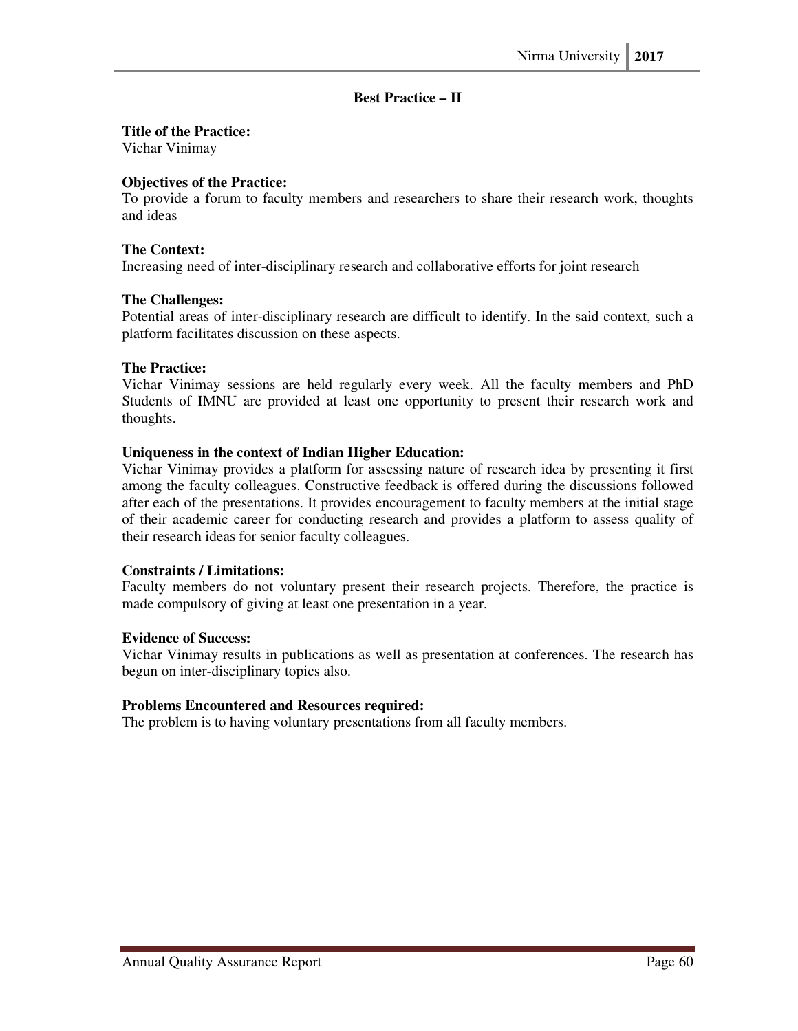## Best Practice – II

**Title of the Practice:**
Vichar Vinimay

**Objectives of the Practice:**
To provide a forum to faculty members and researchers to share their research work, thoughts and ideas

**The Context:**
Increasing need of inter-disciplinary research and collaborative efforts for joint research

**The Challenges:**
Potential areas of inter-disciplinary research are difficult to identify. In the said context, such a platform facilitates discussion on these aspects.

**The Practice:**
Vichar Vinimay sessions are held regularly every week. All the faculty members and PhD Students of IMNU are provided at least one opportunity to present their research work and thoughts.

**Uniqueness in the context of Indian Higher Education:**
Vichar Vinimay provides a platform for assessing nature of research idea by presenting it first among the faculty colleagues. Constructive feedback is offered during the discussions followed after each of the presentations. It provides encouragement to faculty members at the initial stage of their academic career for conducting research and provides a platform to assess quality of their research ideas for senior faculty colleagues.

**Constraints / Limitations:**
Faculty members do not voluntary present their research projects. Therefore, the practice is made compulsory of giving at least one presentation in a year.

**Evidence of Success:**
Vichar Vinimay results in publications as well as presentation at conferences. The research has begun on inter-disciplinary topics also.

**Problems Encountered and Resources required:**
The problem is to having voluntary presentations from all faculty members.